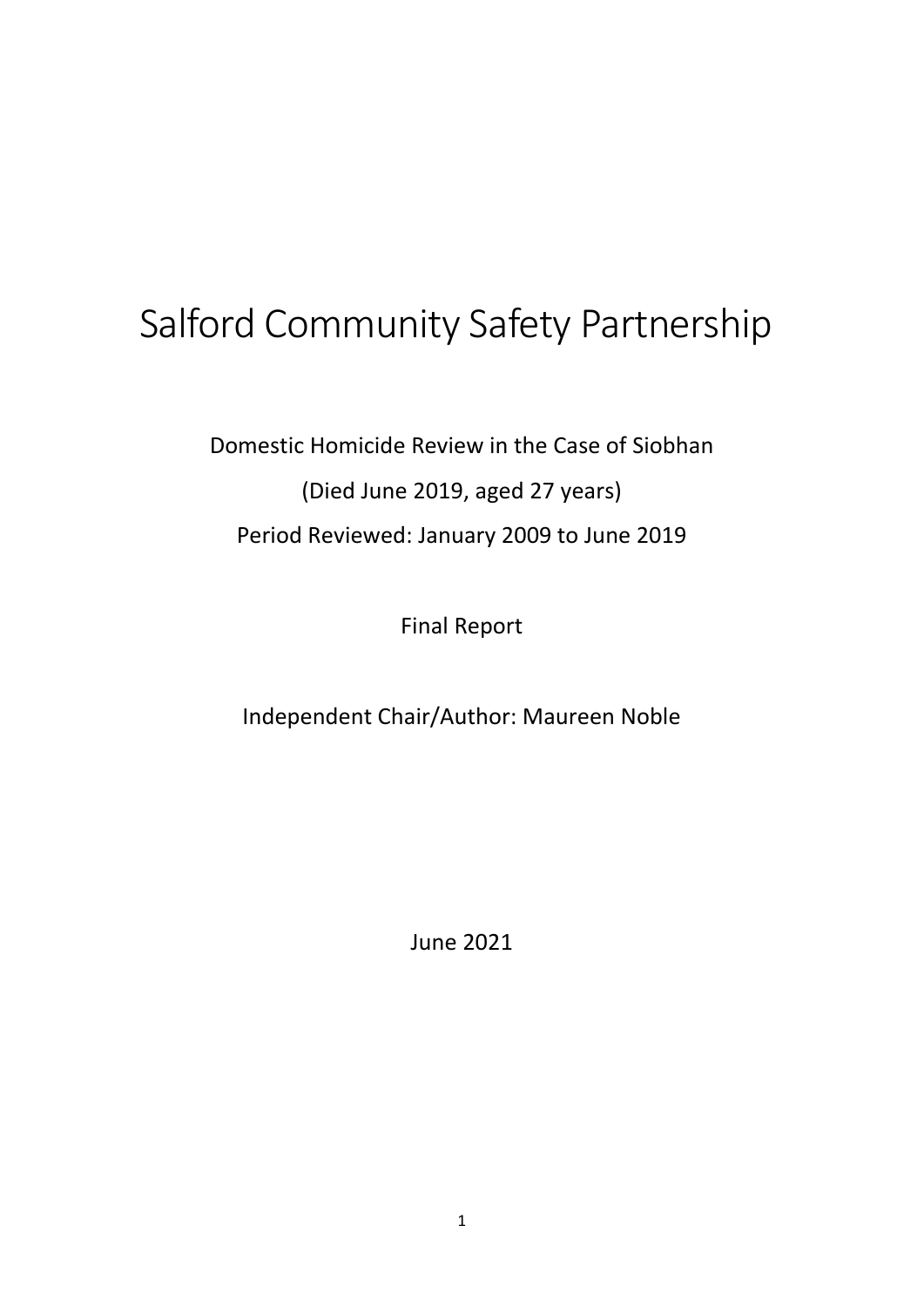# Salford Community Safety Partnership

Domestic Homicide Review in the Case of Siobhan

(Died June 2019, aged 27 years)

Period Reviewed: January 2009 to June 2019

Final Report

Independent Chair/Author: Maureen Noble

June 2021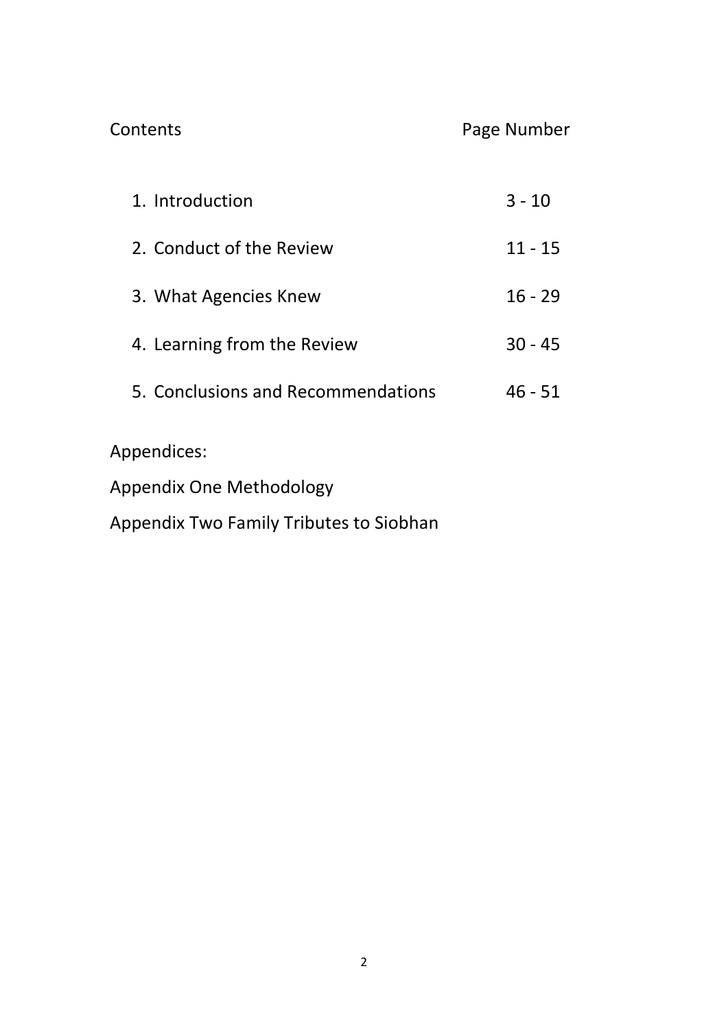# Contents

| Contents | Page Number |
|---|---|
| 1. Introduction | 3 - 10 |
| 2. Conduct of the Review | 11 - 15 |
| 3. What Agencies Knew | 16 - 29 |
| 4. Learning from the Review | 30 - 45 |
| 5. Conclusions and Recommendations | 46 - 51 |

Appendices:

Appendix One Methodology

Appendix Two Family Tributes to Siobhan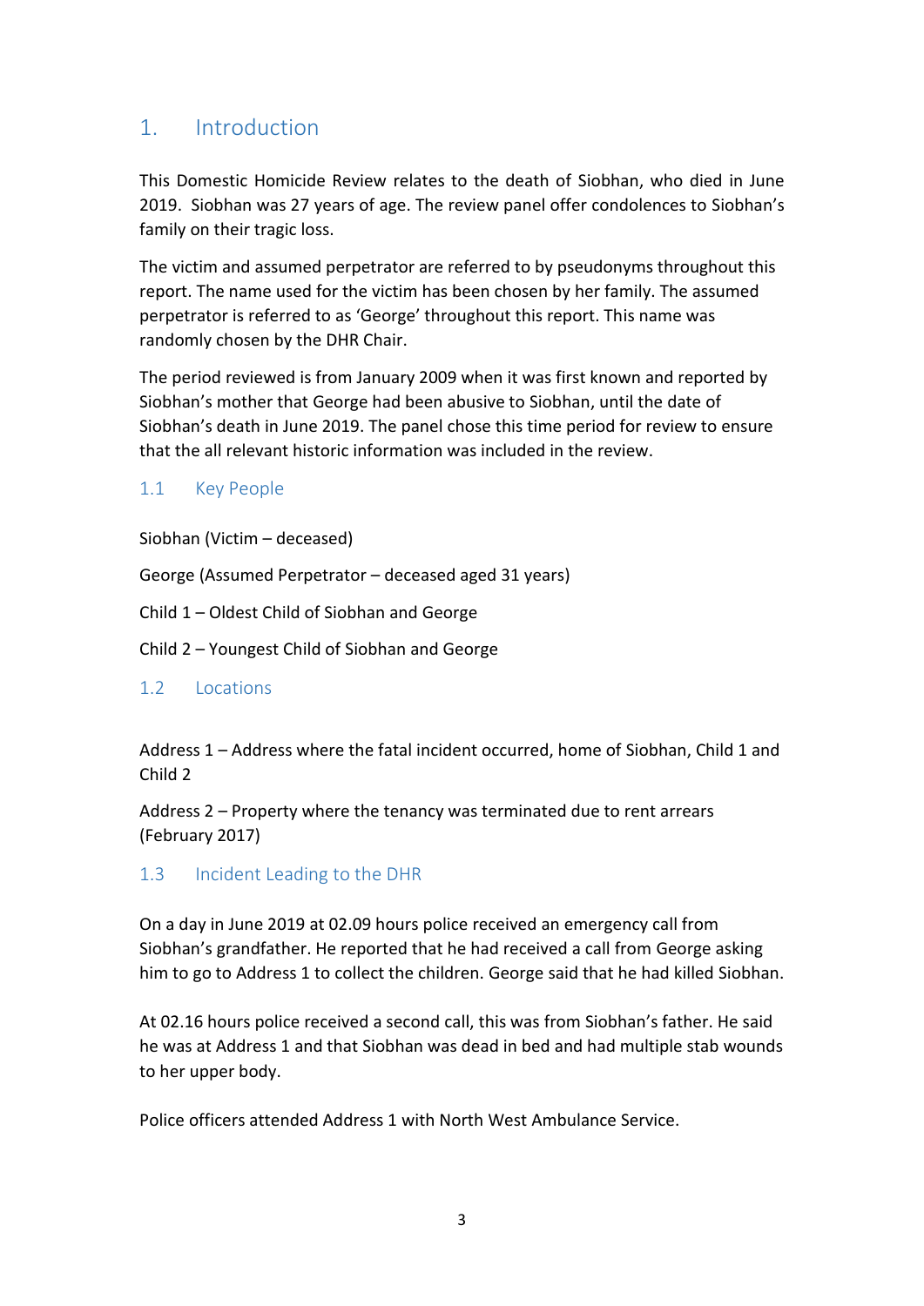# 1. Introduction

This Domestic Homicide Review relates to the death of Siobhan, who died in June 2019. Siobhan was 27 years of age. The review panel offer condolences to Siobhan's family on their tragic loss.

The victim and assumed perpetrator are referred to by pseudonyms throughout this report. The name used for the victim has been chosen by her family. The assumed perpetrator is referred to as 'George' throughout this report. This name was randomly chosen by the DHR Chair.

The period reviewed is from January 2009 when it was first known and reported by Siobhan's mother that George had been abusive to Siobhan, until the date of Siobhan's death in June 2019. The panel chose this time period for review to ensure that the all relevant historic information was included in the review.

## 1.1 Key People

Siobhan (Victim – deceased)

George (Assumed Perpetrator – deceased aged 31 years)

Child 1 – Oldest Child of Siobhan and George

Child 2 – Youngest Child of Siobhan and George

## 1.2 Locations

Address 1 – Address where the fatal incident occurred, home of Siobhan, Child 1 and Child 2

Address 2 – Property where the tenancy was terminated due to rent arrears (February 2017)

## 1.3 Incident Leading to the DHR

On a day in June 2019 at 02.09 hours police received an emergency call from Siobhan's grandfather. He reported that he had received a call from George asking him to go to Address 1 to collect the children. George said that he had killed Siobhan.

At 02.16 hours police received a second call, this was from Siobhan's father. He said he was at Address 1 and that Siobhan was dead in bed and had multiple stab wounds to her upper body.

Police officers attended Address 1 with North West Ambulance Service.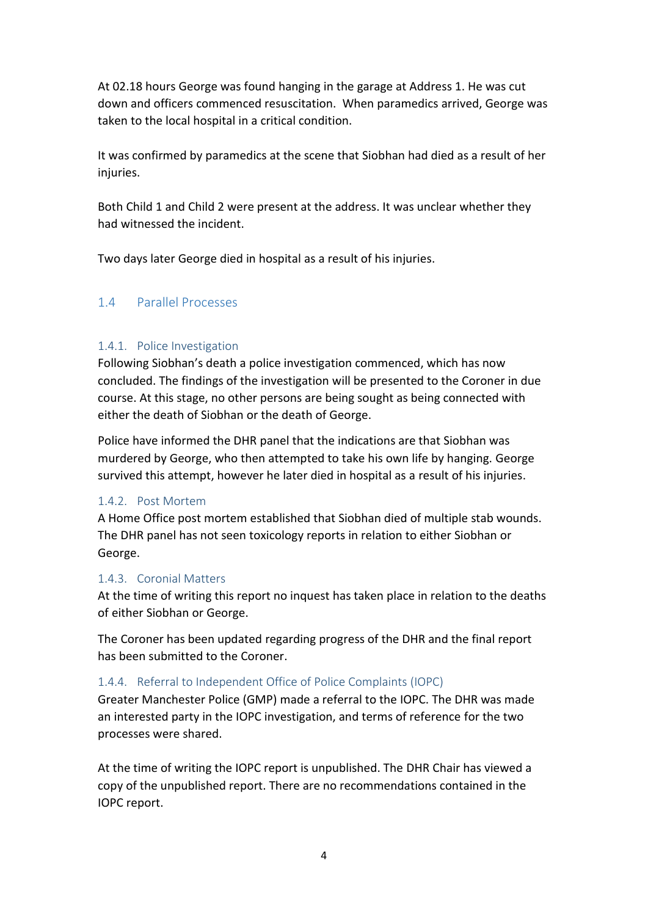At 02.18 hours George was found hanging in the garage at Address 1. He was cut down and officers commenced resuscitation. When paramedics arrived, George was taken to the local hospital in a critical condition.

It was confirmed by paramedics at the scene that Siobhan had died as a result of her injuries.

Both Child 1 and Child 2 were present at the address. It was unclear whether they had witnessed the incident.

Two days later George died in hospital as a result of his injuries.

## 1.4 Parallel Processes

### 1.4.1. Police Investigation

Following Siobhan's death a police investigation commenced, which has now concluded. The findings of the investigation will be presented to the Coroner in due course. At this stage, no other persons are being sought as being connected with either the death of Siobhan or the death of George.

Police have informed the DHR panel that the indications are that Siobhan was murdered by George, who then attempted to take his own life by hanging. George survived this attempt, however he later died in hospital as a result of his injuries.

### 1.4.2. Post Mortem

A Home Office post mortem established that Siobhan died of multiple stab wounds. The DHR panel has not seen toxicology reports in relation to either Siobhan or George.

### 1.4.3. Coronial Matters

At the time of writing this report no inquest has taken place in relation to the deaths of either Siobhan or George.

The Coroner has been updated regarding progress of the DHR and the final report has been submitted to the Coroner.

### 1.4.4. Referral to Independent Office of Police Complaints (IOPC)

Greater Manchester Police (GMP) made a referral to the IOPC. The DHR was made an interested party in the IOPC investigation, and terms of reference for the two processes were shared.

At the time of writing the IOPC report is unpublished. The DHR Chair has viewed a copy of the unpublished report. There are no recommendations contained in the IOPC report.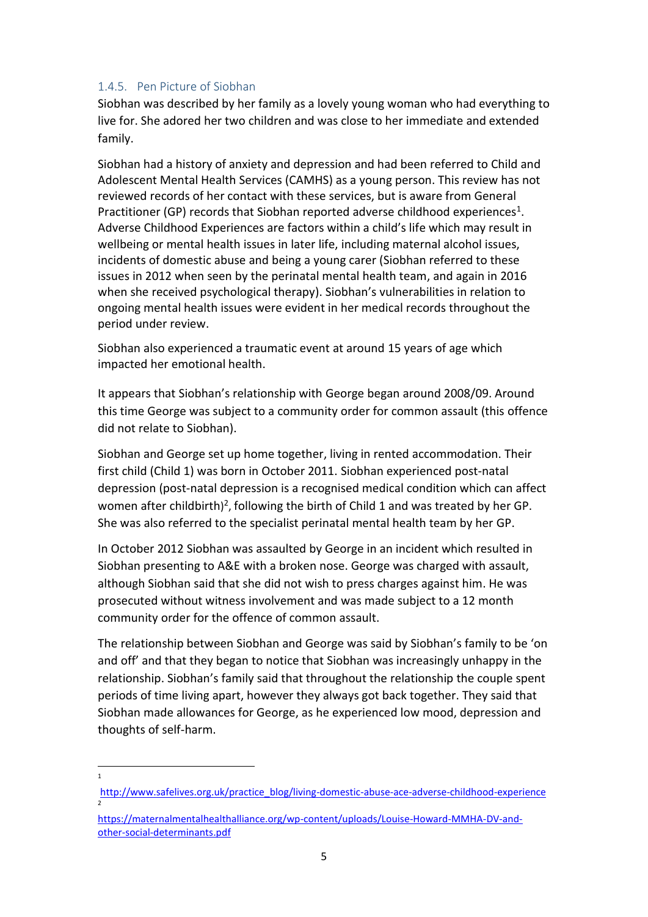### 1.4.5. Pen Picture of Siobhan

Siobhan was described by her family as a lovely young woman who had everything to live for. She adored her two children and was close to her immediate and extended family.

Siobhan had a history of anxiety and depression and had been referred to Child and Adolescent Mental Health Services (CAMHS) as a young person. This review has not reviewed records of her contact with these services, but is aware from General Practitioner (GP) records that Siobhan reported adverse childhood experiences[1]. Adverse Childhood Experiences are factors within a child's life which may result in wellbeing or mental health issues in later life, including maternal alcohol issues, incidents of domestic abuse and being a young carer (Siobhan referred to these issues in 2012 when seen by the perinatal mental health team, and again in 2016 when she received psychological therapy). Siobhan's vulnerabilities in relation to ongoing mental health issues were evident in her medical records throughout the period under review.

Siobhan also experienced a traumatic event at around 15 years of age which impacted her emotional health.

It appears that Siobhan's relationship with George began around 2008/09. Around this time George was subject to a community order for common assault (this offence did not relate to Siobhan).

Siobhan and George set up home together, living in rented accommodation. Their first child (Child 1) was born in October 2011. Siobhan experienced post-natal depression (post-natal depression is a recognised medical condition which can affect women after childbirth)[2], following the birth of Child 1 and was treated by her GP. She was also referred to the specialist perinatal mental health team by her GP.

In October 2012 Siobhan was assaulted by George in an incident which resulted in Siobhan presenting to A&E with a broken nose. George was charged with assault, although Siobhan said that she did not wish to press charges against him. He was prosecuted without witness involvement and was made subject to a 12 month community order for the offence of common assault.

The relationship between Siobhan and George was said by Siobhan's family to be 'on and off' and that they began to notice that Siobhan was increasingly unhappy in the relationship. Siobhan's family said that throughout the relationship the couple spent periods of time living apart, however they always got back together. They said that Siobhan made allowances for George, as he experienced low mood, depression and thoughts of self-harm.

---

[1] http://www.safelives.org.uk/practice_blog/living-domestic-abuse-ace-adverse-childhood-experience

[2] https://maternalmentalhealthalliance.org/wp-content/uploads/Louise-Howard-MMHA-DV-and-other-social-determinants.pdf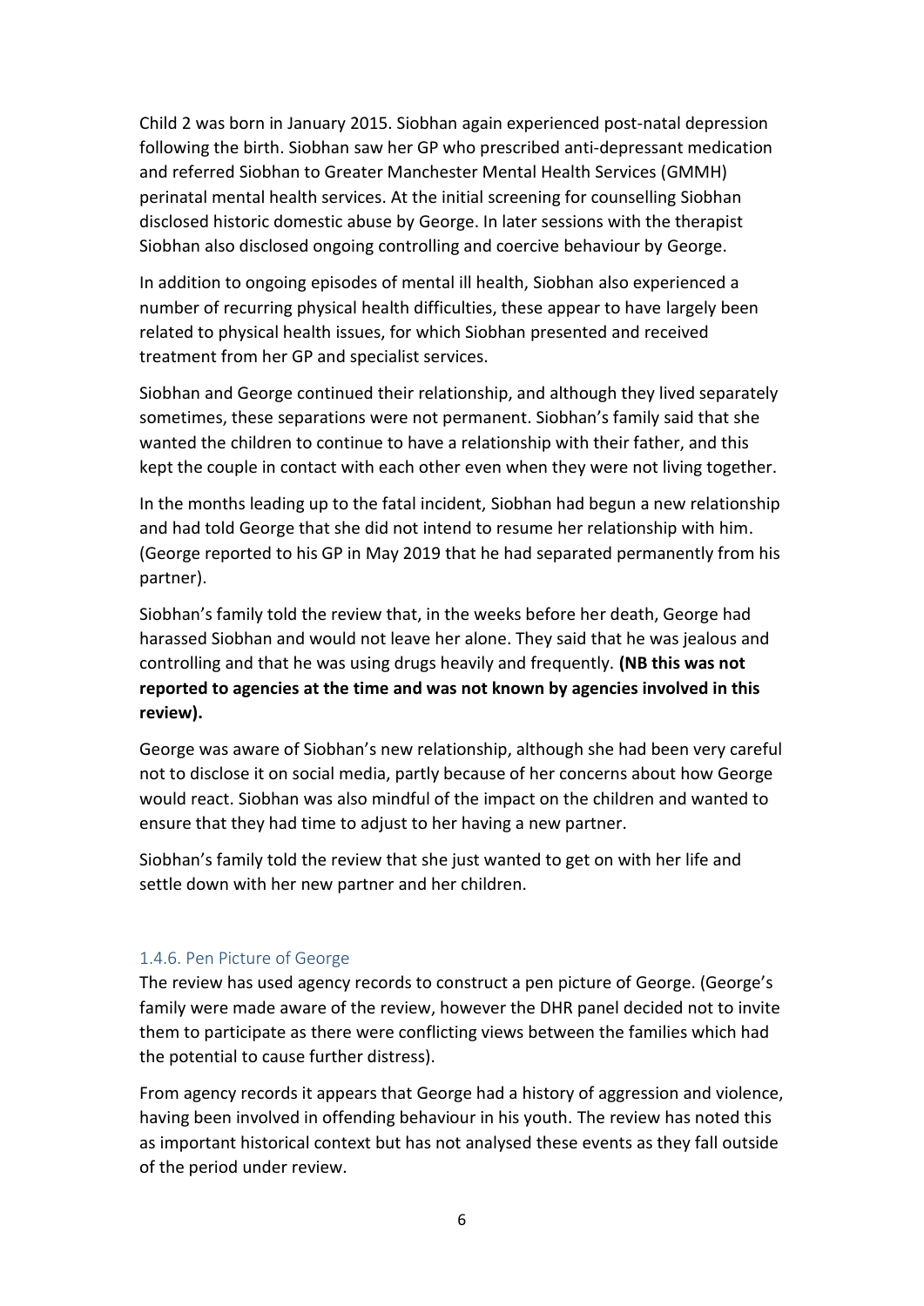Child 2 was born in January 2015. Siobhan again experienced post-natal depression following the birth. Siobhan saw her GP who prescribed anti-depressant medication and referred Siobhan to Greater Manchester Mental Health Services (GMMH) perinatal mental health services. At the initial screening for counselling Siobhan disclosed historic domestic abuse by George. In later sessions with the therapist Siobhan also disclosed ongoing controlling and coercive behaviour by George.

In addition to ongoing episodes of mental ill health, Siobhan also experienced a number of recurring physical health difficulties, these appear to have largely been related to physical health issues, for which Siobhan presented and received treatment from her GP and specialist services.

Siobhan and George continued their relationship, and although they lived separately sometimes, these separations were not permanent. Siobhan's family said that she wanted the children to continue to have a relationship with their father, and this kept the couple in contact with each other even when they were not living together.

In the months leading up to the fatal incident, Siobhan had begun a new relationship and had told George that she did not intend to resume her relationship with him. (George reported to his GP in May 2019 that he had separated permanently from his partner).

Siobhan's family told the review that, in the weeks before her death, George had harassed Siobhan and would not leave her alone. They said that he was jealous and controlling and that he was using drugs heavily and frequently. **(NB this was not reported to agencies at the time and was not known by agencies involved in this review).**

George was aware of Siobhan's new relationship, although she had been very careful not to disclose it on social media, partly because of her concerns about how George would react. Siobhan was also mindful of the impact on the children and wanted to ensure that they had time to adjust to her having a new partner.

Siobhan's family told the review that she just wanted to get on with her life and settle down with her new partner and her children.

### 1.4.6. Pen Picture of George

The review has used agency records to construct a pen picture of George. (George's family were made aware of the review, however the DHR panel decided not to invite them to participate as there were conflicting views between the families which had the potential to cause further distress).

From agency records it appears that George had a history of aggression and violence, having been involved in offending behaviour in his youth. The review has noted this as important historical context but has not analysed these events as they fall outside of the period under review.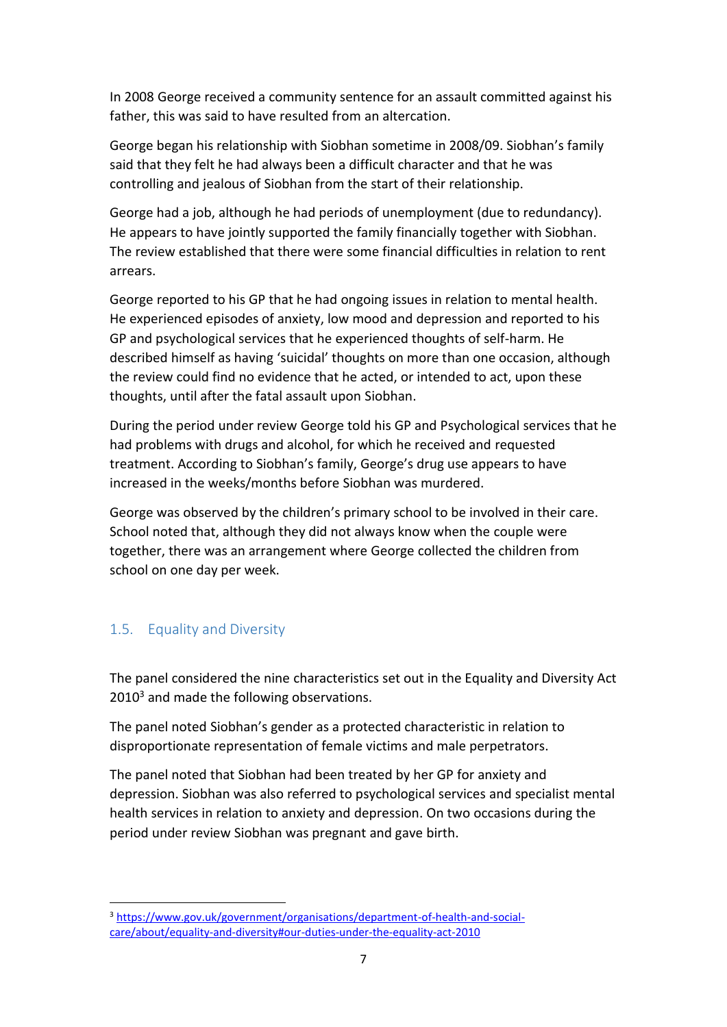In 2008 George received a community sentence for an assault committed against his father, this was said to have resulted from an altercation.

George began his relationship with Siobhan sometime in 2008/09. Siobhan's family said that they felt he had always been a difficult character and that he was controlling and jealous of Siobhan from the start of their relationship.

George had a job, although he had periods of unemployment (due to redundancy). He appears to have jointly supported the family financially together with Siobhan. The review established that there were some financial difficulties in relation to rent arrears.

George reported to his GP that he had ongoing issues in relation to mental health. He experienced episodes of anxiety, low mood and depression and reported to his GP and psychological services that he experienced thoughts of self-harm. He described himself as having 'suicidal' thoughts on more than one occasion, although the review could find no evidence that he acted, or intended to act, upon these thoughts, until after the fatal assault upon Siobhan.

During the period under review George told his GP and Psychological services that he had problems with drugs and alcohol, for which he received and requested treatment. According to Siobhan's family, George's drug use appears to have increased in the weeks/months before Siobhan was murdered.

George was observed by the children's primary school to be involved in their care. School noted that, although they did not always know when the couple were together, there was an arrangement where George collected the children from school on one day per week.

## 1.5. Equality and Diversity

The panel considered the nine characteristics set out in the Equality and Diversity Act 2010[3] and made the following observations.

The panel noted Siobhan's gender as a protected characteristic in relation to disproportionate representation of female victims and male perpetrators.

The panel noted that Siobhan had been treated by her GP for anxiety and depression. Siobhan was also referred to psychological services and specialist mental health services in relation to anxiety and depression. On two occasions during the period under review Siobhan was pregnant and gave birth.

[3] https://www.gov.uk/government/organisations/department-of-health-and-social-care/about/equality-and-diversity#our-duties-under-the-equality-act-2010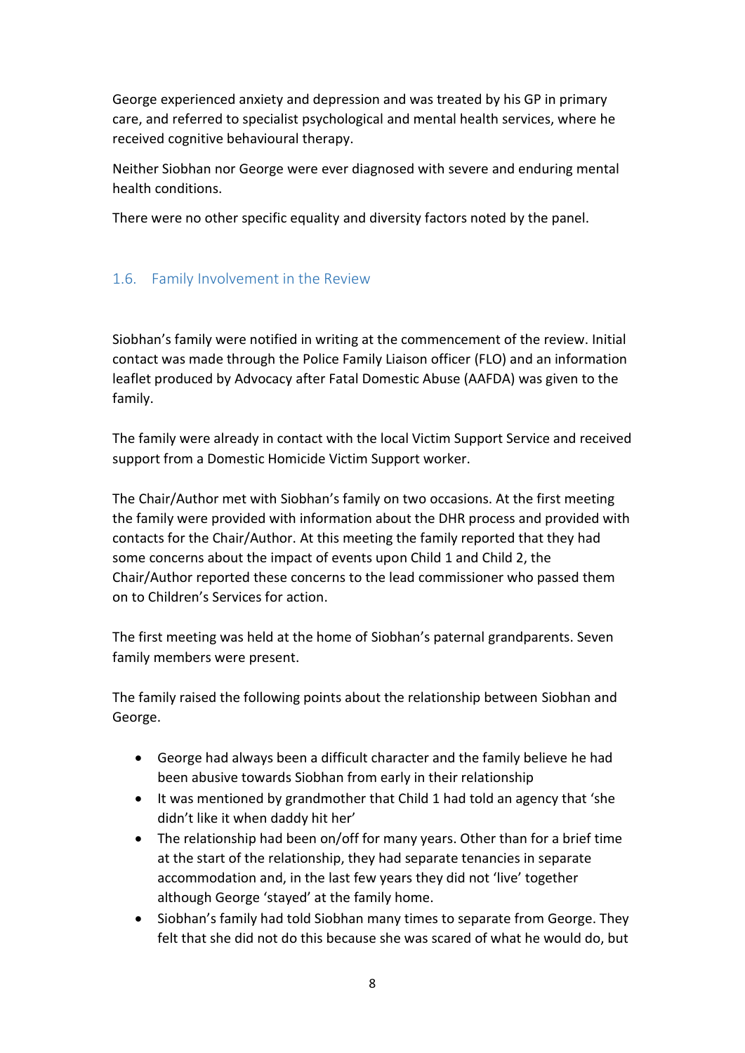George experienced anxiety and depression and was treated by his GP in primary care, and referred to specialist psychological and mental health services, where he received cognitive behavioural therapy.

Neither Siobhan nor George were ever diagnosed with severe and enduring mental health conditions.

There were no other specific equality and diversity factors noted by the panel.

## 1.6. Family Involvement in the Review

Siobhan's family were notified in writing at the commencement of the review. Initial contact was made through the Police Family Liaison officer (FLO) and an information leaflet produced by Advocacy after Fatal Domestic Abuse (AAFDA) was given to the family.

The family were already in contact with the local Victim Support Service and received support from a Domestic Homicide Victim Support worker.

The Chair/Author met with Siobhan's family on two occasions. At the first meeting the family were provided with information about the DHR process and provided with contacts for the Chair/Author. At this meeting the family reported that they had some concerns about the impact of events upon Child 1 and Child 2, the Chair/Author reported these concerns to the lead commissioner who passed them on to Children's Services for action.

The first meeting was held at the home of Siobhan's paternal grandparents. Seven family members were present.

The family raised the following points about the relationship between Siobhan and George.

- George had always been a difficult character and the family believe he had been abusive towards Siobhan from early in their relationship
- It was mentioned by grandmother that Child 1 had told an agency that 'she didn't like it when daddy hit her'
- The relationship had been on/off for many years. Other than for a brief time at the start of the relationship, they had separate tenancies in separate accommodation and, in the last few years they did not 'live' together although George 'stayed' at the family home.
- Siobhan's family had told Siobhan many times to separate from George. They felt that she did not do this because she was scared of what he would do, but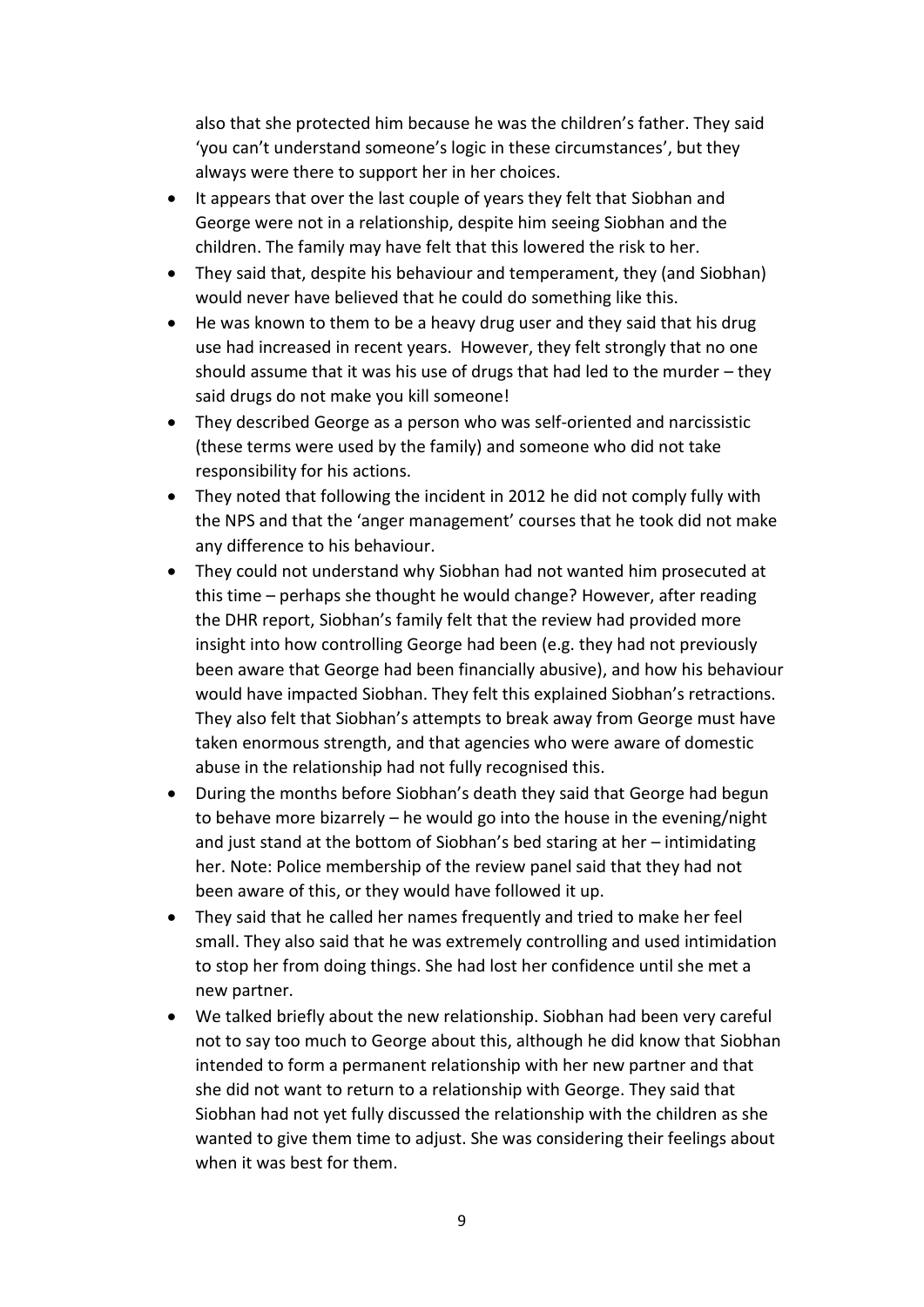also that she protected him because he was the children's father. They said 'you can't understand someone's logic in these circumstances', but they always were there to support her in her choices.

- It appears that over the last couple of years they felt that Siobhan and George were not in a relationship, despite him seeing Siobhan and the children. The family may have felt that this lowered the risk to her.
- They said that, despite his behaviour and temperament, they (and Siobhan) would never have believed that he could do something like this.
- He was known to them to be a heavy drug user and they said that his drug use had increased in recent years. However, they felt strongly that no one should assume that it was his use of drugs that had led to the murder – they said drugs do not make you kill someone!
- They described George as a person who was self-oriented and narcissistic (these terms were used by the family) and someone who did not take responsibility for his actions.
- They noted that following the incident in 2012 he did not comply fully with the NPS and that the 'anger management' courses that he took did not make any difference to his behaviour.
- They could not understand why Siobhan had not wanted him prosecuted at this time – perhaps she thought he would change? However, after reading the DHR report, Siobhan's family felt that the review had provided more insight into how controlling George had been (e.g. they had not previously been aware that George had been financially abusive), and how his behaviour would have impacted Siobhan. They felt this explained Siobhan's retractions. They also felt that Siobhan's attempts to break away from George must have taken enormous strength, and that agencies who were aware of domestic abuse in the relationship had not fully recognised this.
- During the months before Siobhan's death they said that George had begun to behave more bizarrely – he would go into the house in the evening/night and just stand at the bottom of Siobhan's bed staring at her – intimidating her. Note: Police membership of the review panel said that they had not been aware of this, or they would have followed it up.
- They said that he called her names frequently and tried to make her feel small. They also said that he was extremely controlling and used intimidation to stop her from doing things. She had lost her confidence until she met a new partner.
- We talked briefly about the new relationship. Siobhan had been very careful not to say too much to George about this, although he did know that Siobhan intended to form a permanent relationship with her new partner and that she did not want to return to a relationship with George. They said that Siobhan had not yet fully discussed the relationship with the children as she wanted to give them time to adjust. She was considering their feelings about when it was best for them.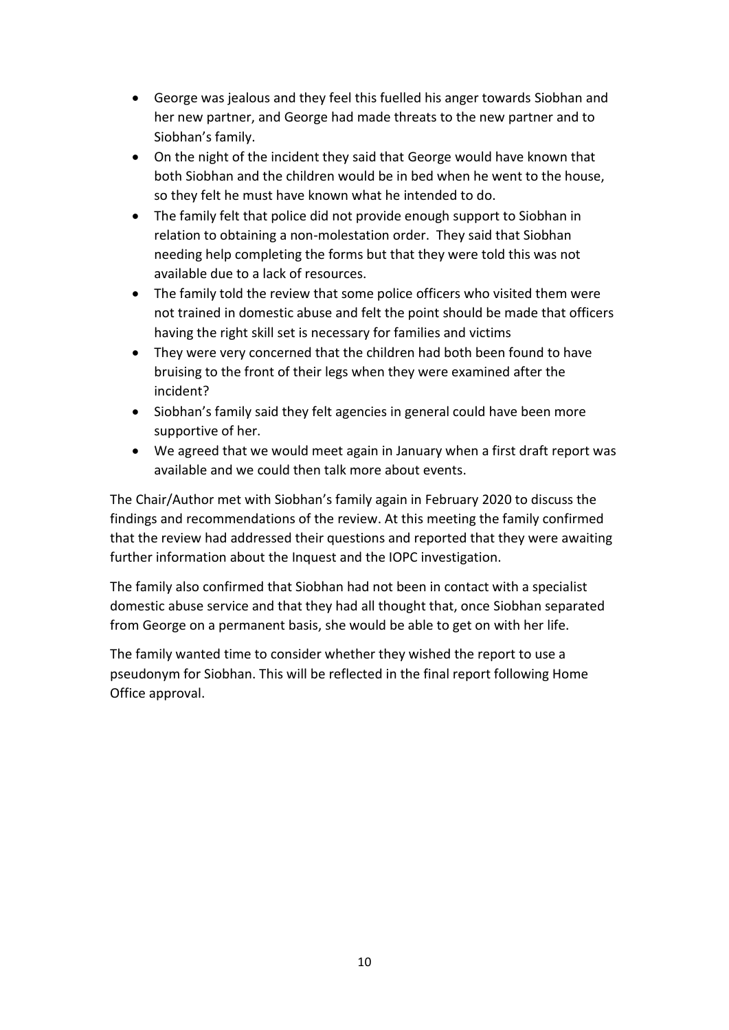- George was jealous and they feel this fuelled his anger towards Siobhan and her new partner, and George had made threats to the new partner and to Siobhan's family.
- On the night of the incident they said that George would have known that both Siobhan and the children would be in bed when he went to the house, so they felt he must have known what he intended to do.
- The family felt that police did not provide enough support to Siobhan in relation to obtaining a non-molestation order. They said that Siobhan needing help completing the forms but that they were told this was not available due to a lack of resources.
- The family told the review that some police officers who visited them were not trained in domestic abuse and felt the point should be made that officers having the right skill set is necessary for families and victims
- They were very concerned that the children had both been found to have bruising to the front of their legs when they were examined after the incident?
- Siobhan's family said they felt agencies in general could have been more supportive of her.
- We agreed that we would meet again in January when a first draft report was available and we could then talk more about events.

The Chair/Author met with Siobhan's family again in February 2020 to discuss the findings and recommendations of the review. At this meeting the family confirmed that the review had addressed their questions and reported that they were awaiting further information about the Inquest and the IOPC investigation.

The family also confirmed that Siobhan had not been in contact with a specialist domestic abuse service and that they had all thought that, once Siobhan separated from George on a permanent basis, she would be able to get on with her life.

The family wanted time to consider whether they wished the report to use a pseudonym for Siobhan. This will be reflected in the final report following Home Office approval.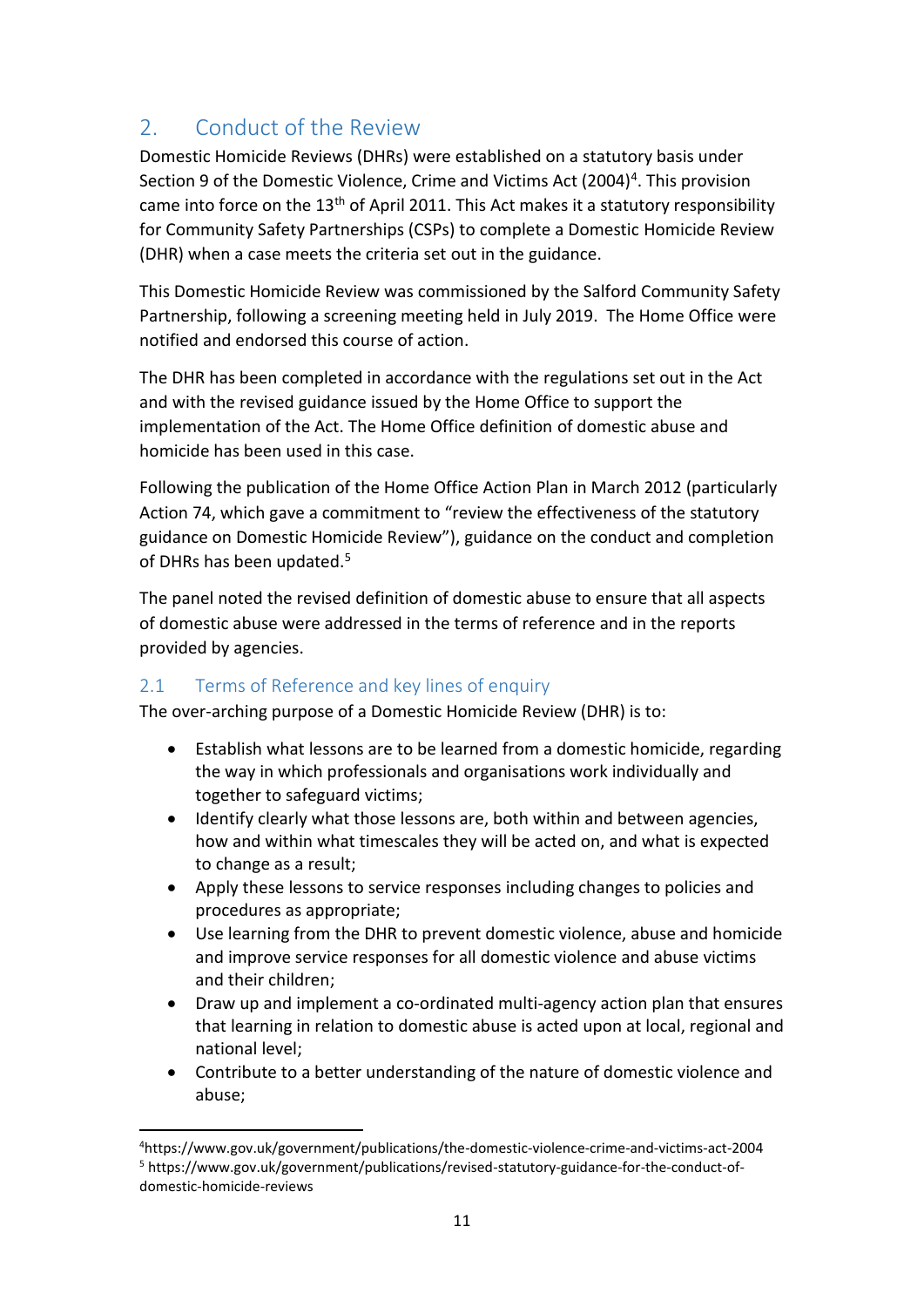## 2. Conduct of the Review

Domestic Homicide Reviews (DHRs) were established on a statutory basis under Section 9 of the Domestic Violence, Crime and Victims Act (2004)[4]. This provision came into force on the 13th of April 2011. This Act makes it a statutory responsibility for Community Safety Partnerships (CSPs) to complete a Domestic Homicide Review (DHR) when a case meets the criteria set out in the guidance.

This Domestic Homicide Review was commissioned by the Salford Community Safety Partnership, following a screening meeting held in July 2019. The Home Office were notified and endorsed this course of action.

The DHR has been completed in accordance with the regulations set out in the Act and with the revised guidance issued by the Home Office to support the implementation of the Act. The Home Office definition of domestic abuse and homicide has been used in this case.

Following the publication of the Home Office Action Plan in March 2012 (particularly Action 74, which gave a commitment to "review the effectiveness of the statutory guidance on Domestic Homicide Review"), guidance on the conduct and completion of DHRs has been updated.[5]

The panel noted the revised definition of domestic abuse to ensure that all aspects of domestic abuse were addressed in the terms of reference and in the reports provided by agencies.

### 2.1 Terms of Reference and key lines of enquiry

The over-arching purpose of a Domestic Homicide Review (DHR) is to:

- Establish what lessons are to be learned from a domestic homicide, regarding the way in which professionals and organisations work individually and together to safeguard victims;
- Identify clearly what those lessons are, both within and between agencies, how and within what timescales they will be acted on, and what is expected to change as a result;
- Apply these lessons to service responses including changes to policies and procedures as appropriate;
- Use learning from the DHR to prevent domestic violence, abuse and homicide and improve service responses for all domestic violence and abuse victims and their children;
- Draw up and implement a co-ordinated multi-agency action plan that ensures that learning in relation to domestic abuse is acted upon at local, regional and national level;
- Contribute to a better understanding of the nature of domestic violence and abuse;

---

[4] https://www.gov.uk/government/publications/the-domestic-violence-crime-and-victims-act-2004

[5] https://www.gov.uk/government/publications/revised-statutory-guidance-for-the-conduct-of-domestic-homicide-reviews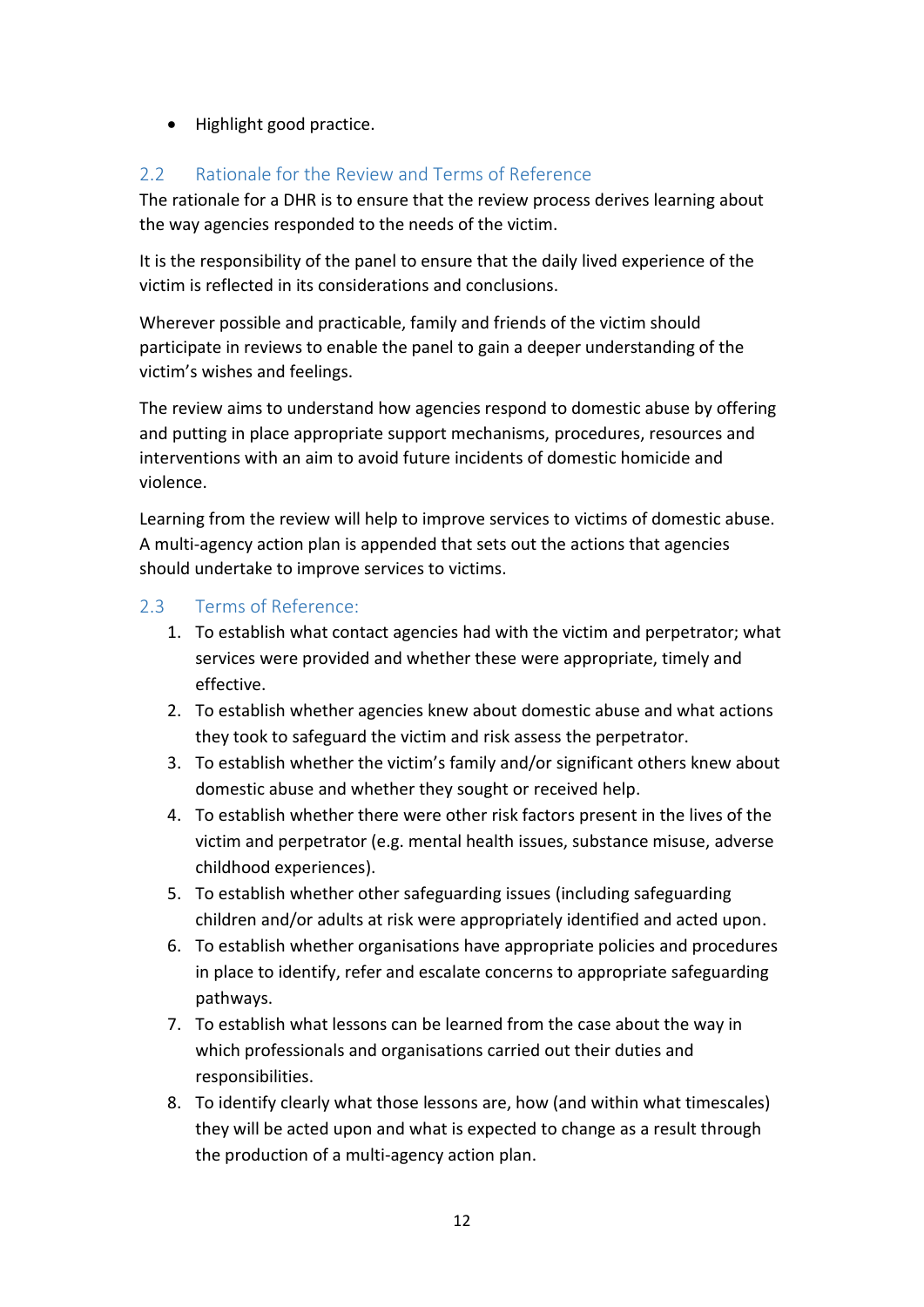- Highlight good practice.

## 2.2 Rationale for the Review and Terms of Reference

The rationale for a DHR is to ensure that the review process derives learning about the way agencies responded to the needs of the victim.

It is the responsibility of the panel to ensure that the daily lived experience of the victim is reflected in its considerations and conclusions.

Wherever possible and practicable, family and friends of the victim should participate in reviews to enable the panel to gain a deeper understanding of the victim's wishes and feelings.

The review aims to understand how agencies respond to domestic abuse by offering and putting in place appropriate support mechanisms, procedures, resources and interventions with an aim to avoid future incidents of domestic homicide and violence.

Learning from the review will help to improve services to victims of domestic abuse. A multi-agency action plan is appended that sets out the actions that agencies should undertake to improve services to victims.

## 2.3 Terms of Reference:

1. To establish what contact agencies had with the victim and perpetrator; what services were provided and whether these were appropriate, timely and effective.
2. To establish whether agencies knew about domestic abuse and what actions they took to safeguard the victim and risk assess the perpetrator.
3. To establish whether the victim's family and/or significant others knew about domestic abuse and whether they sought or received help.
4. To establish whether there were other risk factors present in the lives of the victim and perpetrator (e.g. mental health issues, substance misuse, adverse childhood experiences).
5. To establish whether other safeguarding issues (including safeguarding children and/or adults at risk were appropriately identified and acted upon.
6. To establish whether organisations have appropriate policies and procedures in place to identify, refer and escalate concerns to appropriate safeguarding pathways.
7. To establish what lessons can be learned from the case about the way in which professionals and organisations carried out their duties and responsibilities.
8. To identify clearly what those lessons are, how (and within what timescales) they will be acted upon and what is expected to change as a result through the production of a multi-agency action plan.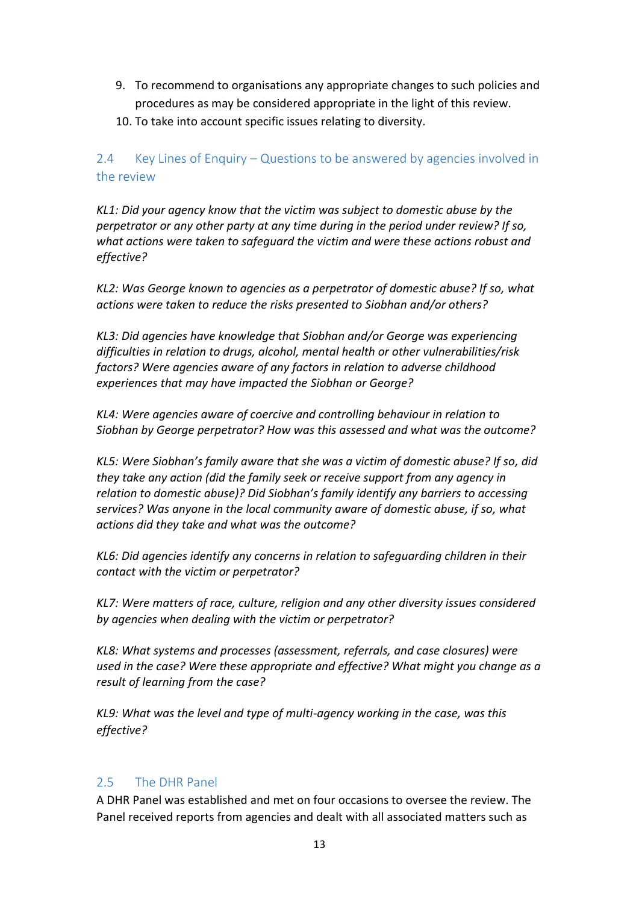9. To recommend to organisations any appropriate changes to such policies and procedures as may be considered appropriate in the light of this review.
10. To take into account specific issues relating to diversity.

## 2.4 Key Lines of Enquiry – Questions to be answered by agencies involved in the review

*KL1: Did your agency know that the victim was subject to domestic abuse by the perpetrator or any other party at any time during in the period under review? If so, what actions were taken to safeguard the victim and were these actions robust and effective?*

*KL2: Was George known to agencies as a perpetrator of domestic abuse? If so, what actions were taken to reduce the risks presented to Siobhan and/or others?*

*KL3: Did agencies have knowledge that Siobhan and/or George was experiencing difficulties in relation to drugs, alcohol, mental health or other vulnerabilities/risk factors? Were agencies aware of any factors in relation to adverse childhood experiences that may have impacted the Siobhan or George?*

*KL4: Were agencies aware of coercive and controlling behaviour in relation to Siobhan by George perpetrator? How was this assessed and what was the outcome?*

*KL5: Were Siobhan's family aware that she was a victim of domestic abuse? If so, did they take any action (did the family seek or receive support from any agency in relation to domestic abuse)? Did Siobhan's family identify any barriers to accessing services? Was anyone in the local community aware of domestic abuse, if so, what actions did they take and what was the outcome?*

*KL6: Did agencies identify any concerns in relation to safeguarding children in their contact with the victim or perpetrator?*

*KL7: Were matters of race, culture, religion and any other diversity issues considered by agencies when dealing with the victim or perpetrator?*

*KL8: What systems and processes (assessment, referrals, and case closures) were used in the case? Were these appropriate and effective? What might you change as a result of learning from the case?*

*KL9: What was the level and type of multi-agency working in the case, was this effective?*

## 2.5 The DHR Panel

A DHR Panel was established and met on four occasions to oversee the review. The Panel received reports from agencies and dealt with all associated matters such as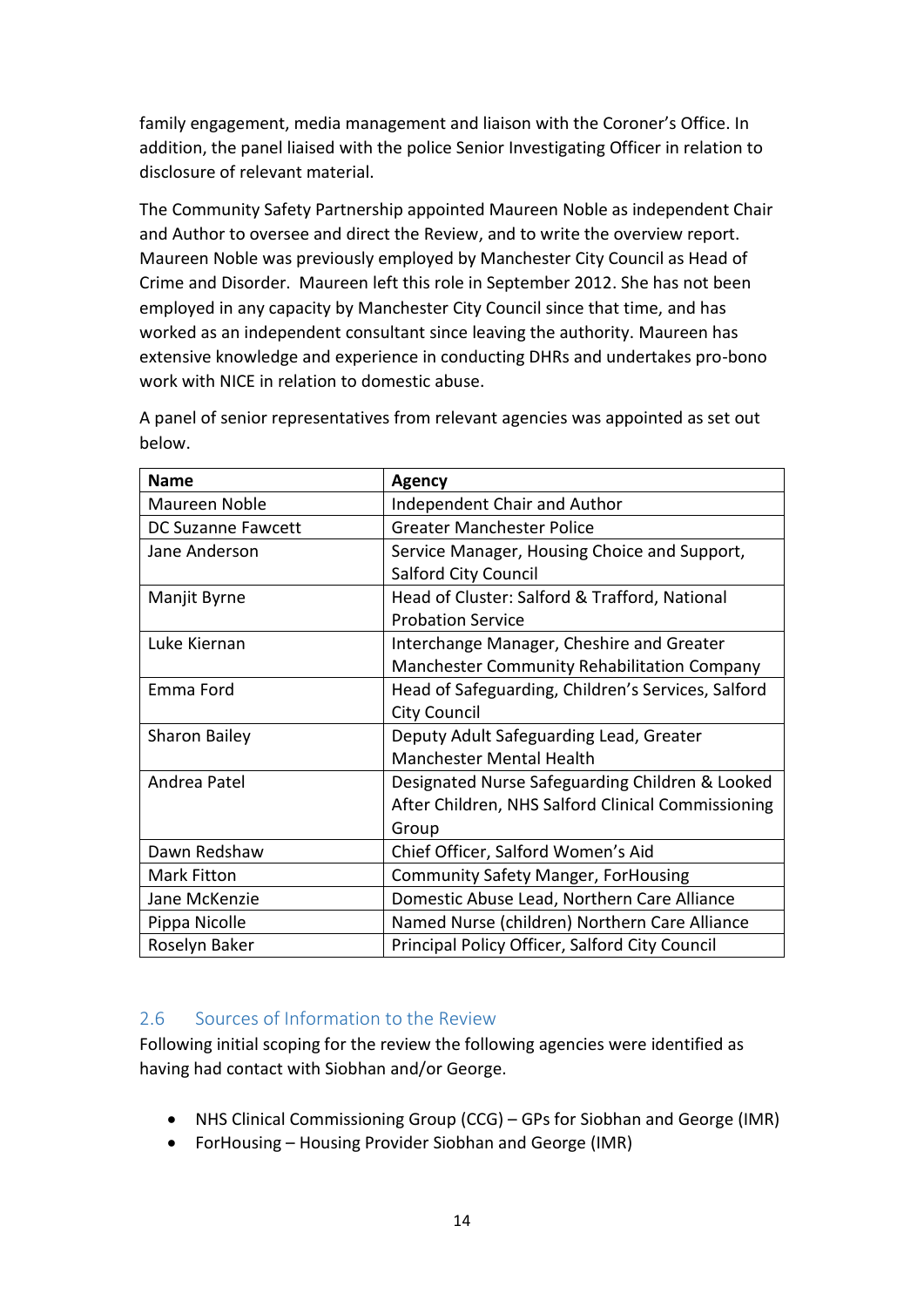family engagement, media management and liaison with the Coroner's Office. In addition, the panel liaised with the police Senior Investigating Officer in relation to disclosure of relevant material.

The Community Safety Partnership appointed Maureen Noble as independent Chair and Author to oversee and direct the Review, and to write the overview report. Maureen Noble was previously employed by Manchester City Council as Head of Crime and Disorder. Maureen left this role in September 2012. She has not been employed in any capacity by Manchester City Council since that time, and has worked as an independent consultant since leaving the authority. Maureen has extensive knowledge and experience in conducting DHRs and undertakes pro-bono work with NICE in relation to domestic abuse.

A panel of senior representatives from relevant agencies was appointed as set out below.

| Name | Agency |
| --- | --- |
| Maureen Noble | Independent Chair and Author |
| DC Suzanne Fawcett | Greater Manchester Police |
| Jane Anderson | Service Manager, Housing Choice and Support, Salford City Council |
| Manjit Byrne | Head of Cluster: Salford & Trafford, National Probation Service |
| Luke Kiernan | Interchange Manager, Cheshire and Greater Manchester Community Rehabilitation Company |
| Emma Ford | Head of Safeguarding, Children's Services, Salford City Council |
| Sharon Bailey | Deputy Adult Safeguarding Lead, Greater Manchester Mental Health |
| Andrea Patel | Designated Nurse Safeguarding Children & Looked After Children, NHS Salford Clinical Commissioning Group |
| Dawn Redshaw | Chief Officer, Salford Women's Aid |
| Mark Fitton | Community Safety Manger, ForHousing |
| Jane McKenzie | Domestic Abuse Lead, Northern Care Alliance |
| Pippa Nicolle | Named Nurse (children) Northern Care Alliance |
| Roselyn Baker | Principal Policy Officer, Salford City Council |

## 2.6 Sources of Information to the Review

Following initial scoping for the review the following agencies were identified as having had contact with Siobhan and/or George.

- NHS Clinical Commissioning Group (CCG) – GPs for Siobhan and George (IMR)
- ForHousing – Housing Provider Siobhan and George (IMR)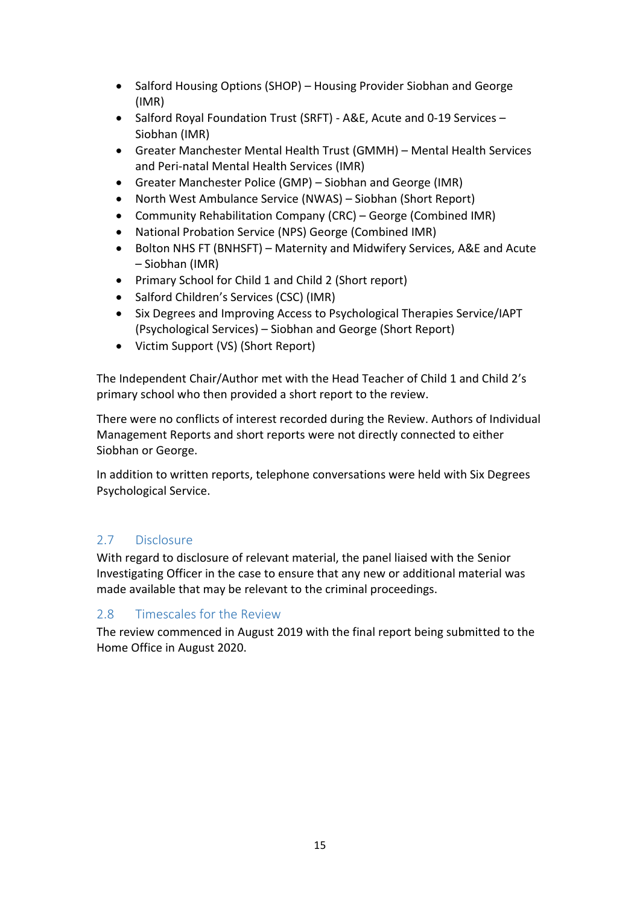- Salford Housing Options (SHOP) – Housing Provider Siobhan and George (IMR)
- Salford Royal Foundation Trust (SRFT) - A&E, Acute and 0-19 Services – Siobhan (IMR)
- Greater Manchester Mental Health Trust (GMMH) – Mental Health Services and Peri-natal Mental Health Services (IMR)
- Greater Manchester Police (GMP) – Siobhan and George (IMR)
- North West Ambulance Service (NWAS) – Siobhan (Short Report)
- Community Rehabilitation Company (CRC) – George (Combined IMR)
- National Probation Service (NPS) George (Combined IMR)
- Bolton NHS FT (BNHSFT) – Maternity and Midwifery Services, A&E and Acute – Siobhan (IMR)
- Primary School for Child 1 and Child 2 (Short report)
- Salford Children's Services (CSC) (IMR)
- Six Degrees and Improving Access to Psychological Therapies Service/IAPT (Psychological Services) – Siobhan and George (Short Report)
- Victim Support (VS) (Short Report)

The Independent Chair/Author met with the Head Teacher of Child 1 and Child 2's primary school who then provided a short report to the review.

There were no conflicts of interest recorded during the Review. Authors of Individual Management Reports and short reports were not directly connected to either Siobhan or George.

In addition to written reports, telephone conversations were held with Six Degrees Psychological Service.

## 2.7 Disclosure

With regard to disclosure of relevant material, the panel liaised with the Senior Investigating Officer in the case to ensure that any new or additional material was made available that may be relevant to the criminal proceedings.

## 2.8 Timescales for the Review

The review commenced in August 2019 with the final report being submitted to the Home Office in August 2020.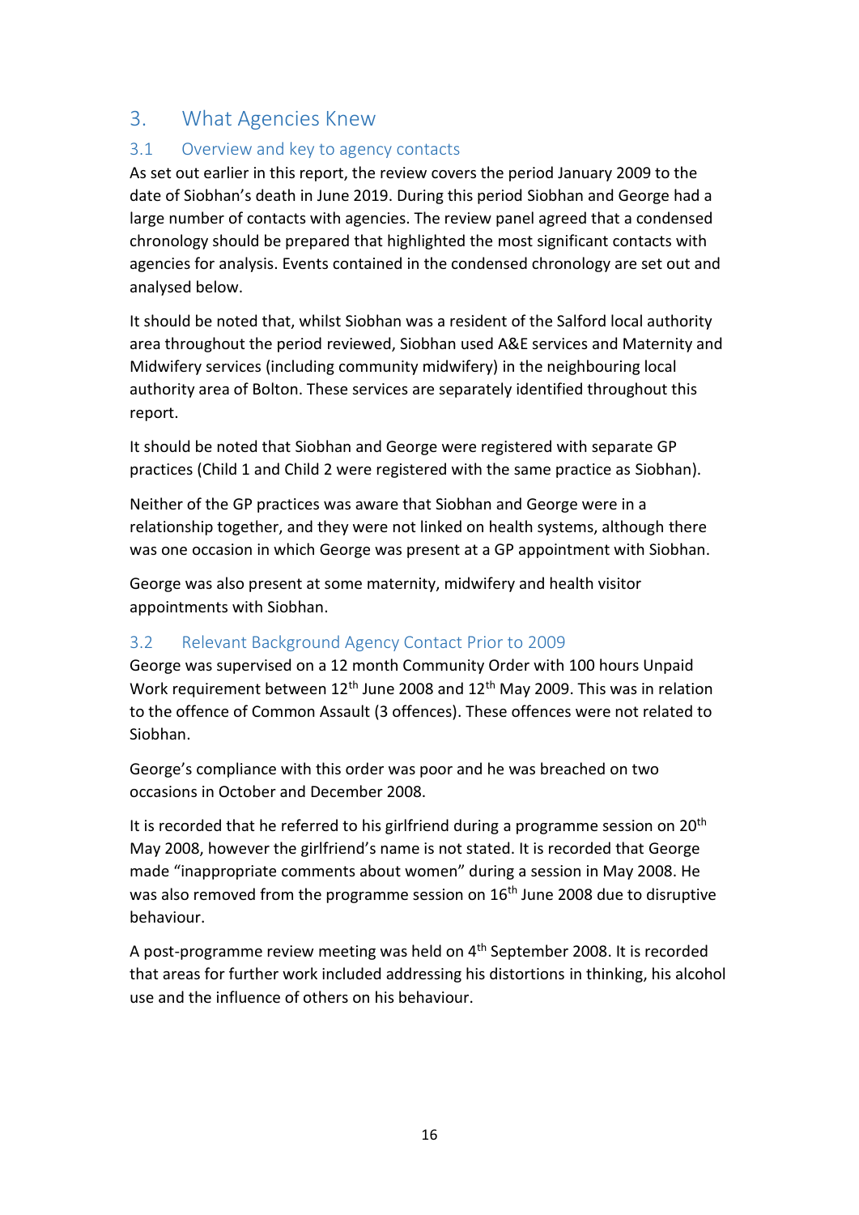# 3. What Agencies Knew

## 3.1 Overview and key to agency contacts

As set out earlier in this report, the review covers the period January 2009 to the date of Siobhan's death in June 2019. During this period Siobhan and George had a large number of contacts with agencies. The review panel agreed that a condensed chronology should be prepared that highlighted the most significant contacts with agencies for analysis. Events contained in the condensed chronology are set out and analysed below.

It should be noted that, whilst Siobhan was a resident of the Salford local authority area throughout the period reviewed, Siobhan used A&E services and Maternity and Midwifery services (including community midwifery) in the neighbouring local authority area of Bolton. These services are separately identified throughout this report.

It should be noted that Siobhan and George were registered with separate GP practices (Child 1 and Child 2 were registered with the same practice as Siobhan).

Neither of the GP practices was aware that Siobhan and George were in a relationship together, and they were not linked on health systems, although there was one occasion in which George was present at a GP appointment with Siobhan.

George was also present at some maternity, midwifery and health visitor appointments with Siobhan.

## 3.2 Relevant Background Agency Contact Prior to 2009

George was supervised on a 12 month Community Order with 100 hours Unpaid Work requirement between 12th June 2008 and 12th May 2009. This was in relation to the offence of Common Assault (3 offences). These offences were not related to Siobhan.

George's compliance with this order was poor and he was breached on two occasions in October and December 2008.

It is recorded that he referred to his girlfriend during a programme session on 20th May 2008, however the girlfriend's name is not stated. It is recorded that George made "inappropriate comments about women" during a session in May 2008. He was also removed from the programme session on 16th June 2008 due to disruptive behaviour.

A post-programme review meeting was held on 4th September 2008. It is recorded that areas for further work included addressing his distortions in thinking, his alcohol use and the influence of others on his behaviour.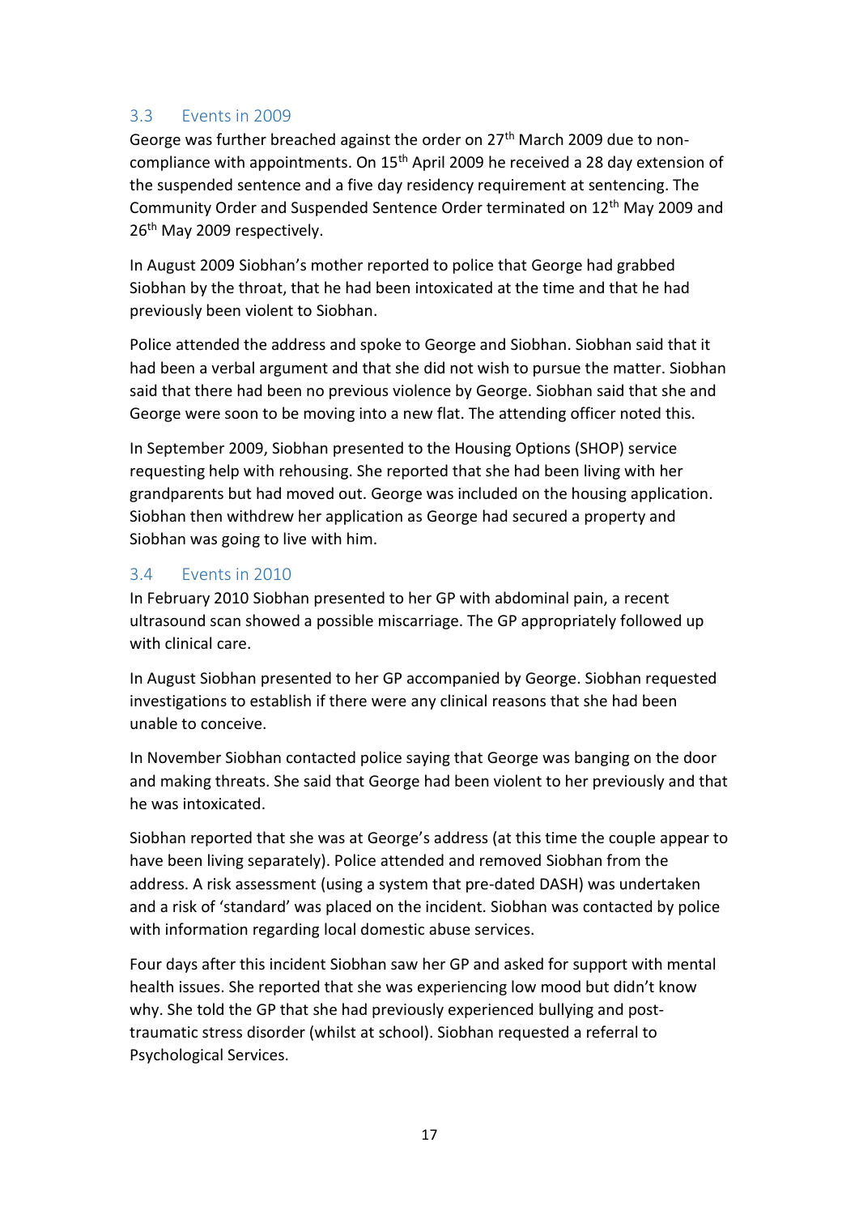### 3.3 Events in 2009

George was further breached against the order on 27th March 2009 due to non-compliance with appointments. On 15th April 2009 he received a 28 day extension of the suspended sentence and a five day residency requirement at sentencing. The Community Order and Suspended Sentence Order terminated on 12th May 2009 and 26th May 2009 respectively.

In August 2009 Siobhan's mother reported to police that George had grabbed Siobhan by the throat, that he had been intoxicated at the time and that he had previously been violent to Siobhan.

Police attended the address and spoke to George and Siobhan. Siobhan said that it had been a verbal argument and that she did not wish to pursue the matter. Siobhan said that there had been no previous violence by George. Siobhan said that she and George were soon to be moving into a new flat. The attending officer noted this.

In September 2009, Siobhan presented to the Housing Options (SHOP) service requesting help with rehousing. She reported that she had been living with her grandparents but had moved out. George was included on the housing application. Siobhan then withdrew her application as George had secured a property and Siobhan was going to live with him.

### 3.4 Events in 2010

In February 2010 Siobhan presented to her GP with abdominal pain, a recent ultrasound scan showed a possible miscarriage. The GP appropriately followed up with clinical care.

In August Siobhan presented to her GP accompanied by George. Siobhan requested investigations to establish if there were any clinical reasons that she had been unable to conceive.

In November Siobhan contacted police saying that George was banging on the door and making threats. She said that George had been violent to her previously and that he was intoxicated.

Siobhan reported that she was at George's address (at this time the couple appear to have been living separately). Police attended and removed Siobhan from the address. A risk assessment (using a system that pre-dated DASH) was undertaken and a risk of 'standard' was placed on the incident. Siobhan was contacted by police with information regarding local domestic abuse services.

Four days after this incident Siobhan saw her GP and asked for support with mental health issues. She reported that she was experiencing low mood but didn't know why. She told the GP that she had previously experienced bullying and post-traumatic stress disorder (whilst at school). Siobhan requested a referral to Psychological Services.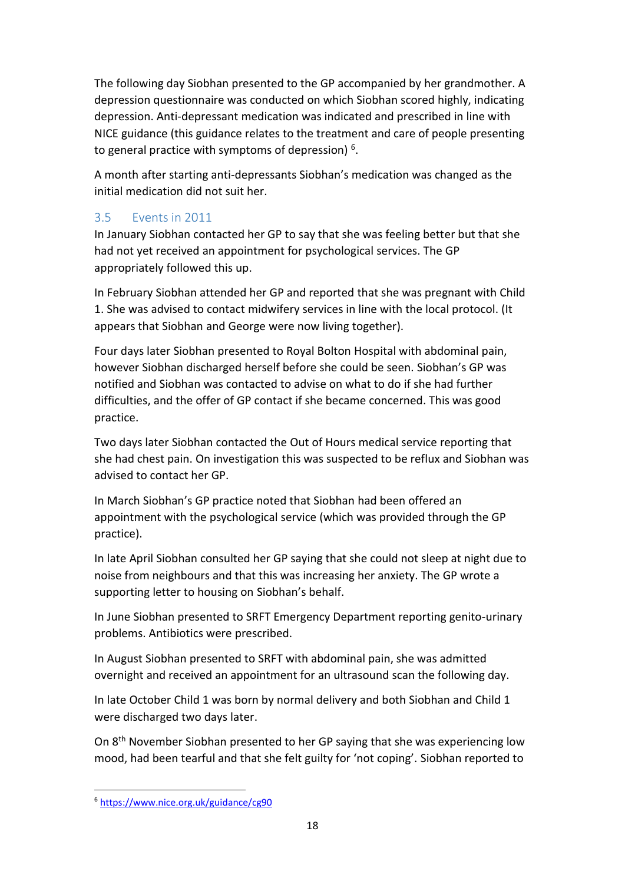The following day Siobhan presented to the GP accompanied by her grandmother. A depression questionnaire was conducted on which Siobhan scored highly, indicating depression. Anti-depressant medication was indicated and prescribed in line with NICE guidance (this guidance relates to the treatment and care of people presenting to general practice with symptoms of depression) [6].

A month after starting anti-depressants Siobhan's medication was changed as the initial medication did not suit her.

### 3.5 Events in 2011

In January Siobhan contacted her GP to say that she was feeling better but that she had not yet received an appointment for psychological services. The GP appropriately followed this up.

In February Siobhan attended her GP and reported that she was pregnant with Child 1. She was advised to contact midwifery services in line with the local protocol. (It appears that Siobhan and George were now living together).

Four days later Siobhan presented to Royal Bolton Hospital with abdominal pain, however Siobhan discharged herself before she could be seen. Siobhan's GP was notified and Siobhan was contacted to advise on what to do if she had further difficulties, and the offer of GP contact if she became concerned. This was good practice.

Two days later Siobhan contacted the Out of Hours medical service reporting that she had chest pain. On investigation this was suspected to be reflux and Siobhan was advised to contact her GP.

In March Siobhan's GP practice noted that Siobhan had been offered an appointment with the psychological service (which was provided through the GP practice).

In late April Siobhan consulted her GP saying that she could not sleep at night due to noise from neighbours and that this was increasing her anxiety. The GP wrote a supporting letter to housing on Siobhan's behalf.

In June Siobhan presented to SRFT Emergency Department reporting genito-urinary problems. Antibiotics were prescribed.

In August Siobhan presented to SRFT with abdominal pain, she was admitted overnight and received an appointment for an ultrasound scan the following day.

In late October Child 1 was born by normal delivery and both Siobhan and Child 1 were discharged two days later.

On 8th November Siobhan presented to her GP saying that she was experiencing low mood, had been tearful and that she felt guilty for 'not coping'. Siobhan reported to

[6] https://www.nice.org.uk/guidance/cg90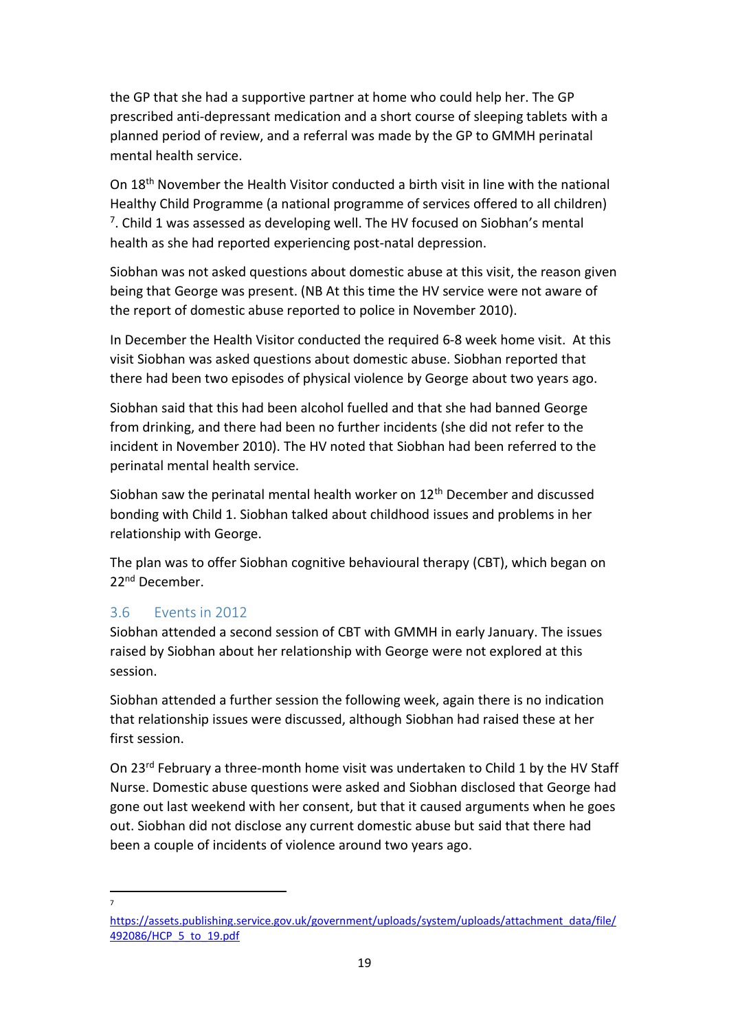the GP that she had a supportive partner at home who could help her. The GP prescribed anti-depressant medication and a short course of sleeping tablets with a planned period of review, and a referral was made by the GP to GMMH perinatal mental health service.

On 18th November the Health Visitor conducted a birth visit in line with the national Healthy Child Programme (a national programme of services offered to all children) [7]. Child 1 was assessed as developing well. The HV focused on Siobhan's mental health as she had reported experiencing post-natal depression.

Siobhan was not asked questions about domestic abuse at this visit, the reason given being that George was present. (NB At this time the HV service were not aware of the report of domestic abuse reported to police in November 2010).

In December the Health Visitor conducted the required 6-8 week home visit. At this visit Siobhan was asked questions about domestic abuse. Siobhan reported that there had been two episodes of physical violence by George about two years ago.

Siobhan said that this had been alcohol fuelled and that she had banned George from drinking, and there had been no further incidents (she did not refer to the incident in November 2010). The HV noted that Siobhan had been referred to the perinatal mental health service.

Siobhan saw the perinatal mental health worker on 12th December and discussed bonding with Child 1. Siobhan talked about childhood issues and problems in her relationship with George.

The plan was to offer Siobhan cognitive behavioural therapy (CBT), which began on 22nd December.

### 3.6 Events in 2012

Siobhan attended a second session of CBT with GMMH in early January. The issues raised by Siobhan about her relationship with George were not explored at this session.

Siobhan attended a further session the following week, again there is no indication that relationship issues were discussed, although Siobhan had raised these at her first session.

On 23rd February a three-month home visit was undertaken to Child 1 by the HV Staff Nurse. Domestic abuse questions were asked and Siobhan disclosed that George had gone out last weekend with her consent, but that it caused arguments when he goes out. Siobhan did not disclose any current domestic abuse but said that there had been a couple of incidents of violence around two years ago.

---

[7] https://assets.publishing.service.gov.uk/government/uploads/system/uploads/attachment_data/file/492086/HCP_5_to_19.pdf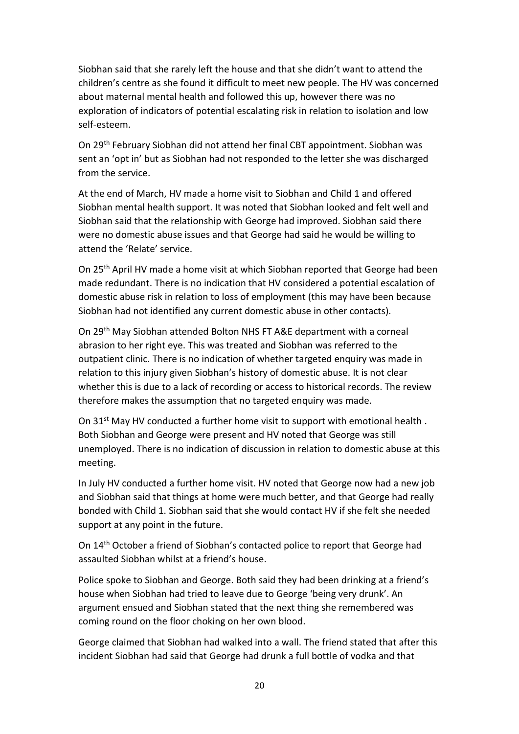Siobhan said that she rarely left the house and that she didn't want to attend the children's centre as she found it difficult to meet new people. The HV was concerned about maternal mental health and followed this up, however there was no exploration of indicators of potential escalating risk in relation to isolation and low self-esteem.

On 29th February Siobhan did not attend her final CBT appointment. Siobhan was sent an 'opt in' but as Siobhan had not responded to the letter she was discharged from the service.

At the end of March, HV made a home visit to Siobhan and Child 1 and offered Siobhan mental health support. It was noted that Siobhan looked and felt well and Siobhan said that the relationship with George had improved. Siobhan said there were no domestic abuse issues and that George had said he would be willing to attend the 'Relate' service.

On 25th April HV made a home visit at which Siobhan reported that George had been made redundant. There is no indication that HV considered a potential escalation of domestic abuse risk in relation to loss of employment (this may have been because Siobhan had not identified any current domestic abuse in other contacts).

On 29th May Siobhan attended Bolton NHS FT A&E department with a corneal abrasion to her right eye. This was treated and Siobhan was referred to the outpatient clinic. There is no indication of whether targeted enquiry was made in relation to this injury given Siobhan's history of domestic abuse. It is not clear whether this is due to a lack of recording or access to historical records. The review therefore makes the assumption that no targeted enquiry was made.

On 31st May HV conducted a further home visit to support with emotional health . Both Siobhan and George were present and HV noted that George was still unemployed. There is no indication of discussion in relation to domestic abuse at this meeting.

In July HV conducted a further home visit. HV noted that George now had a new job and Siobhan said that things at home were much better, and that George had really bonded with Child 1. Siobhan said that she would contact HV if she felt she needed support at any point in the future.

On 14th October a friend of Siobhan's contacted police to report that George had assaulted Siobhan whilst at a friend's house.

Police spoke to Siobhan and George. Both said they had been drinking at a friend's house when Siobhan had tried to leave due to George 'being very drunk'. An argument ensued and Siobhan stated that the next thing she remembered was coming round on the floor choking on her own blood.

George claimed that Siobhan had walked into a wall. The friend stated that after this incident Siobhan had said that George had drunk a full bottle of vodka and that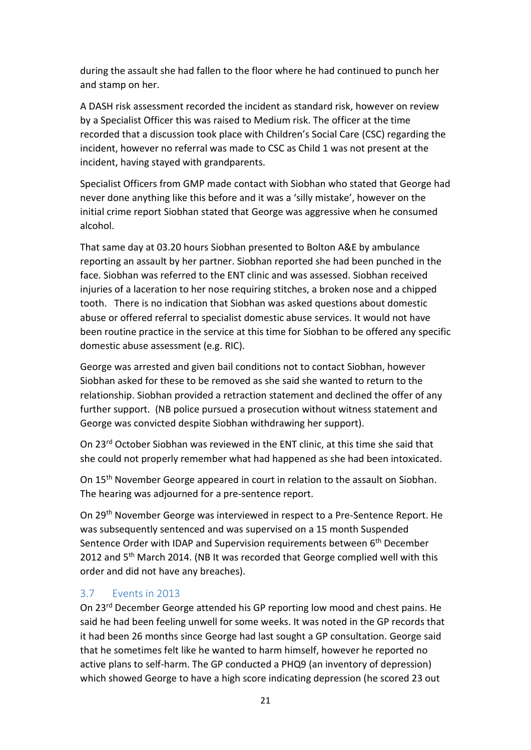during the assault she had fallen to the floor where he had continued to punch her and stamp on her.

A DASH risk assessment recorded the incident as standard risk, however on review by a Specialist Officer this was raised to Medium risk. The officer at the time recorded that a discussion took place with Children's Social Care (CSC) regarding the incident, however no referral was made to CSC as Child 1 was not present at the incident, having stayed with grandparents.

Specialist Officers from GMP made contact with Siobhan who stated that George had never done anything like this before and it was a 'silly mistake', however on the initial crime report Siobhan stated that George was aggressive when he consumed alcohol.

That same day at 03.20 hours Siobhan presented to Bolton A&E by ambulance reporting an assault by her partner. Siobhan reported she had been punched in the face. Siobhan was referred to the ENT clinic and was assessed. Siobhan received injuries of a laceration to her nose requiring stitches, a broken nose and a chipped tooth. There is no indication that Siobhan was asked questions about domestic abuse or offered referral to specialist domestic abuse services. It would not have been routine practice in the service at this time for Siobhan to be offered any specific domestic abuse assessment (e.g. RIC).

George was arrested and given bail conditions not to contact Siobhan, however Siobhan asked for these to be removed as she said she wanted to return to the relationship. Siobhan provided a retraction statement and declined the offer of any further support. (NB police pursued a prosecution without witness statement and George was convicted despite Siobhan withdrawing her support).

On 23rd October Siobhan was reviewed in the ENT clinic, at this time she said that she could not properly remember what had happened as she had been intoxicated.

On 15th November George appeared in court in relation to the assault on Siobhan. The hearing was adjourned for a pre-sentence report.

On 29th November George was interviewed in respect to a Pre-Sentence Report. He was subsequently sentenced and was supervised on a 15 month Suspended Sentence Order with IDAP and Supervision requirements between 6th December 2012 and 5th March 2014. (NB It was recorded that George complied well with this order and did not have any breaches).

## 3.7 Events in 2013

On 23rd December George attended his GP reporting low mood and chest pains. He said he had been feeling unwell for some weeks. It was noted in the GP records that it had been 26 months since George had last sought a GP consultation. George said that he sometimes felt like he wanted to harm himself, however he reported no active plans to self-harm. The GP conducted a PHQ9 (an inventory of depression) which showed George to have a high score indicating depression (he scored 23 out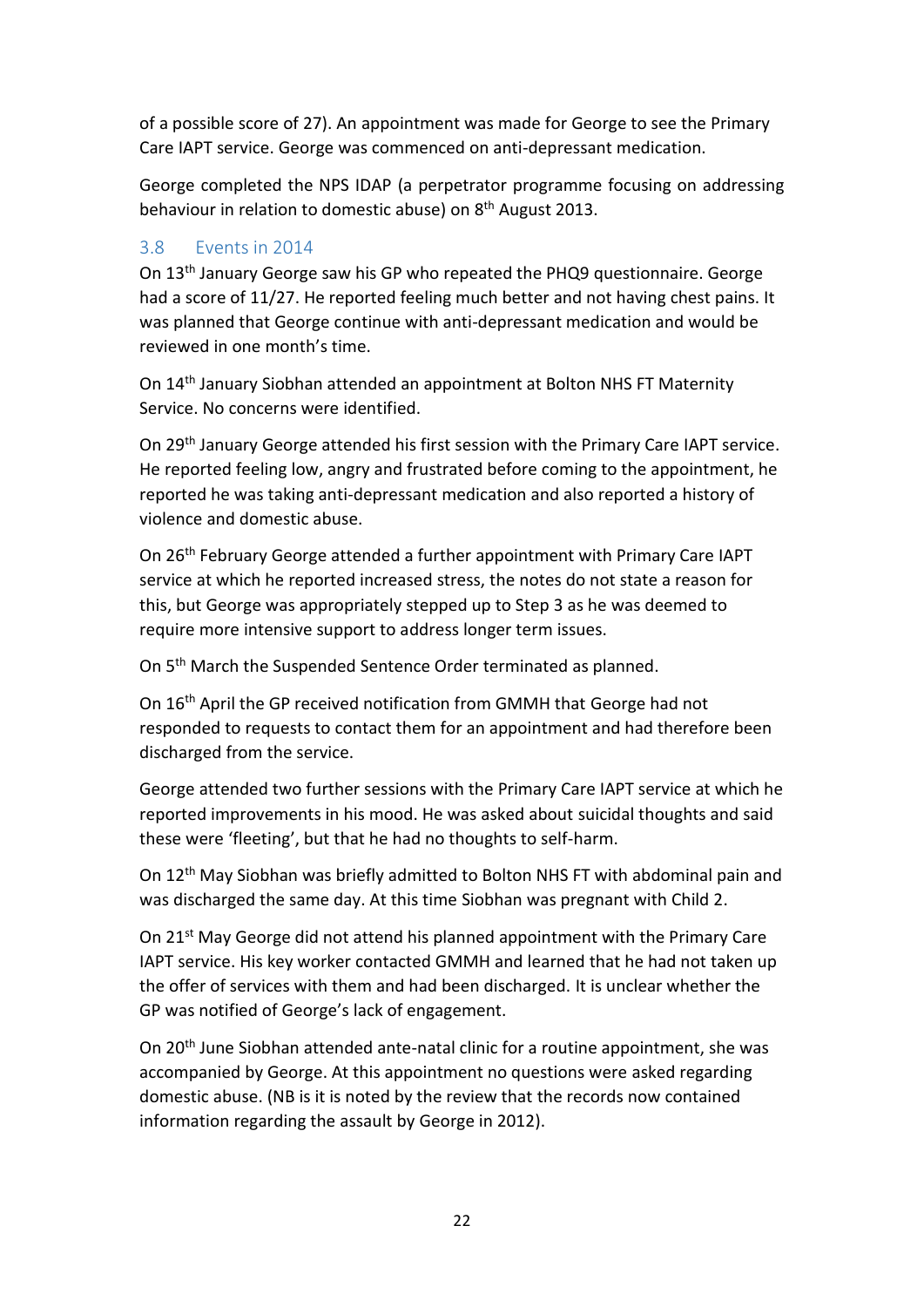of a possible score of 27). An appointment was made for George to see the Primary Care IAPT service. George was commenced on anti-depressant medication.

George completed the NPS IDAP (a perpetrator programme focusing on addressing behaviour in relation to domestic abuse) on 8th August 2013.

## 3.8 Events in 2014

On 13th January George saw his GP who repeated the PHQ9 questionnaire. George had a score of 11/27. He reported feeling much better and not having chest pains. It was planned that George continue with anti-depressant medication and would be reviewed in one month's time.

On 14th January Siobhan attended an appointment at Bolton NHS FT Maternity Service. No concerns were identified.

On 29th January George attended his first session with the Primary Care IAPT service. He reported feeling low, angry and frustrated before coming to the appointment, he reported he was taking anti-depressant medication and also reported a history of violence and domestic abuse.

On 26th February George attended a further appointment with Primary Care IAPT service at which he reported increased stress, the notes do not state a reason for this, but George was appropriately stepped up to Step 3 as he was deemed to require more intensive support to address longer term issues.

On 5th March the Suspended Sentence Order terminated as planned.

On 16th April the GP received notification from GMMH that George had not responded to requests to contact them for an appointment and had therefore been discharged from the service.

George attended two further sessions with the Primary Care IAPT service at which he reported improvements in his mood. He was asked about suicidal thoughts and said these were 'fleeting', but that he had no thoughts to self-harm.

On 12th May Siobhan was briefly admitted to Bolton NHS FT with abdominal pain and was discharged the same day. At this time Siobhan was pregnant with Child 2.

On 21st May George did not attend his planned appointment with the Primary Care IAPT service. His key worker contacted GMMH and learned that he had not taken up the offer of services with them and had been discharged. It is unclear whether the GP was notified of George's lack of engagement.

On 20th June Siobhan attended ante-natal clinic for a routine appointment, she was accompanied by George. At this appointment no questions were asked regarding domestic abuse. (NB is it is noted by the review that the records now contained information regarding the assault by George in 2012).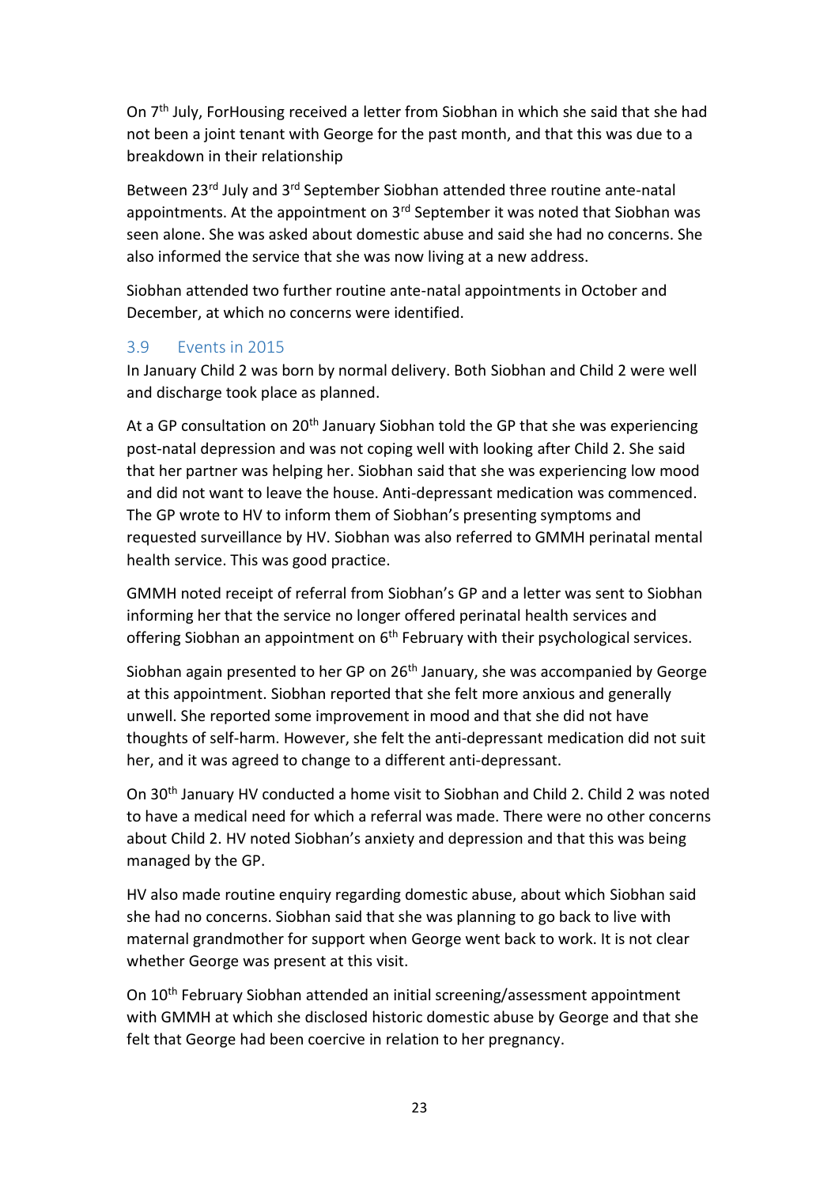On 7th July, ForHousing received a letter from Siobhan in which she said that she had not been a joint tenant with George for the past month, and that this was due to a breakdown in their relationship

Between 23rd July and 3rd September Siobhan attended three routine ante-natal appointments. At the appointment on 3rd September it was noted that Siobhan was seen alone. She was asked about domestic abuse and said she had no concerns. She also informed the service that she was now living at a new address.

Siobhan attended two further routine ante-natal appointments in October and December, at which no concerns were identified.

### 3.9 Events in 2015

In January Child 2 was born by normal delivery. Both Siobhan and Child 2 were well and discharge took place as planned.

At a GP consultation on 20th January Siobhan told the GP that she was experiencing post-natal depression and was not coping well with looking after Child 2. She said that her partner was helping her. Siobhan said that she was experiencing low mood and did not want to leave the house. Anti-depressant medication was commenced. The GP wrote to HV to inform them of Siobhan's presenting symptoms and requested surveillance by HV. Siobhan was also referred to GMMH perinatal mental health service. This was good practice.

GMMH noted receipt of referral from Siobhan's GP and a letter was sent to Siobhan informing her that the service no longer offered perinatal health services and offering Siobhan an appointment on 6th February with their psychological services.

Siobhan again presented to her GP on 26th January, she was accompanied by George at this appointment. Siobhan reported that she felt more anxious and generally unwell. She reported some improvement in mood and that she did not have thoughts of self-harm. However, she felt the anti-depressant medication did not suit her, and it was agreed to change to a different anti-depressant.

On 30th January HV conducted a home visit to Siobhan and Child 2. Child 2 was noted to have a medical need for which a referral was made. There were no other concerns about Child 2. HV noted Siobhan's anxiety and depression and that this was being managed by the GP.

HV also made routine enquiry regarding domestic abuse, about which Siobhan said she had no concerns. Siobhan said that she was planning to go back to live with maternal grandmother for support when George went back to work. It is not clear whether George was present at this visit.

On 10th February Siobhan attended an initial screening/assessment appointment with GMMH at which she disclosed historic domestic abuse by George and that she felt that George had been coercive in relation to her pregnancy.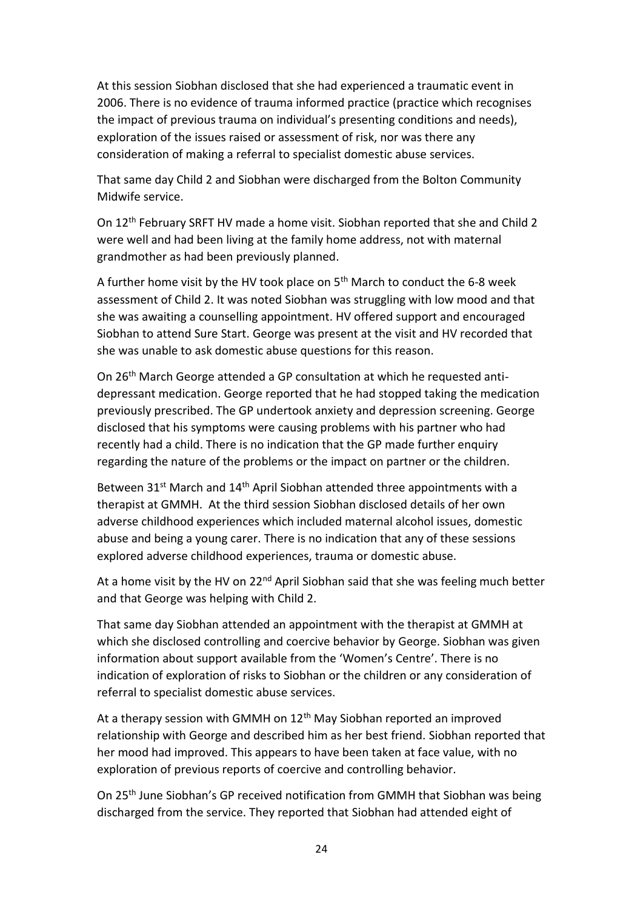At this session Siobhan disclosed that she had experienced a traumatic event in 2006. There is no evidence of trauma informed practice (practice which recognises the impact of previous trauma on individual's presenting conditions and needs), exploration of the issues raised or assessment of risk, nor was there any consideration of making a referral to specialist domestic abuse services.

That same day Child 2 and Siobhan were discharged from the Bolton Community Midwife service.

On 12th February SRFT HV made a home visit. Siobhan reported that she and Child 2 were well and had been living at the family home address, not with maternal grandmother as had been previously planned.

A further home visit by the HV took place on 5th March to conduct the 6-8 week assessment of Child 2. It was noted Siobhan was struggling with low mood and that she was awaiting a counselling appointment. HV offered support and encouraged Siobhan to attend Sure Start. George was present at the visit and HV recorded that she was unable to ask domestic abuse questions for this reason.

On 26th March George attended a GP consultation at which he requested anti-depressant medication. George reported that he had stopped taking the medication previously prescribed. The GP undertook anxiety and depression screening. George disclosed that his symptoms were causing problems with his partner who had recently had a child. There is no indication that the GP made further enquiry regarding the nature of the problems or the impact on partner or the children.

Between 31st March and 14th April Siobhan attended three appointments with a therapist at GMMH. At the third session Siobhan disclosed details of her own adverse childhood experiences which included maternal alcohol issues, domestic abuse and being a young carer. There is no indication that any of these sessions explored adverse childhood experiences, trauma or domestic abuse.

At a home visit by the HV on 22nd April Siobhan said that she was feeling much better and that George was helping with Child 2.

That same day Siobhan attended an appointment with the therapist at GMMH at which she disclosed controlling and coercive behavior by George. Siobhan was given information about support available from the 'Women's Centre'. There is no indication of exploration of risks to Siobhan or the children or any consideration of referral to specialist domestic abuse services.

At a therapy session with GMMH on 12th May Siobhan reported an improved relationship with George and described him as her best friend. Siobhan reported that her mood had improved. This appears to have been taken at face value, with no exploration of previous reports of coercive and controlling behavior.

On 25th June Siobhan's GP received notification from GMMH that Siobhan was being discharged from the service. They reported that Siobhan had attended eight of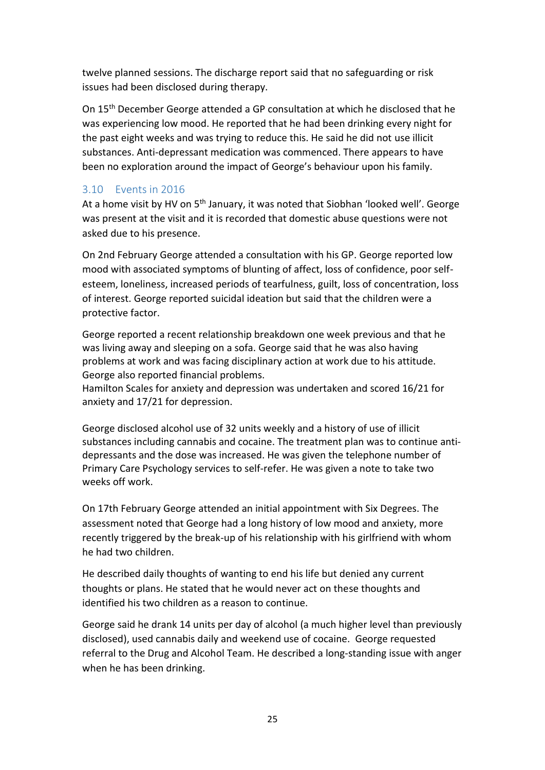twelve planned sessions. The discharge report said that no safeguarding or risk issues had been disclosed during therapy.

On 15th December George attended a GP consultation at which he disclosed that he was experiencing low mood. He reported that he had been drinking every night for the past eight weeks and was trying to reduce this. He said he did not use illicit substances. Anti-depressant medication was commenced. There appears to have been no exploration around the impact of George's behaviour upon his family.

### 3.10 Events in 2016

At a home visit by HV on 5th January, it was noted that Siobhan 'looked well'. George was present at the visit and it is recorded that domestic abuse questions were not asked due to his presence.

On 2nd February George attended a consultation with his GP. George reported low mood with associated symptoms of blunting of affect, loss of confidence, poor self-esteem, loneliness, increased periods of tearfulness, guilt, loss of concentration, loss of interest. George reported suicidal ideation but said that the children were a protective factor.

George reported a recent relationship breakdown one week previous and that he was living away and sleeping on a sofa. George said that he was also having problems at work and was facing disciplinary action at work due to his attitude. George also reported financial problems.

Hamilton Scales for anxiety and depression was undertaken and scored 16/21 for anxiety and 17/21 for depression.

George disclosed alcohol use of 32 units weekly and a history of use of illicit substances including cannabis and cocaine. The treatment plan was to continue anti-depressants and the dose was increased. He was given the telephone number of Primary Care Psychology services to self-refer. He was given a note to take two weeks off work.

On 17th February George attended an initial appointment with Six Degrees. The assessment noted that George had a long history of low mood and anxiety, more recently triggered by the break-up of his relationship with his girlfriend with whom he had two children.

He described daily thoughts of wanting to end his life but denied any current thoughts or plans. He stated that he would never act on these thoughts and identified his two children as a reason to continue.

George said he drank 14 units per day of alcohol (a much higher level than previously disclosed), used cannabis daily and weekend use of cocaine. George requested referral to the Drug and Alcohol Team. He described a long-standing issue with anger when he has been drinking.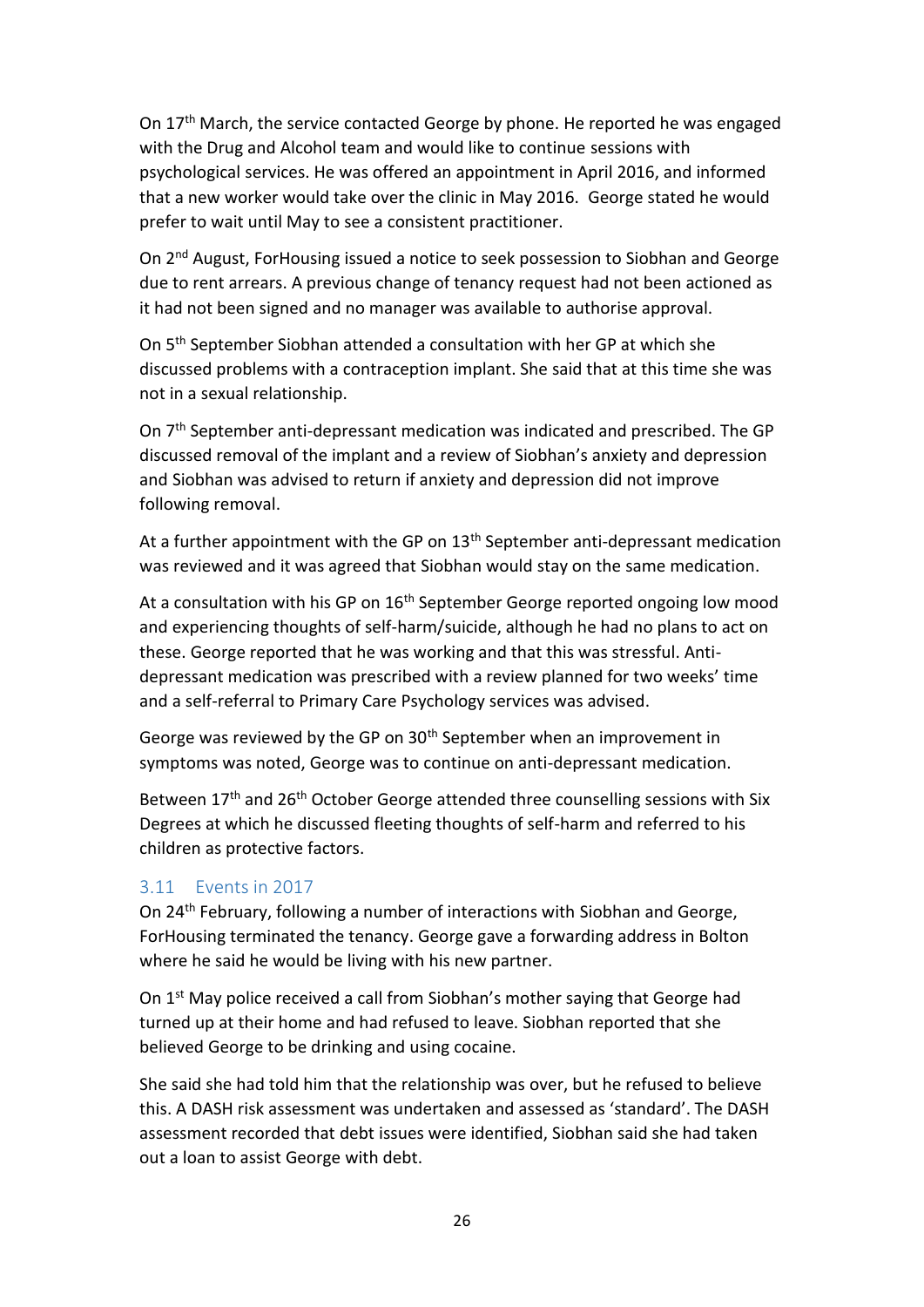On 17th March, the service contacted George by phone. He reported he was engaged with the Drug and Alcohol team and would like to continue sessions with psychological services. He was offered an appointment in April 2016, and informed that a new worker would take over the clinic in May 2016. George stated he would prefer to wait until May to see a consistent practitioner.

On 2nd August, ForHousing issued a notice to seek possession to Siobhan and George due to rent arrears. A previous change of tenancy request had not been actioned as it had not been signed and no manager was available to authorise approval.

On 5th September Siobhan attended a consultation with her GP at which she discussed problems with a contraception implant. She said that at this time she was not in a sexual relationship.

On 7th September anti-depressant medication was indicated and prescribed. The GP discussed removal of the implant and a review of Siobhan's anxiety and depression and Siobhan was advised to return if anxiety and depression did not improve following removal.

At a further appointment with the GP on 13th September anti-depressant medication was reviewed and it was agreed that Siobhan would stay on the same medication.

At a consultation with his GP on 16th September George reported ongoing low mood and experiencing thoughts of self-harm/suicide, although he had no plans to act on these. George reported that he was working and that this was stressful. Anti-depressant medication was prescribed with a review planned for two weeks' time and a self-referral to Primary Care Psychology services was advised.

George was reviewed by the GP on 30th September when an improvement in symptoms was noted, George was to continue on anti-depressant medication.

Between 17th and 26th October George attended three counselling sessions with Six Degrees at which he discussed fleeting thoughts of self-harm and referred to his children as protective factors.

### 3.11 Events in 2017

On 24th February, following a number of interactions with Siobhan and George, ForHousing terminated the tenancy. George gave a forwarding address in Bolton where he said he would be living with his new partner.

On 1st May police received a call from Siobhan's mother saying that George had turned up at their home and had refused to leave. Siobhan reported that she believed George to be drinking and using cocaine.

She said she had told him that the relationship was over, but he refused to believe this. A DASH risk assessment was undertaken and assessed as 'standard'. The DASH assessment recorded that debt issues were identified, Siobhan said she had taken out a loan to assist George with debt.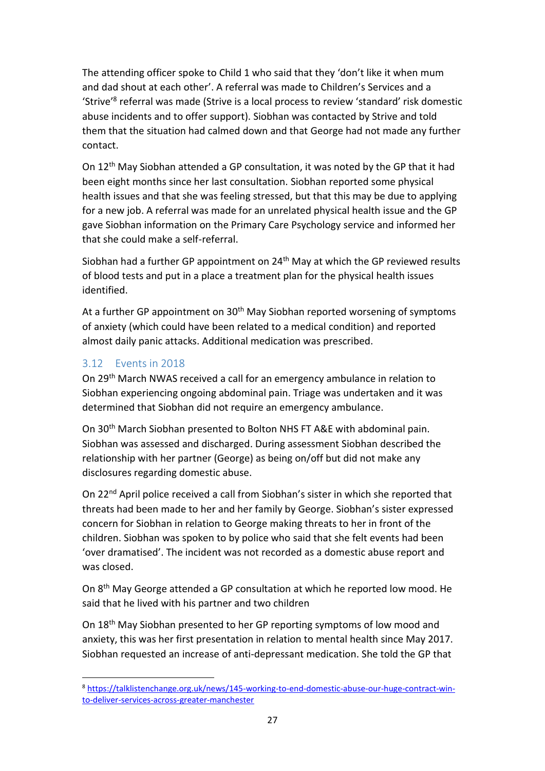The attending officer spoke to Child 1 who said that they 'don't like it when mum and dad shout at each other'. A referral was made to Children's Services and a 'Strive'[8] referral was made (Strive is a local process to review 'standard' risk domestic abuse incidents and to offer support). Siobhan was contacted by Strive and told them that the situation had calmed down and that George had not made any further contact.

On 12th May Siobhan attended a GP consultation, it was noted by the GP that it had been eight months since her last consultation. Siobhan reported some physical health issues and that she was feeling stressed, but that this may be due to applying for a new job. A referral was made for an unrelated physical health issue and the GP gave Siobhan information on the Primary Care Psychology service and informed her that she could make a self-referral.

Siobhan had a further GP appointment on 24th May at which the GP reviewed results of blood tests and put in a place a treatment plan for the physical health issues identified.

At a further GP appointment on 30th May Siobhan reported worsening of symptoms of anxiety (which could have been related to a medical condition) and reported almost daily panic attacks. Additional medication was prescribed.

## 3.12 Events in 2018

On 29th March NWAS received a call for an emergency ambulance in relation to Siobhan experiencing ongoing abdominal pain. Triage was undertaken and it was determined that Siobhan did not require an emergency ambulance.

On 30th March Siobhan presented to Bolton NHS FT A&E with abdominal pain. Siobhan was assessed and discharged. During assessment Siobhan described the relationship with her partner (George) as being on/off but did not make any disclosures regarding domestic abuse.

On 22nd April police received a call from Siobhan's sister in which she reported that threats had been made to her and her family by George. Siobhan's sister expressed concern for Siobhan in relation to George making threats to her in front of the children. Siobhan was spoken to by police who said that she felt events had been 'over dramatised'. The incident was not recorded as a domestic abuse report and was closed.

On 8th May George attended a GP consultation at which he reported low mood. He said that he lived with his partner and two children

On 18th May Siobhan presented to her GP reporting symptoms of low mood and anxiety, this was her first presentation in relation to mental health since May 2017. Siobhan requested an increase of anti-depressant medication. She told the GP that

[8] https://talklistenchange.org.uk/news/145-working-to-end-domestic-abuse-our-huge-contract-win-to-deliver-services-across-greater-manchester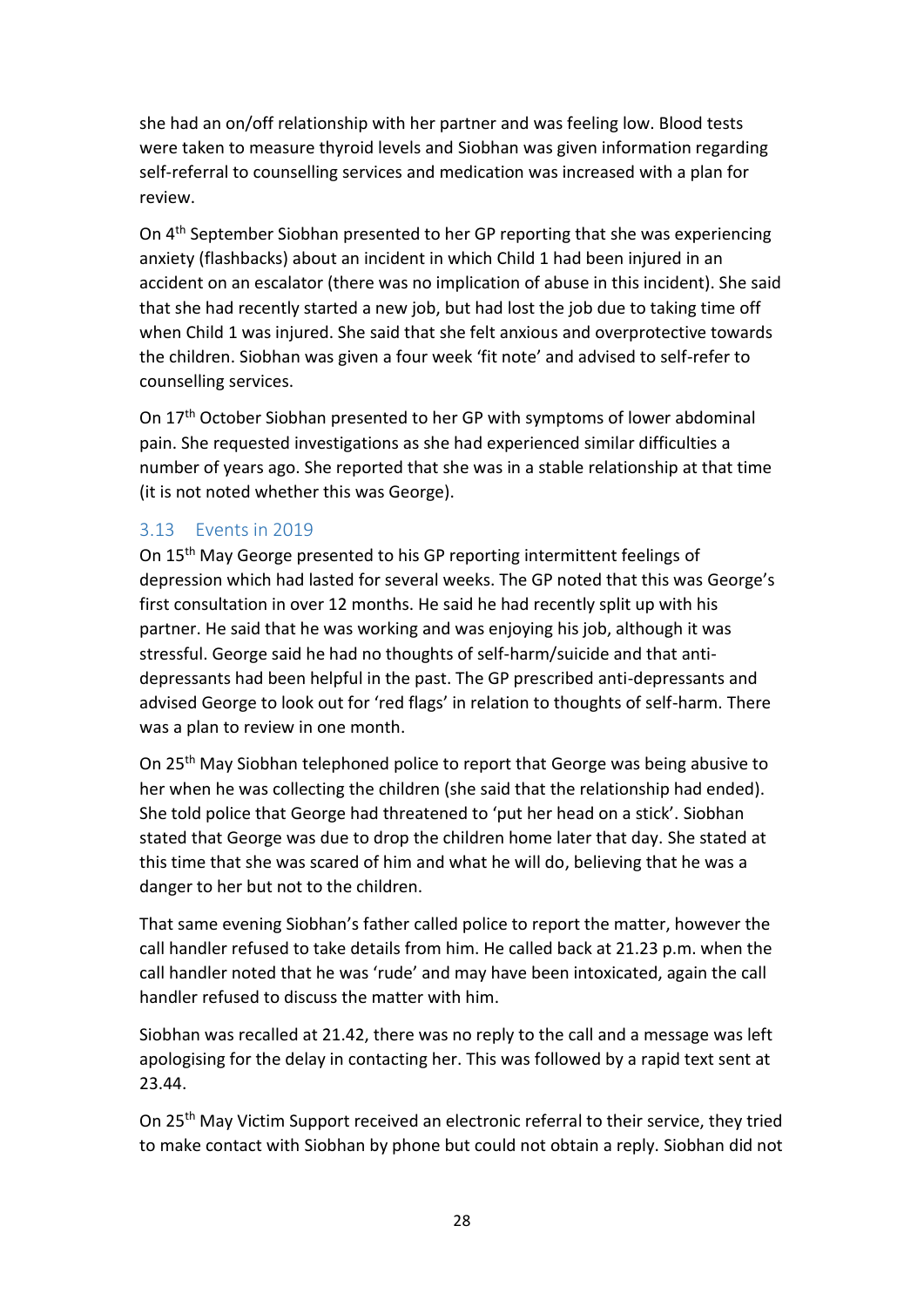she had an on/off relationship with her partner and was feeling low. Blood tests were taken to measure thyroid levels and Siobhan was given information regarding self-referral to counselling services and medication was increased with a plan for review.

On 4th September Siobhan presented to her GP reporting that she was experiencing anxiety (flashbacks) about an incident in which Child 1 had been injured in an accident on an escalator (there was no implication of abuse in this incident). She said that she had recently started a new job, but had lost the job due to taking time off when Child 1 was injured. She said that she felt anxious and overprotective towards the children. Siobhan was given a four week 'fit note' and advised to self-refer to counselling services.

On 17th October Siobhan presented to her GP with symptoms of lower abdominal pain. She requested investigations as she had experienced similar difficulties a number of years ago. She reported that she was in a stable relationship at that time (it is not noted whether this was George).

### 3.13 Events in 2019

On 15th May George presented to his GP reporting intermittent feelings of depression which had lasted for several weeks. The GP noted that this was George's first consultation in over 12 months. He said he had recently split up with his partner. He said that he was working and was enjoying his job, although it was stressful. George said he had no thoughts of self-harm/suicide and that anti-depressants had been helpful in the past. The GP prescribed anti-depressants and advised George to look out for 'red flags' in relation to thoughts of self-harm. There was a plan to review in one month.

On 25th May Siobhan telephoned police to report that George was being abusive to her when he was collecting the children (she said that the relationship had ended). She told police that George had threatened to 'put her head on a stick'. Siobhan stated that George was due to drop the children home later that day. She stated at this time that she was scared of him and what he will do, believing that he was a danger to her but not to the children.

That same evening Siobhan's father called police to report the matter, however the call handler refused to take details from him. He called back at 21.23 p.m. when the call handler noted that he was 'rude' and may have been intoxicated, again the call handler refused to discuss the matter with him.

Siobhan was recalled at 21.42, there was no reply to the call and a message was left apologising for the delay in contacting her. This was followed by a rapid text sent at 23.44.

On 25th May Victim Support received an electronic referral to their service, they tried to make contact with Siobhan by phone but could not obtain a reply. Siobhan did not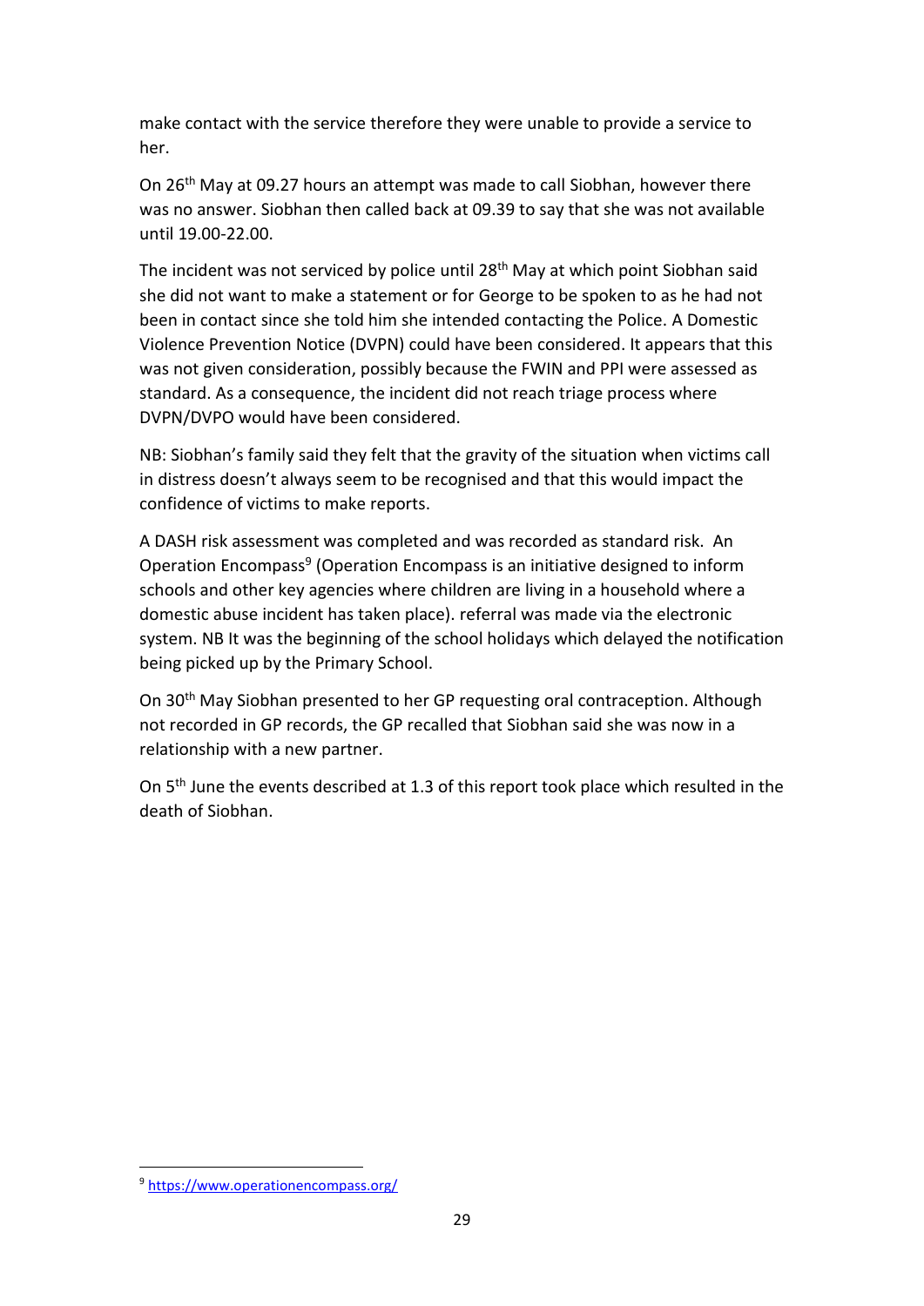make contact with the service therefore they were unable to provide a service to her.

On 26th May at 09.27 hours an attempt was made to call Siobhan, however there was no answer. Siobhan then called back at 09.39 to say that she was not available until 19.00-22.00.

The incident was not serviced by police until 28th May at which point Siobhan said she did not want to make a statement or for George to be spoken to as he had not been in contact since she told him she intended contacting the Police. A Domestic Violence Prevention Notice (DVPN) could have been considered. It appears that this was not given consideration, possibly because the FWIN and PPI were assessed as standard. As a consequence, the incident did not reach triage process where DVPN/DVPO would have been considered.

NB: Siobhan's family said they felt that the gravity of the situation when victims call in distress doesn't always seem to be recognised and that this would impact the confidence of victims to make reports.

A DASH risk assessment was completed and was recorded as standard risk. An Operation Encompass[9] (Operation Encompass is an initiative designed to inform schools and other key agencies where children are living in a household where a domestic abuse incident has taken place). referral was made via the electronic system. NB It was the beginning of the school holidays which delayed the notification being picked up by the Primary School.

On 30th May Siobhan presented to her GP requesting oral contraception. Although not recorded in GP records, the GP recalled that Siobhan said she was now in a relationship with a new partner.

On 5th June the events described at 1.3 of this report took place which resulted in the death of Siobhan.

---

[9] https://www.operationencompass.org/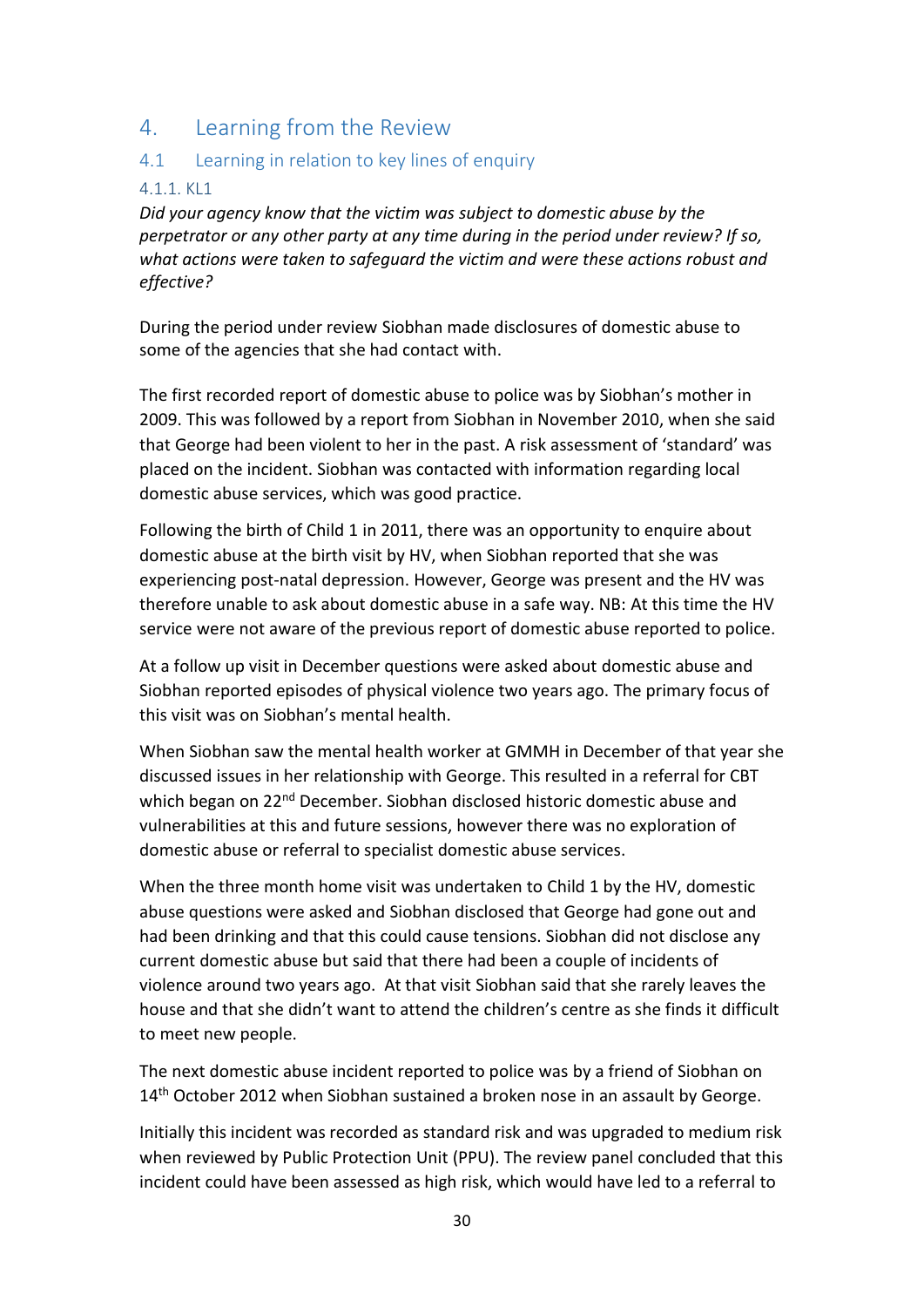# 4. Learning from the Review

## 4.1 Learning in relation to key lines of enquiry

### 4.1.1. KL1

*Did your agency know that the victim was subject to domestic abuse by the perpetrator or any other party at any time during in the period under review? If so, what actions were taken to safeguard the victim and were these actions robust and effective?*

During the period under review Siobhan made disclosures of domestic abuse to some of the agencies that she had contact with.

The first recorded report of domestic abuse to police was by Siobhan's mother in 2009. This was followed by a report from Siobhan in November 2010, when she said that George had been violent to her in the past. A risk assessment of 'standard' was placed on the incident. Siobhan was contacted with information regarding local domestic abuse services, which was good practice.

Following the birth of Child 1 in 2011, there was an opportunity to enquire about domestic abuse at the birth visit by HV, when Siobhan reported that she was experiencing post-natal depression. However, George was present and the HV was therefore unable to ask about domestic abuse in a safe way. NB: At this time the HV service were not aware of the previous report of domestic abuse reported to police.

At a follow up visit in December questions were asked about domestic abuse and Siobhan reported episodes of physical violence two years ago. The primary focus of this visit was on Siobhan's mental health.

When Siobhan saw the mental health worker at GMMH in December of that year she discussed issues in her relationship with George. This resulted in a referral for CBT which began on 22nd December. Siobhan disclosed historic domestic abuse and vulnerabilities at this and future sessions, however there was no exploration of domestic abuse or referral to specialist domestic abuse services.

When the three month home visit was undertaken to Child 1 by the HV, domestic abuse questions were asked and Siobhan disclosed that George had gone out and had been drinking and that this could cause tensions. Siobhan did not disclose any current domestic abuse but said that there had been a couple of incidents of violence around two years ago. At that visit Siobhan said that she rarely leaves the house and that she didn't want to attend the children's centre as she finds it difficult to meet new people.

The next domestic abuse incident reported to police was by a friend of Siobhan on 14th October 2012 when Siobhan sustained a broken nose in an assault by George.

Initially this incident was recorded as standard risk and was upgraded to medium risk when reviewed by Public Protection Unit (PPU). The review panel concluded that this incident could have been assessed as high risk, which would have led to a referral to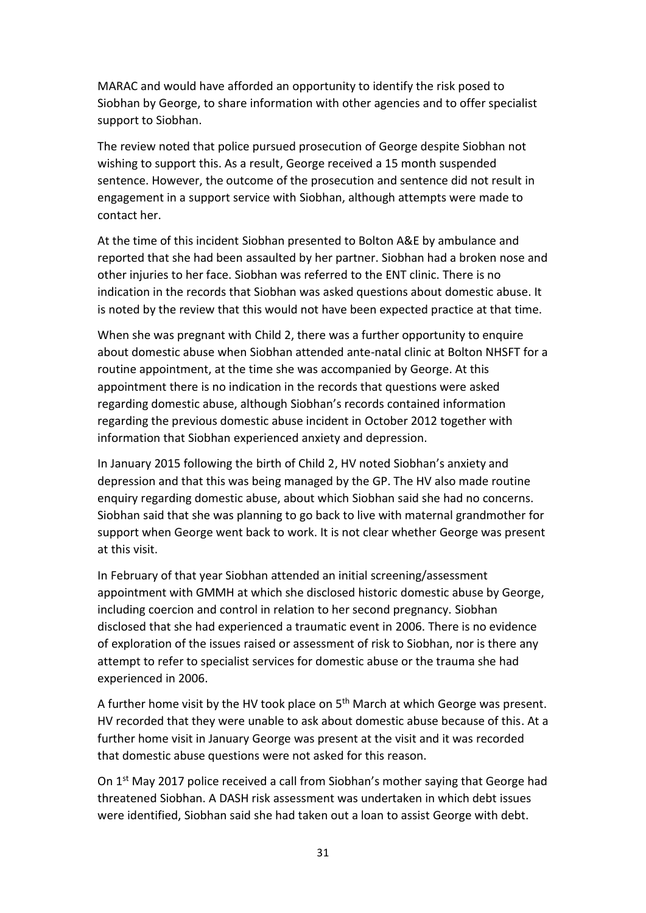MARAC and would have afforded an opportunity to identify the risk posed to Siobhan by George, to share information with other agencies and to offer specialist support to Siobhan.

The review noted that police pursued prosecution of George despite Siobhan not wishing to support this. As a result, George received a 15 month suspended sentence. However, the outcome of the prosecution and sentence did not result in engagement in a support service with Siobhan, although attempts were made to contact her.

At the time of this incident Siobhan presented to Bolton A&E by ambulance and reported that she had been assaulted by her partner. Siobhan had a broken nose and other injuries to her face. Siobhan was referred to the ENT clinic. There is no indication in the records that Siobhan was asked questions about domestic abuse. It is noted by the review that this would not have been expected practice at that time.

When she was pregnant with Child 2, there was a further opportunity to enquire about domestic abuse when Siobhan attended ante-natal clinic at Bolton NHSFT for a routine appointment, at the time she was accompanied by George. At this appointment there is no indication in the records that questions were asked regarding domestic abuse, although Siobhan's records contained information regarding the previous domestic abuse incident in October 2012 together with information that Siobhan experienced anxiety and depression.

In January 2015 following the birth of Child 2, HV noted Siobhan's anxiety and depression and that this was being managed by the GP. The HV also made routine enquiry regarding domestic abuse, about which Siobhan said she had no concerns. Siobhan said that she was planning to go back to live with maternal grandmother for support when George went back to work. It is not clear whether George was present at this visit.

In February of that year Siobhan attended an initial screening/assessment appointment with GMMH at which she disclosed historic domestic abuse by George, including coercion and control in relation to her second pregnancy. Siobhan disclosed that she had experienced a traumatic event in 2006. There is no evidence of exploration of the issues raised or assessment of risk to Siobhan, nor is there any attempt to refer to specialist services for domestic abuse or the trauma she had experienced in 2006.

A further home visit by the HV took place on 5th March at which George was present. HV recorded that they were unable to ask about domestic abuse because of this. At a further home visit in January George was present at the visit and it was recorded that domestic abuse questions were not asked for this reason.

On 1st May 2017 police received a call from Siobhan's mother saying that George had threatened Siobhan. A DASH risk assessment was undertaken in which debt issues were identified, Siobhan said she had taken out a loan to assist George with debt.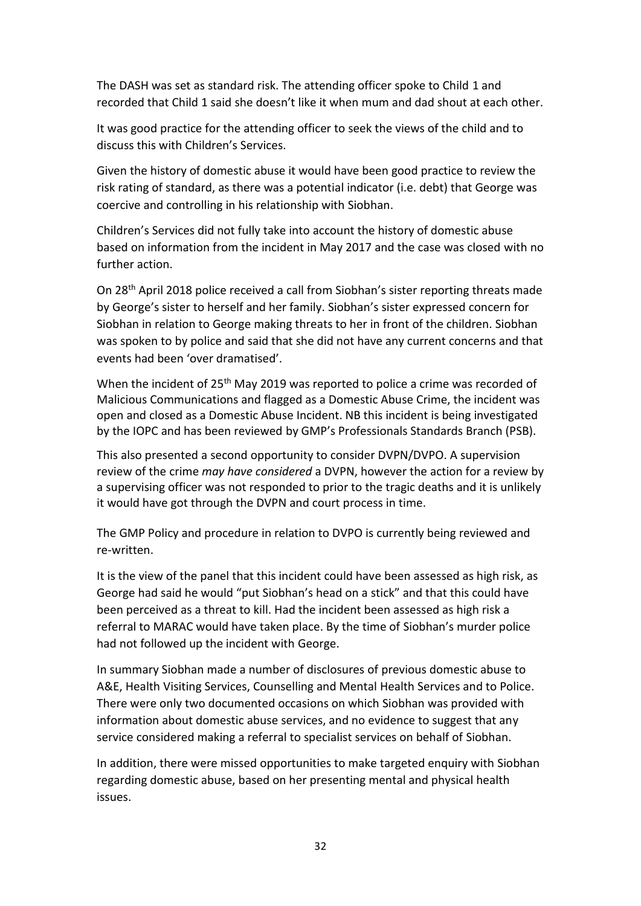The DASH was set as standard risk. The attending officer spoke to Child 1 and recorded that Child 1 said she doesn't like it when mum and dad shout at each other.

It was good practice for the attending officer to seek the views of the child and to discuss this with Children's Services.

Given the history of domestic abuse it would have been good practice to review the risk rating of standard, as there was a potential indicator (i.e. debt) that George was coercive and controlling in his relationship with Siobhan.

Children's Services did not fully take into account the history of domestic abuse based on information from the incident in May 2017 and the case was closed with no further action.

On 28th April 2018 police received a call from Siobhan's sister reporting threats made by George's sister to herself and her family. Siobhan's sister expressed concern for Siobhan in relation to George making threats to her in front of the children. Siobhan was spoken to by police and said that she did not have any current concerns and that events had been 'over dramatised'.

When the incident of 25th May 2019 was reported to police a crime was recorded of Malicious Communications and flagged as a Domestic Abuse Crime, the incident was open and closed as a Domestic Abuse Incident. NB this incident is being investigated by the IOPC and has been reviewed by GMP's Professionals Standards Branch (PSB).

This also presented a second opportunity to consider DVPN/DVPO. A supervision review of the crime *may have considered* a DVPN, however the action for a review by a supervising officer was not responded to prior to the tragic deaths and it is unlikely it would have got through the DVPN and court process in time.

The GMP Policy and procedure in relation to DVPO is currently being reviewed and re-written.

It is the view of the panel that this incident could have been assessed as high risk, as George had said he would "put Siobhan's head on a stick" and that this could have been perceived as a threat to kill. Had the incident been assessed as high risk a referral to MARAC would have taken place. By the time of Siobhan's murder police had not followed up the incident with George.

In summary Siobhan made a number of disclosures of previous domestic abuse to A&E, Health Visiting Services, Counselling and Mental Health Services and to Police. There were only two documented occasions on which Siobhan was provided with information about domestic abuse services, and no evidence to suggest that any service considered making a referral to specialist services on behalf of Siobhan.

In addition, there were missed opportunities to make targeted enquiry with Siobhan regarding domestic abuse, based on her presenting mental and physical health issues.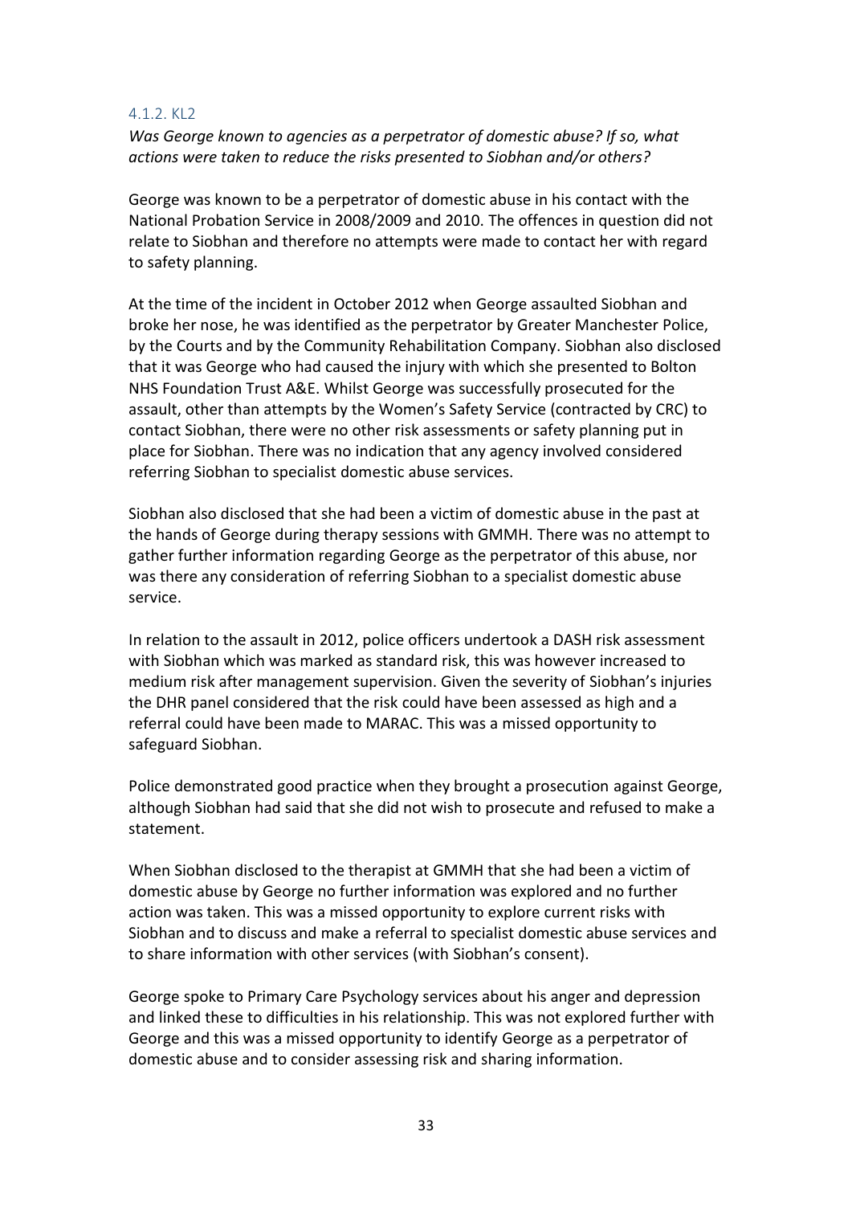#### 4.1.2. KL2

*Was George known to agencies as a perpetrator of domestic abuse? If so, what actions were taken to reduce the risks presented to Siobhan and/or others?*

George was known to be a perpetrator of domestic abuse in his contact with the National Probation Service in 2008/2009 and 2010. The offences in question did not relate to Siobhan and therefore no attempts were made to contact her with regard to safety planning.

At the time of the incident in October 2012 when George assaulted Siobhan and broke her nose, he was identified as the perpetrator by Greater Manchester Police, by the Courts and by the Community Rehabilitation Company. Siobhan also disclosed that it was George who had caused the injury with which she presented to Bolton NHS Foundation Trust A&E. Whilst George was successfully prosecuted for the assault, other than attempts by the Women's Safety Service (contracted by CRC) to contact Siobhan, there were no other risk assessments or safety planning put in place for Siobhan. There was no indication that any agency involved considered referring Siobhan to specialist domestic abuse services.

Siobhan also disclosed that she had been a victim of domestic abuse in the past at the hands of George during therapy sessions with GMMH. There was no attempt to gather further information regarding George as the perpetrator of this abuse, nor was there any consideration of referring Siobhan to a specialist domestic abuse service.

In relation to the assault in 2012, police officers undertook a DASH risk assessment with Siobhan which was marked as standard risk, this was however increased to medium risk after management supervision. Given the severity of Siobhan's injuries the DHR panel considered that the risk could have been assessed as high and a referral could have been made to MARAC. This was a missed opportunity to safeguard Siobhan.

Police demonstrated good practice when they brought a prosecution against George, although Siobhan had said that she did not wish to prosecute and refused to make a statement.

When Siobhan disclosed to the therapist at GMMH that she had been a victim of domestic abuse by George no further information was explored and no further action was taken. This was a missed opportunity to explore current risks with Siobhan and to discuss and make a referral to specialist domestic abuse services and to share information with other services (with Siobhan's consent).

George spoke to Primary Care Psychology services about his anger and depression and linked these to difficulties in his relationship. This was not explored further with George and this was a missed opportunity to identify George as a perpetrator of domestic abuse and to consider assessing risk and sharing information.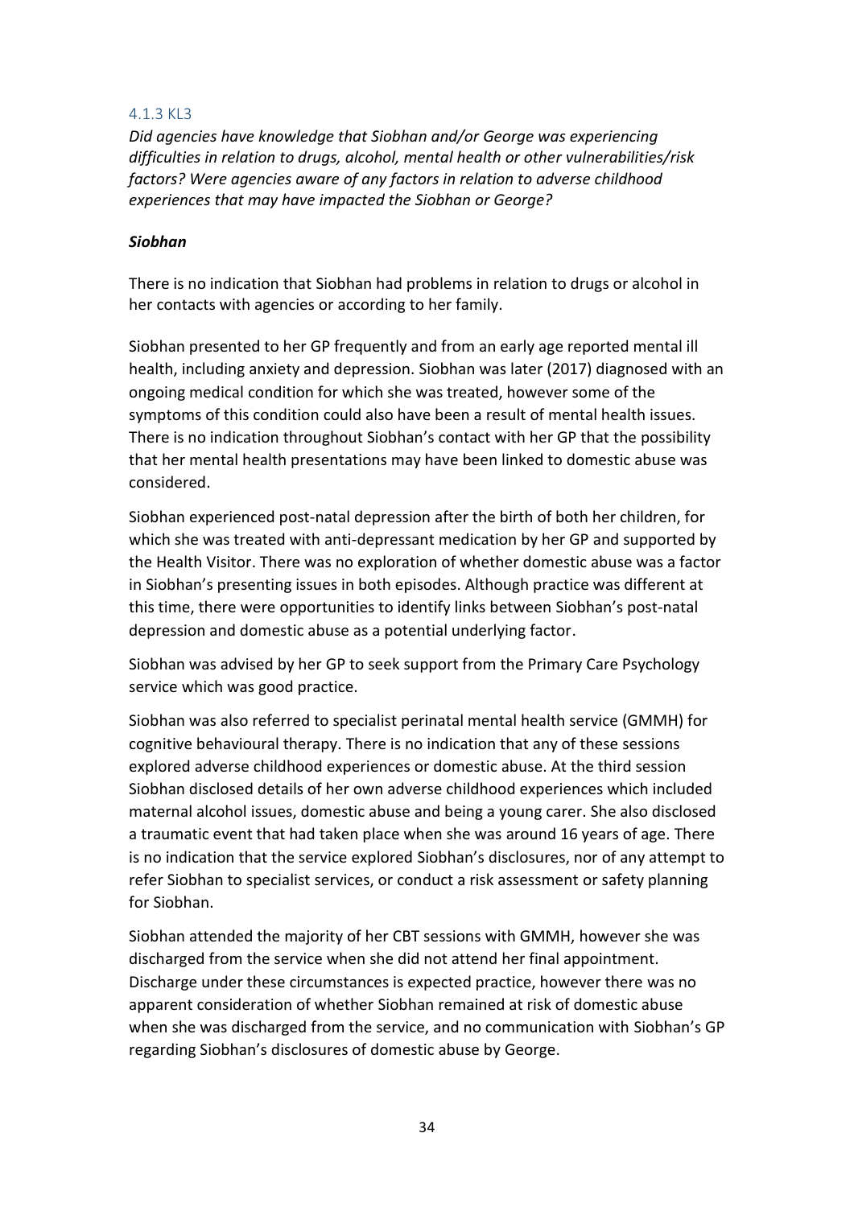### 4.1.3 KL3

*Did agencies have knowledge that Siobhan and/or George was experiencing difficulties in relation to drugs, alcohol, mental health or other vulnerabilities/risk factors? Were agencies aware of any factors in relation to adverse childhood experiences that may have impacted the Siobhan or George?*

***Siobhan***

There is no indication that Siobhan had problems in relation to drugs or alcohol in her contacts with agencies or according to her family.

Siobhan presented to her GP frequently and from an early age reported mental ill health, including anxiety and depression. Siobhan was later (2017) diagnosed with an ongoing medical condition for which she was treated, however some of the symptoms of this condition could also have been a result of mental health issues. There is no indication throughout Siobhan's contact with her GP that the possibility that her mental health presentations may have been linked to domestic abuse was considered.

Siobhan experienced post-natal depression after the birth of both her children, for which she was treated with anti-depressant medication by her GP and supported by the Health Visitor. There was no exploration of whether domestic abuse was a factor in Siobhan's presenting issues in both episodes. Although practice was different at this time, there were opportunities to identify links between Siobhan's post-natal depression and domestic abuse as a potential underlying factor.

Siobhan was advised by her GP to seek support from the Primary Care Psychology service which was good practice.

Siobhan was also referred to specialist perinatal mental health service (GMMH) for cognitive behavioural therapy. There is no indication that any of these sessions explored adverse childhood experiences or domestic abuse. At the third session Siobhan disclosed details of her own adverse childhood experiences which included maternal alcohol issues, domestic abuse and being a young carer. She also disclosed a traumatic event that had taken place when she was around 16 years of age. There is no indication that the service explored Siobhan's disclosures, nor of any attempt to refer Siobhan to specialist services, or conduct a risk assessment or safety planning for Siobhan.

Siobhan attended the majority of her CBT sessions with GMMH, however she was discharged from the service when she did not attend her final appointment. Discharge under these circumstances is expected practice, however there was no apparent consideration of whether Siobhan remained at risk of domestic abuse when she was discharged from the service, and no communication with Siobhan's GP regarding Siobhan's disclosures of domestic abuse by George.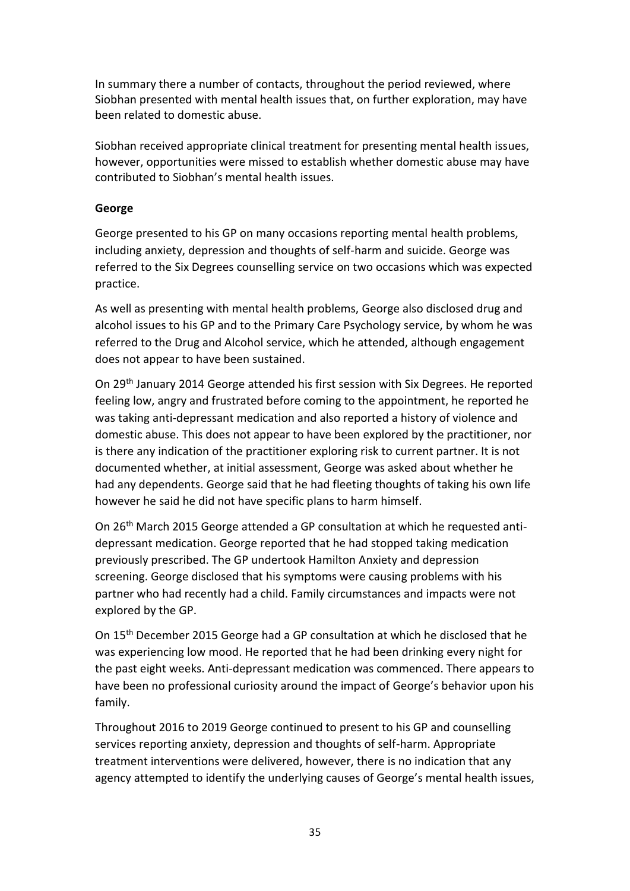In summary there a number of contacts, throughout the period reviewed, where Siobhan presented with mental health issues that, on further exploration, may have been related to domestic abuse.

Siobhan received appropriate clinical treatment for presenting mental health issues, however, opportunities were missed to establish whether domestic abuse may have contributed to Siobhan's mental health issues.

**George**

George presented to his GP on many occasions reporting mental health problems, including anxiety, depression and thoughts of self-harm and suicide. George was referred to the Six Degrees counselling service on two occasions which was expected practice.

As well as presenting with mental health problems, George also disclosed drug and alcohol issues to his GP and to the Primary Care Psychology service, by whom he was referred to the Drug and Alcohol service, which he attended, although engagement does not appear to have been sustained.

On 29th January 2014 George attended his first session with Six Degrees. He reported feeling low, angry and frustrated before coming to the appointment, he reported he was taking anti-depressant medication and also reported a history of violence and domestic abuse. This does not appear to have been explored by the practitioner, nor is there any indication of the practitioner exploring risk to current partner. It is not documented whether, at initial assessment, George was asked about whether he had any dependents. George said that he had fleeting thoughts of taking his own life however he said he did not have specific plans to harm himself.

On 26th March 2015 George attended a GP consultation at which he requested anti-depressant medication. George reported that he had stopped taking medication previously prescribed. The GP undertook Hamilton Anxiety and depression screening. George disclosed that his symptoms were causing problems with his partner who had recently had a child. Family circumstances and impacts were not explored by the GP.

On 15th December 2015 George had a GP consultation at which he disclosed that he was experiencing low mood. He reported that he had been drinking every night for the past eight weeks. Anti-depressant medication was commenced. There appears to have been no professional curiosity around the impact of George's behavior upon his family.

Throughout 2016 to 2019 George continued to present to his GP and counselling services reporting anxiety, depression and thoughts of self-harm. Appropriate treatment interventions were delivered, however, there is no indication that any agency attempted to identify the underlying causes of George's mental health issues,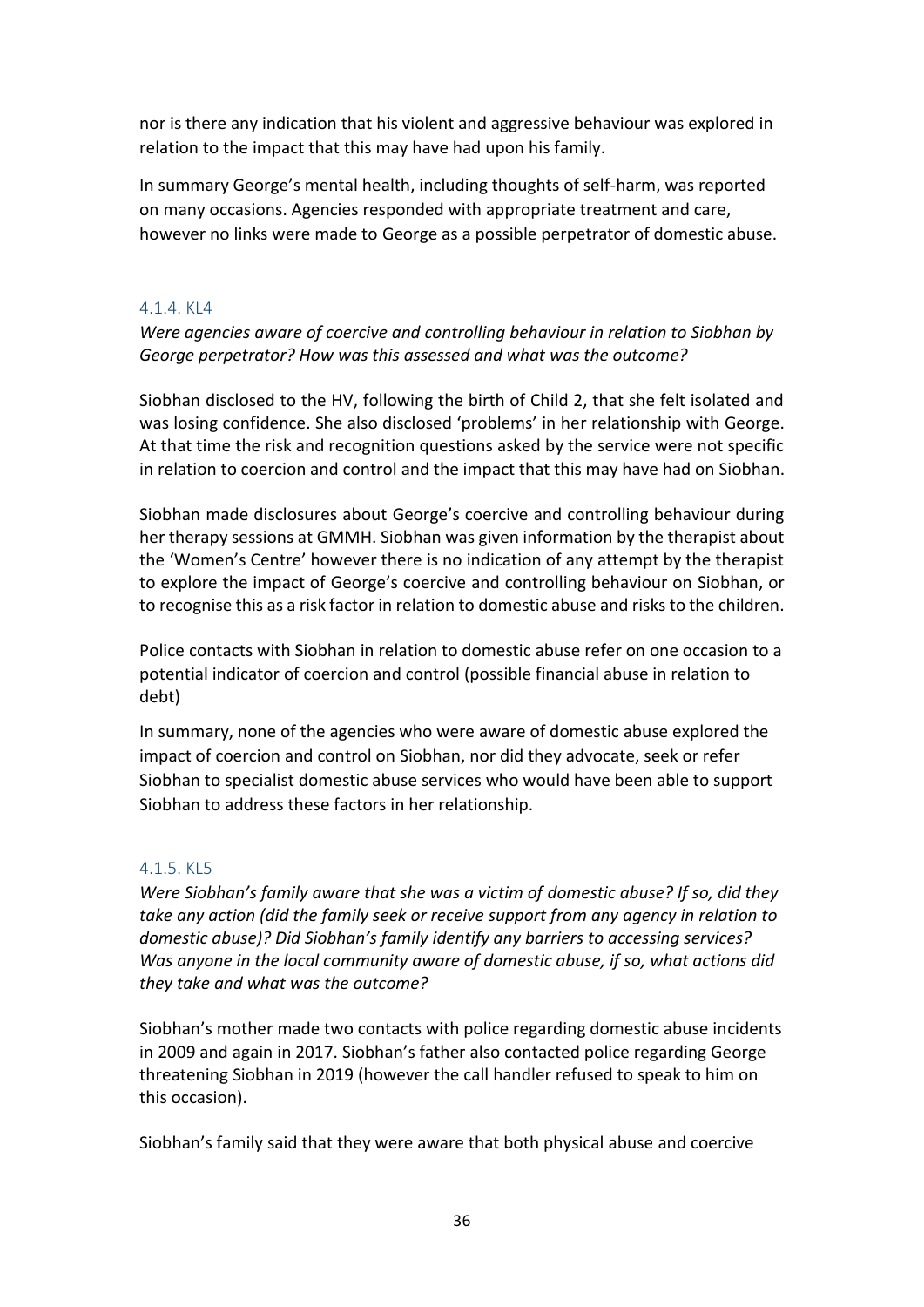nor is there any indication that his violent and aggressive behaviour was explored in relation to the impact that this may have had upon his family.

In summary George's mental health, including thoughts of self-harm, was reported on many occasions. Agencies responded with appropriate treatment and care, however no links were made to George as a possible perpetrator of domestic abuse.

#### 4.1.4. KL4

*Were agencies aware of coercive and controlling behaviour in relation to Siobhan by George perpetrator? How was this assessed and what was the outcome?*

Siobhan disclosed to the HV, following the birth of Child 2, that she felt isolated and was losing confidence. She also disclosed 'problems' in her relationship with George. At that time the risk and recognition questions asked by the service were not specific in relation to coercion and control and the impact that this may have had on Siobhan.

Siobhan made disclosures about George's coercive and controlling behaviour during her therapy sessions at GMMH. Siobhan was given information by the therapist about the 'Women's Centre' however there is no indication of any attempt by the therapist to explore the impact of George's coercive and controlling behaviour on Siobhan, or to recognise this as a risk factor in relation to domestic abuse and risks to the children.

Police contacts with Siobhan in relation to domestic abuse refer on one occasion to a potential indicator of coercion and control (possible financial abuse in relation to debt)

In summary, none of the agencies who were aware of domestic abuse explored the impact of coercion and control on Siobhan, nor did they advocate, seek or refer Siobhan to specialist domestic abuse services who would have been able to support Siobhan to address these factors in her relationship.

#### 4.1.5. KL5

*Were Siobhan's family aware that she was a victim of domestic abuse? If so, did they take any action (did the family seek or receive support from any agency in relation to domestic abuse)? Did Siobhan's family identify any barriers to accessing services? Was anyone in the local community aware of domestic abuse, if so, what actions did they take and what was the outcome?*

Siobhan's mother made two contacts with police regarding domestic abuse incidents in 2009 and again in 2017. Siobhan's father also contacted police regarding George threatening Siobhan in 2019 (however the call handler refused to speak to him on this occasion).

Siobhan's family said that they were aware that both physical abuse and coercive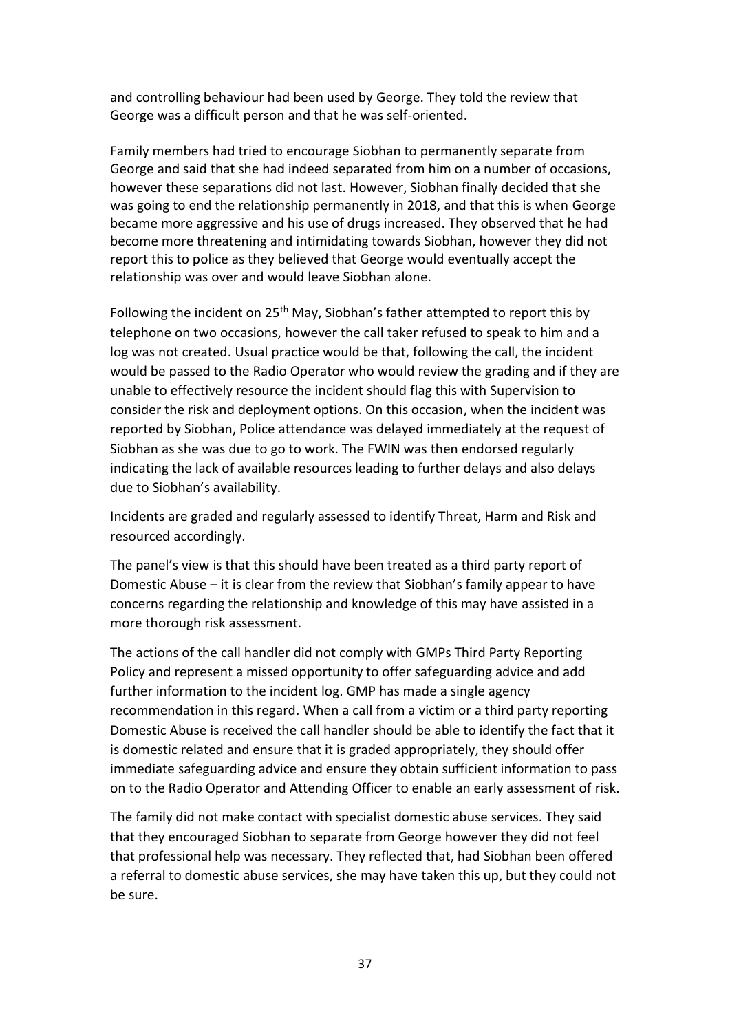and controlling behaviour had been used by George. They told the review that George was a difficult person and that he was self-oriented.

Family members had tried to encourage Siobhan to permanently separate from George and said that she had indeed separated from him on a number of occasions, however these separations did not last. However, Siobhan finally decided that she was going to end the relationship permanently in 2018, and that this is when George became more aggressive and his use of drugs increased. They observed that he had become more threatening and intimidating towards Siobhan, however they did not report this to police as they believed that George would eventually accept the relationship was over and would leave Siobhan alone.

Following the incident on 25th May, Siobhan's father attempted to report this by telephone on two occasions, however the call taker refused to speak to him and a log was not created. Usual practice would be that, following the call, the incident would be passed to the Radio Operator who would review the grading and if they are unable to effectively resource the incident should flag this with Supervision to consider the risk and deployment options. On this occasion, when the incident was reported by Siobhan, Police attendance was delayed immediately at the request of Siobhan as she was due to go to work. The FWIN was then endorsed regularly indicating the lack of available resources leading to further delays and also delays due to Siobhan's availability.

Incidents are graded and regularly assessed to identify Threat, Harm and Risk and resourced accordingly.

The panel's view is that this should have been treated as a third party report of Domestic Abuse – it is clear from the review that Siobhan's family appear to have concerns regarding the relationship and knowledge of this may have assisted in a more thorough risk assessment.

The actions of the call handler did not comply with GMPs Third Party Reporting Policy and represent a missed opportunity to offer safeguarding advice and add further information to the incident log. GMP has made a single agency recommendation in this regard. When a call from a victim or a third party reporting Domestic Abuse is received the call handler should be able to identify the fact that it is domestic related and ensure that it is graded appropriately, they should offer immediate safeguarding advice and ensure they obtain sufficient information to pass on to the Radio Operator and Attending Officer to enable an early assessment of risk.

The family did not make contact with specialist domestic abuse services. They said that they encouraged Siobhan to separate from George however they did not feel that professional help was necessary. They reflected that, had Siobhan been offered a referral to domestic abuse services, she may have taken this up, but they could not be sure.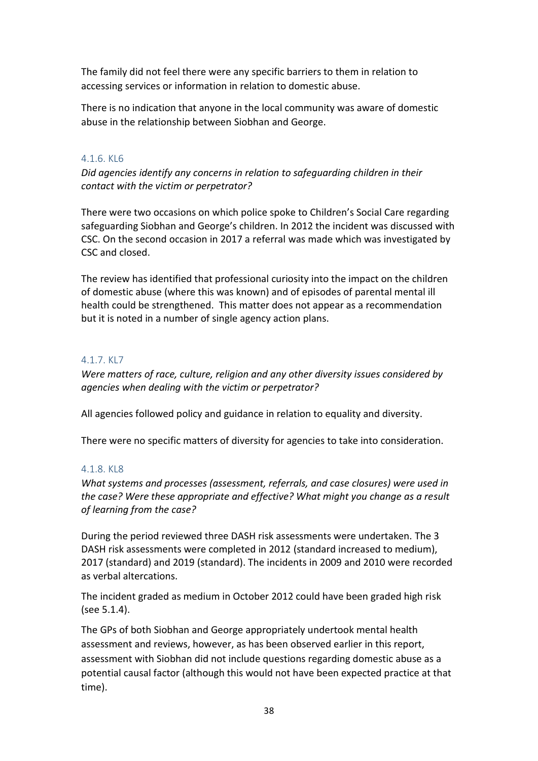The family did not feel there were any specific barriers to them in relation to accessing services or information in relation to domestic abuse.

There is no indication that anyone in the local community was aware of domestic abuse in the relationship between Siobhan and George.

### 4.1.6. KL6

*Did agencies identify any concerns in relation to safeguarding children in their contact with the victim or perpetrator?*

There were two occasions on which police spoke to Children's Social Care regarding safeguarding Siobhan and George's children. In 2012 the incident was discussed with CSC. On the second occasion in 2017 a referral was made which was investigated by CSC and closed.

The review has identified that professional curiosity into the impact on the children of domestic abuse (where this was known) and of episodes of parental mental ill health could be strengthened. This matter does not appear as a recommendation but it is noted in a number of single agency action plans.

### 4.1.7. KL7

*Were matters of race, culture, religion and any other diversity issues considered by agencies when dealing with the victim or perpetrator?*

All agencies followed policy and guidance in relation to equality and diversity.

There were no specific matters of diversity for agencies to take into consideration.

### 4.1.8. KL8

*What systems and processes (assessment, referrals, and case closures) were used in the case? Were these appropriate and effective? What might you change as a result of learning from the case?*

During the period reviewed three DASH risk assessments were undertaken. The 3 DASH risk assessments were completed in 2012 (standard increased to medium), 2017 (standard) and 2019 (standard). The incidents in 2009 and 2010 were recorded as verbal altercations.

The incident graded as medium in October 2012 could have been graded high risk (see 5.1.4).

The GPs of both Siobhan and George appropriately undertook mental health assessment and reviews, however, as has been observed earlier in this report, assessment with Siobhan did not include questions regarding domestic abuse as a potential causal factor (although this would not have been expected practice at that time).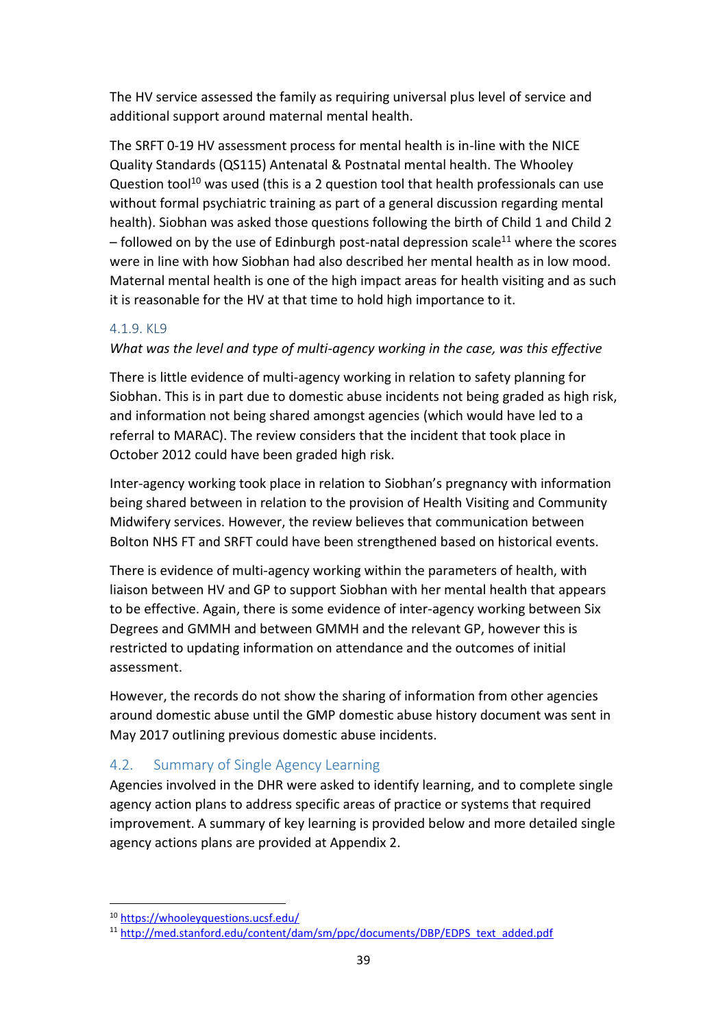The HV service assessed the family as requiring universal plus level of service and additional support around maternal mental health.

The SRFT 0-19 HV assessment process for mental health is in-line with the NICE Quality Standards (QS115) Antenatal & Postnatal mental health. The Whooley Question tool[10] was used (this is a 2 question tool that health professionals can use without formal psychiatric training as part of a general discussion regarding mental health). Siobhan was asked those questions following the birth of Child 1 and Child 2 – followed on by the use of Edinburgh post-natal depression scale[11] where the scores were in line with how Siobhan had also described her mental health as in low mood. Maternal mental health is one of the high impact areas for health visiting and as such it is reasonable for the HV at that time to hold high importance to it.

#### 4.1.9. KL9

*What was the level and type of multi-agency working in the case, was this effective*

There is little evidence of multi-agency working in relation to safety planning for Siobhan. This is in part due to domestic abuse incidents not being graded as high risk, and information not being shared amongst agencies (which would have led to a referral to MARAC). The review considers that the incident that took place in October 2012 could have been graded high risk.

Inter-agency working took place in relation to Siobhan's pregnancy with information being shared between in relation to the provision of Health Visiting and Community Midwifery services. However, the review believes that communication between Bolton NHS FT and SRFT could have been strengthened based on historical events.

There is evidence of multi-agency working within the parameters of health, with liaison between HV and GP to support Siobhan with her mental health that appears to be effective. Again, there is some evidence of inter-agency working between Six Degrees and GMMH and between GMMH and the relevant GP, however this is restricted to updating information on attendance and the outcomes of initial assessment.

However, the records do not show the sharing of information from other agencies around domestic abuse until the GMP domestic abuse history document was sent in May 2017 outlining previous domestic abuse incidents.

### 4.2. Summary of Single Agency Learning

Agencies involved in the DHR were asked to identify learning, and to complete single agency action plans to address specific areas of practice or systems that required improvement. A summary of key learning is provided below and more detailed single agency actions plans are provided at Appendix 2.

---

[10] https://whooleyquestions.ucsf.edu/

[11] http://med.stanford.edu/content/dam/sm/ppc/documents/DBP/EDPS_text_added.pdf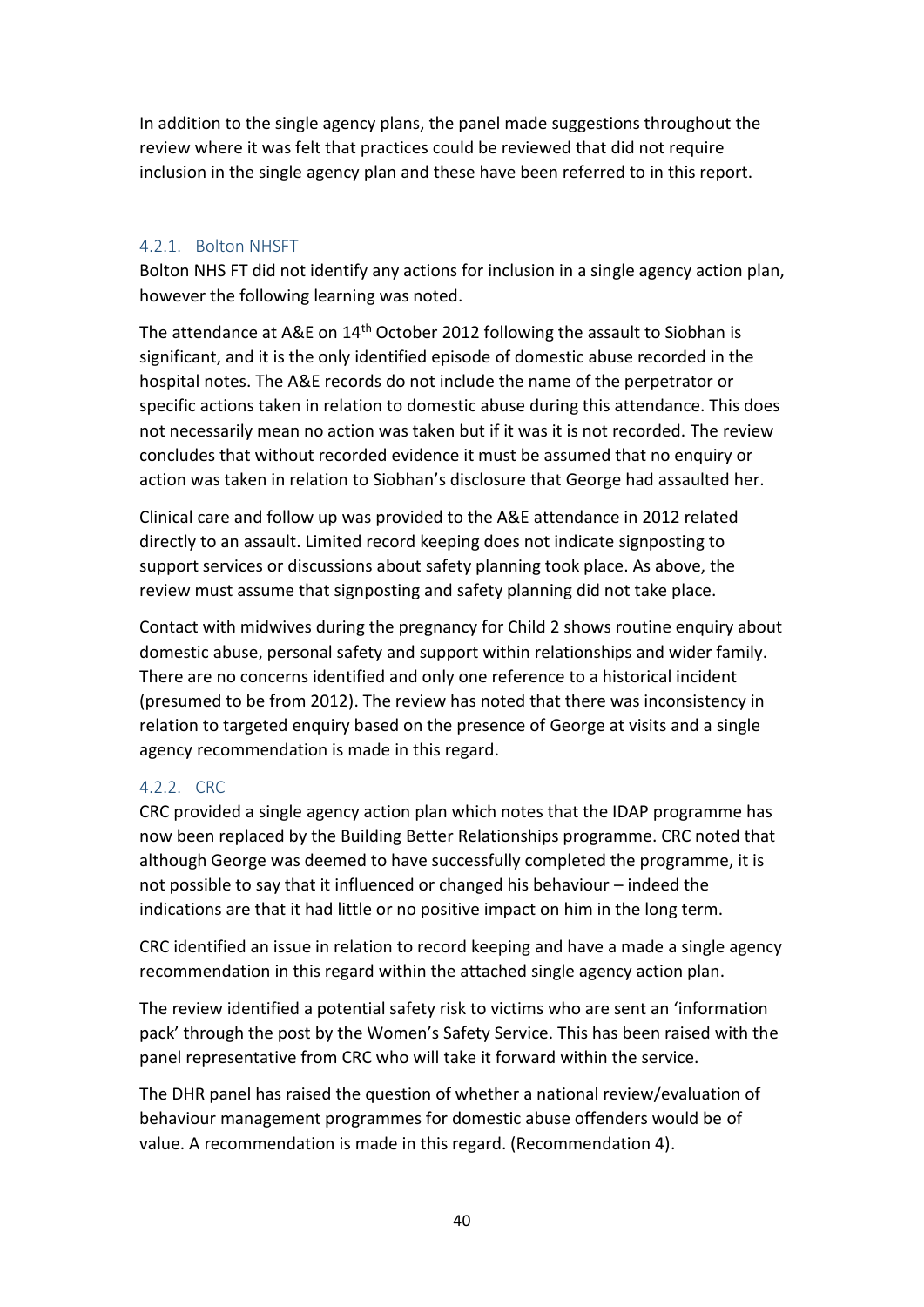In addition to the single agency plans, the panel made suggestions throughout the review where it was felt that practices could be reviewed that did not require inclusion in the single agency plan and these have been referred to in this report.

### 4.2.1. Bolton NHSFT

Bolton NHS FT did not identify any actions for inclusion in a single agency action plan, however the following learning was noted.

The attendance at A&E on 14th October 2012 following the assault to Siobhan is significant, and it is the only identified episode of domestic abuse recorded in the hospital notes. The A&E records do not include the name of the perpetrator or specific actions taken in relation to domestic abuse during this attendance. This does not necessarily mean no action was taken but if it was it is not recorded. The review concludes that without recorded evidence it must be assumed that no enquiry or action was taken in relation to Siobhan's disclosure that George had assaulted her.

Clinical care and follow up was provided to the A&E attendance in 2012 related directly to an assault. Limited record keeping does not indicate signposting to support services or discussions about safety planning took place. As above, the review must assume that signposting and safety planning did not take place.

Contact with midwives during the pregnancy for Child 2 shows routine enquiry about domestic abuse, personal safety and support within relationships and wider family. There are no concerns identified and only one reference to a historical incident (presumed to be from 2012). The review has noted that there was inconsistency in relation to targeted enquiry based on the presence of George at visits and a single agency recommendation is made in this regard.

### 4.2.2. CRC

CRC provided a single agency action plan which notes that the IDAP programme has now been replaced by the Building Better Relationships programme. CRC noted that although George was deemed to have successfully completed the programme, it is not possible to say that it influenced or changed his behaviour – indeed the indications are that it had little or no positive impact on him in the long term.

CRC identified an issue in relation to record keeping and have a made a single agency recommendation in this regard within the attached single agency action plan.

The review identified a potential safety risk to victims who are sent an 'information pack' through the post by the Women's Safety Service. This has been raised with the panel representative from CRC who will take it forward within the service.

The DHR panel has raised the question of whether a national review/evaluation of behaviour management programmes for domestic abuse offenders would be of value. A recommendation is made in this regard. (Recommendation 4).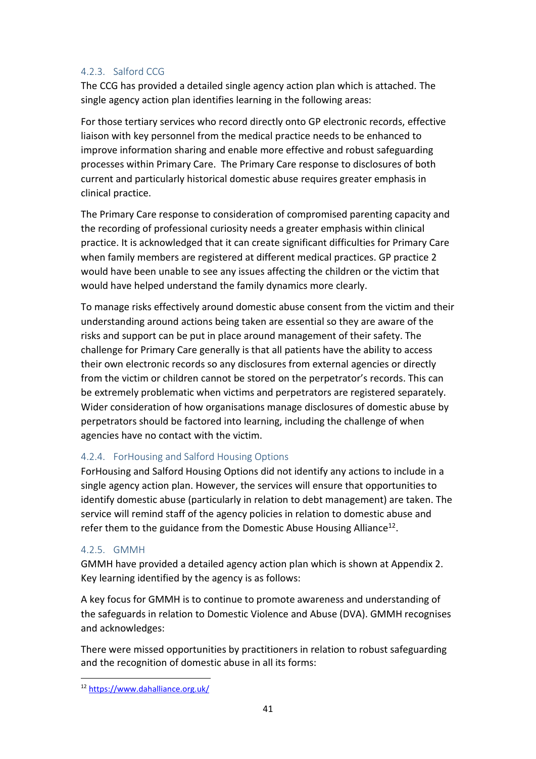#### 4.2.3. Salford CCG

The CCG has provided a detailed single agency action plan which is attached. The single agency action plan identifies learning in the following areas:

For those tertiary services who record directly onto GP electronic records, effective liaison with key personnel from the medical practice needs to be enhanced to improve information sharing and enable more effective and robust safeguarding processes within Primary Care. The Primary Care response to disclosures of both current and particularly historical domestic abuse requires greater emphasis in clinical practice.

The Primary Care response to consideration of compromised parenting capacity and the recording of professional curiosity needs a greater emphasis within clinical practice. It is acknowledged that it can create significant difficulties for Primary Care when family members are registered at different medical practices. GP practice 2 would have been unable to see any issues affecting the children or the victim that would have helped understand the family dynamics more clearly.

To manage risks effectively around domestic abuse consent from the victim and their understanding around actions being taken are essential so they are aware of the risks and support can be put in place around management of their safety. The challenge for Primary Care generally is that all patients have the ability to access their own electronic records so any disclosures from external agencies or directly from the victim or children cannot be stored on the perpetrator's records. This can be extremely problematic when victims and perpetrators are registered separately. Wider consideration of how organisations manage disclosures of domestic abuse by perpetrators should be factored into learning, including the challenge of when agencies have no contact with the victim.

#### 4.2.4. ForHousing and Salford Housing Options

ForHousing and Salford Housing Options did not identify any actions to include in a single agency action plan. However, the services will ensure that opportunities to identify domestic abuse (particularly in relation to debt management) are taken. The service will remind staff of the agency policies in relation to domestic abuse and refer them to the guidance from the Domestic Abuse Housing Alliance[12].

#### 4.2.5. GMMH

GMMH have provided a detailed agency action plan which is shown at Appendix 2. Key learning identified by the agency is as follows:

A key focus for GMMH is to continue to promote awareness and understanding of the safeguards in relation to Domestic Violence and Abuse (DVA). GMMH recognises and acknowledges:

There were missed opportunities by practitioners in relation to robust safeguarding and the recognition of domestic abuse in all its forms:

---

[12] https://www.dahalliance.org.uk/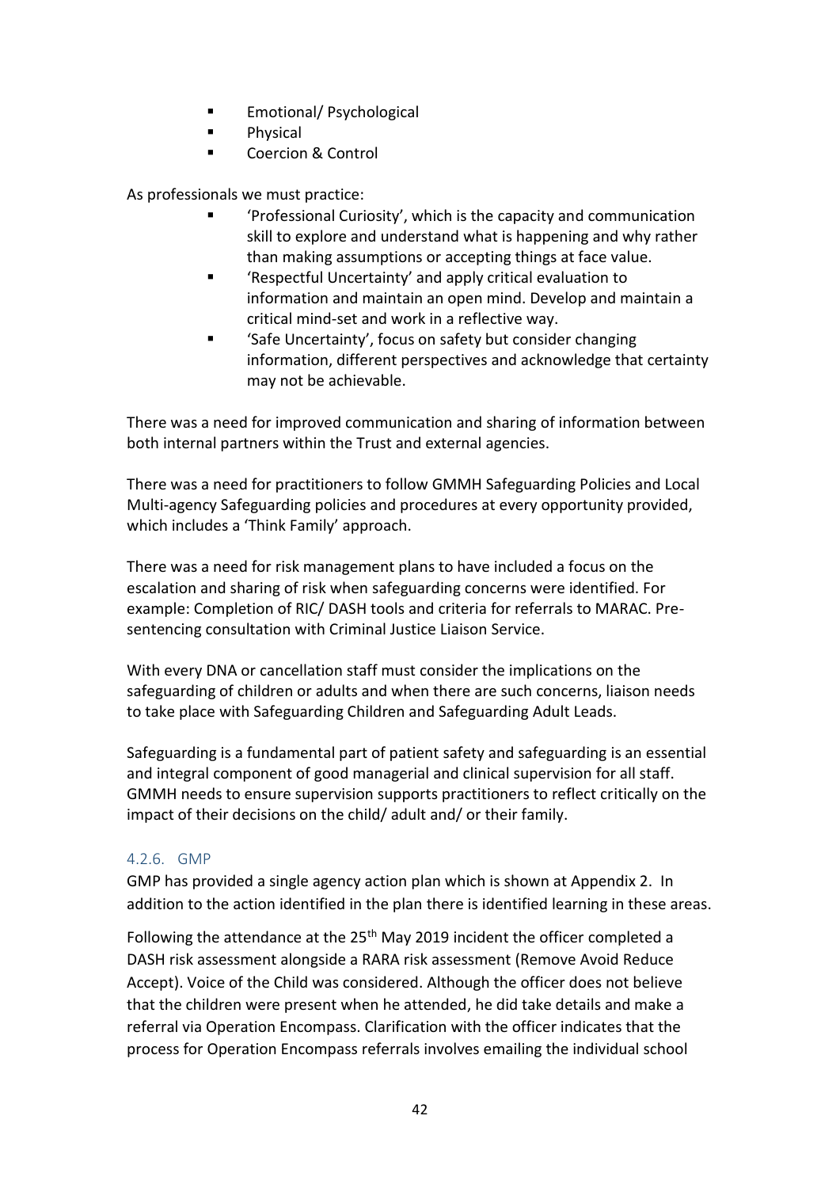- Emotional/ Psychological
- Physical
- Coercion & Control

As professionals we must practice:

- 'Professional Curiosity', which is the capacity and communication skill to explore and understand what is happening and why rather than making assumptions or accepting things at face value.
- 'Respectful Uncertainty' and apply critical evaluation to information and maintain an open mind. Develop and maintain a critical mind-set and work in a reflective way.
- 'Safe Uncertainty', focus on safety but consider changing information, different perspectives and acknowledge that certainty may not be achievable.

There was a need for improved communication and sharing of information between both internal partners within the Trust and external agencies.

There was a need for practitioners to follow GMMH Safeguarding Policies and Local Multi-agency Safeguarding policies and procedures at every opportunity provided, which includes a 'Think Family' approach.

There was a need for risk management plans to have included a focus on the escalation and sharing of risk when safeguarding concerns were identified. For example: Completion of RIC/ DASH tools and criteria for referrals to MARAC. Pre-sentencing consultation with Criminal Justice Liaison Service.

With every DNA or cancellation staff must consider the implications on the safeguarding of children or adults and when there are such concerns, liaison needs to take place with Safeguarding Children and Safeguarding Adult Leads.

Safeguarding is a fundamental part of patient safety and safeguarding is an essential and integral component of good managerial and clinical supervision for all staff. GMMH needs to ensure supervision supports practitioners to reflect critically on the impact of their decisions on the child/ adult and/ or their family.

#### 4.2.6. GMP

GMP has provided a single agency action plan which is shown at Appendix 2. In addition to the action identified in the plan there is identified learning in these areas.

Following the attendance at the 25th May 2019 incident the officer completed a DASH risk assessment alongside a RARA risk assessment (Remove Avoid Reduce Accept). Voice of the Child was considered. Although the officer does not believe that the children were present when he attended, he did take details and make a referral via Operation Encompass. Clarification with the officer indicates that the process for Operation Encompass referrals involves emailing the individual school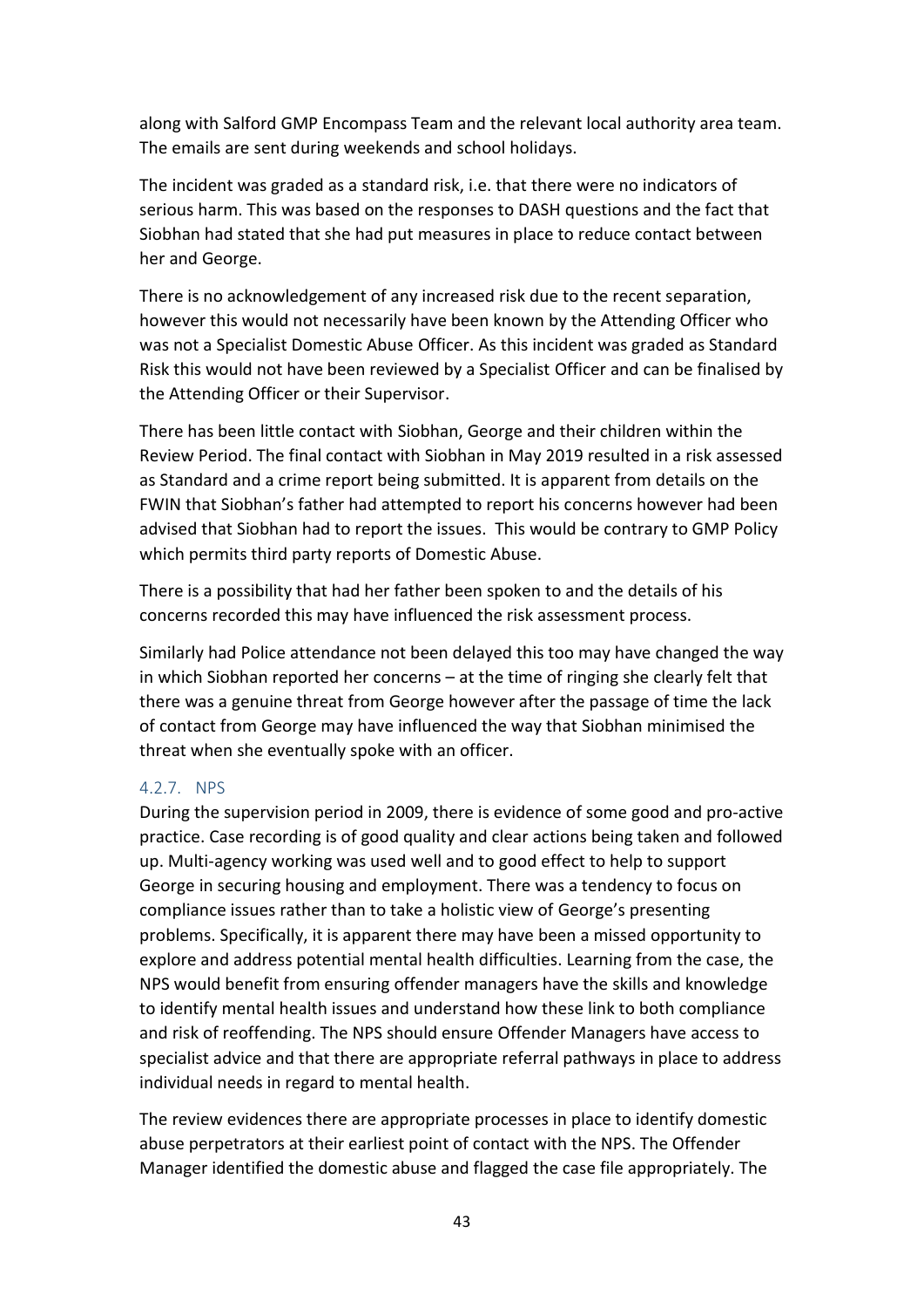along with Salford GMP Encompass Team and the relevant local authority area team. The emails are sent during weekends and school holidays.

The incident was graded as a standard risk, i.e. that there were no indicators of serious harm. This was based on the responses to DASH questions and the fact that Siobhan had stated that she had put measures in place to reduce contact between her and George.

There is no acknowledgement of any increased risk due to the recent separation, however this would not necessarily have been known by the Attending Officer who was not a Specialist Domestic Abuse Officer. As this incident was graded as Standard Risk this would not have been reviewed by a Specialist Officer and can be finalised by the Attending Officer or their Supervisor.

There has been little contact with Siobhan, George and their children within the Review Period. The final contact with Siobhan in May 2019 resulted in a risk assessed as Standard and a crime report being submitted. It is apparent from details on the FWIN that Siobhan's father had attempted to report his concerns however had been advised that Siobhan had to report the issues. This would be contrary to GMP Policy which permits third party reports of Domestic Abuse.

There is a possibility that had her father been spoken to and the details of his concerns recorded this may have influenced the risk assessment process.

Similarly had Police attendance not been delayed this too may have changed the way in which Siobhan reported her concerns – at the time of ringing she clearly felt that there was a genuine threat from George however after the passage of time the lack of contact from George may have influenced the way that Siobhan minimised the threat when she eventually spoke with an officer.

#### 4.2.7. NPS

During the supervision period in 2009, there is evidence of some good and pro-active practice. Case recording is of good quality and clear actions being taken and followed up. Multi-agency working was used well and to good effect to help to support George in securing housing and employment. There was a tendency to focus on compliance issues rather than to take a holistic view of George's presenting problems. Specifically, it is apparent there may have been a missed opportunity to explore and address potential mental health difficulties. Learning from the case, the NPS would benefit from ensuring offender managers have the skills and knowledge to identify mental health issues and understand how these link to both compliance and risk of reoffending. The NPS should ensure Offender Managers have access to specialist advice and that there are appropriate referral pathways in place to address individual needs in regard to mental health.

The review evidences there are appropriate processes in place to identify domestic abuse perpetrators at their earliest point of contact with the NPS. The Offender Manager identified the domestic abuse and flagged the case file appropriately. The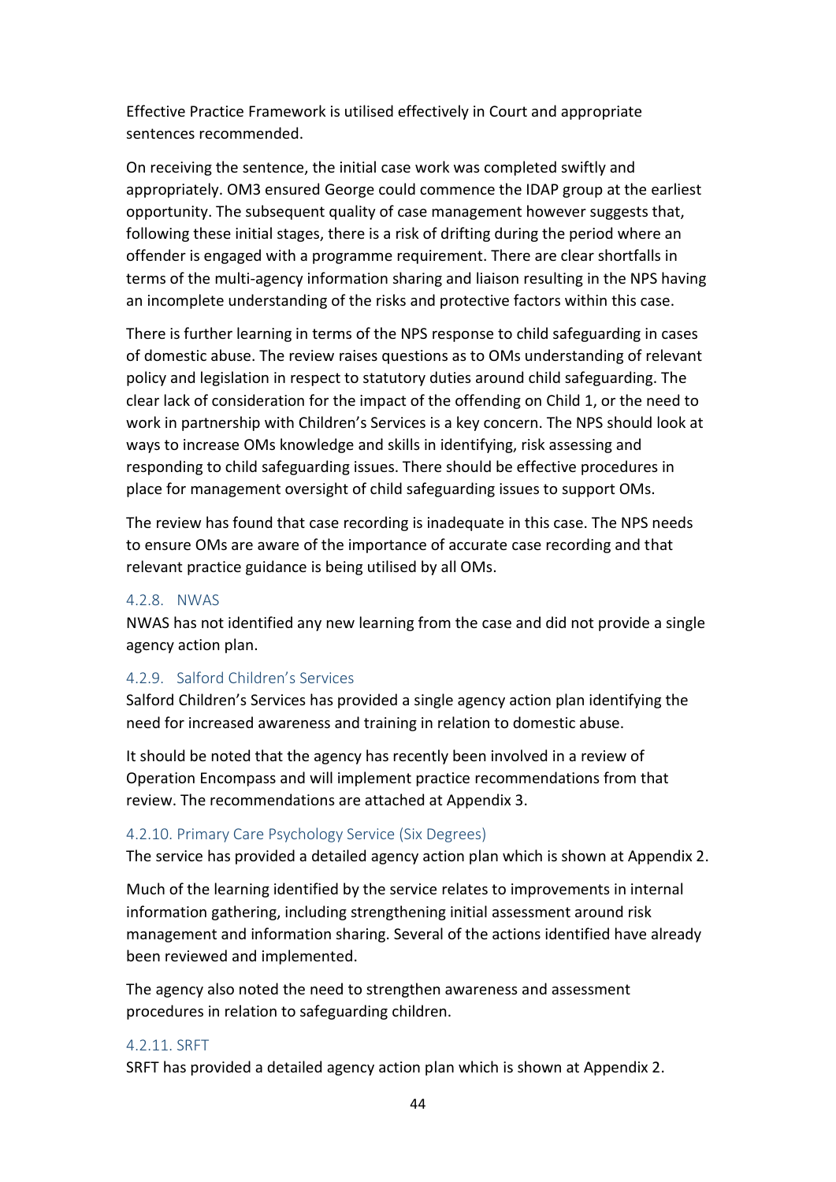Effective Practice Framework is utilised effectively in Court and appropriate sentences recommended.

On receiving the sentence, the initial case work was completed swiftly and appropriately. OM3 ensured George could commence the IDAP group at the earliest opportunity. The subsequent quality of case management however suggests that, following these initial stages, there is a risk of drifting during the period where an offender is engaged with a programme requirement. There are clear shortfalls in terms of the multi-agency information sharing and liaison resulting in the NPS having an incomplete understanding of the risks and protective factors within this case.

There is further learning in terms of the NPS response to child safeguarding in cases of domestic abuse. The review raises questions as to OMs understanding of relevant policy and legislation in respect to statutory duties around child safeguarding. The clear lack of consideration for the impact of the offending on Child 1, or the need to work in partnership with Children's Services is a key concern. The NPS should look at ways to increase OMs knowledge and skills in identifying, risk assessing and responding to child safeguarding issues. There should be effective procedures in place for management oversight of child safeguarding issues to support OMs.

The review has found that case recording is inadequate in this case. The NPS needs to ensure OMs are aware of the importance of accurate case recording and that relevant practice guidance is being utilised by all OMs.

#### 4.2.8. NWAS

NWAS has not identified any new learning from the case and did not provide a single agency action plan.

#### 4.2.9. Salford Children's Services

Salford Children's Services has provided a single agency action plan identifying the need for increased awareness and training in relation to domestic abuse.

It should be noted that the agency has recently been involved in a review of Operation Encompass and will implement practice recommendations from that review. The recommendations are attached at Appendix 3.

#### 4.2.10. Primary Care Psychology Service (Six Degrees)

The service has provided a detailed agency action plan which is shown at Appendix 2.

Much of the learning identified by the service relates to improvements in internal information gathering, including strengthening initial assessment around risk management and information sharing. Several of the actions identified have already been reviewed and implemented.

The agency also noted the need to strengthen awareness and assessment procedures in relation to safeguarding children.

#### 4.2.11. SRFT

SRFT has provided a detailed agency action plan which is shown at Appendix 2.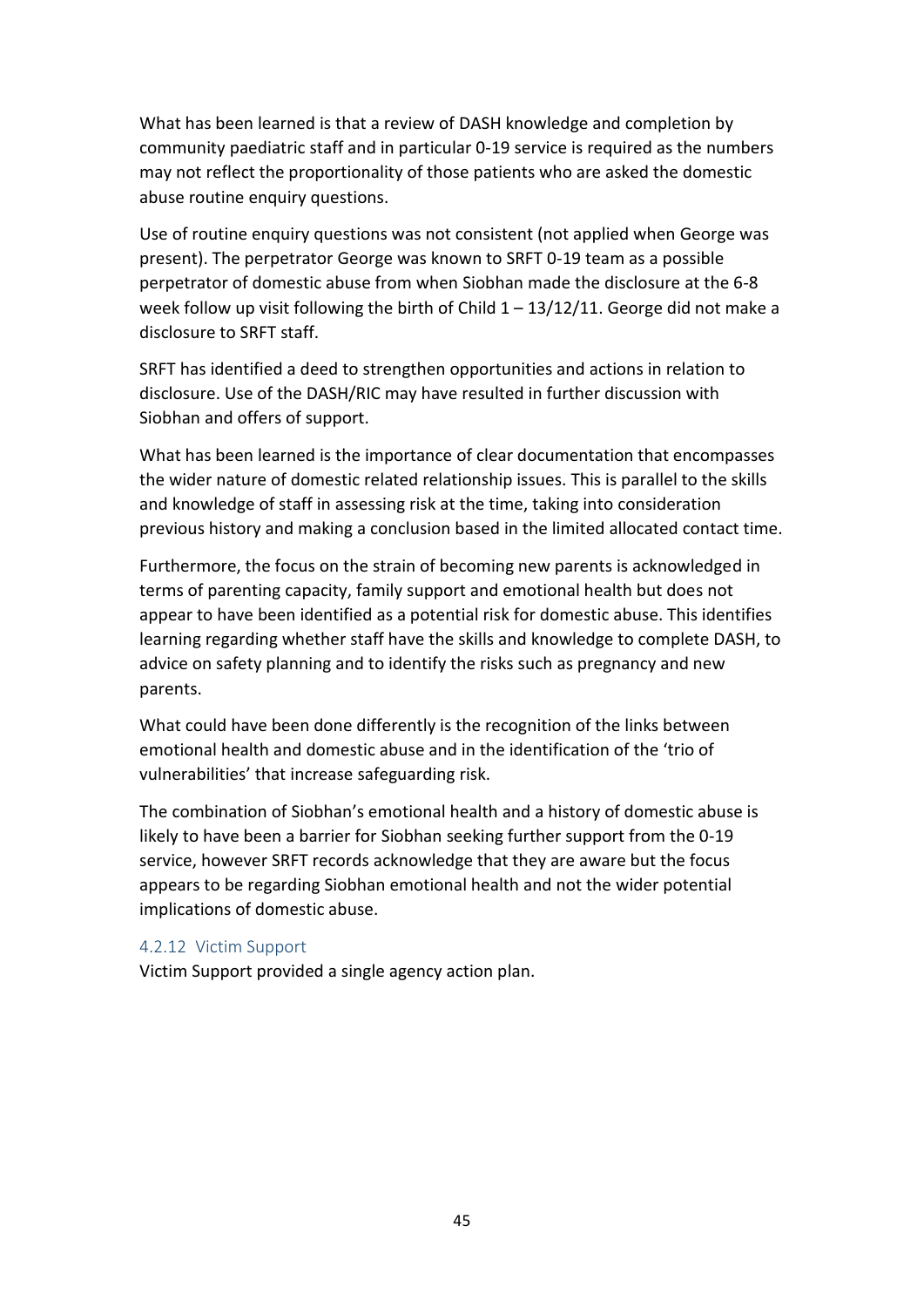What has been learned is that a review of DASH knowledge and completion by community paediatric staff and in particular 0-19 service is required as the numbers may not reflect the proportionality of those patients who are asked the domestic abuse routine enquiry questions.

Use of routine enquiry questions was not consistent (not applied when George was present). The perpetrator George was known to SRFT 0-19 team as a possible perpetrator of domestic abuse from when Siobhan made the disclosure at the 6-8 week follow up visit following the birth of Child 1 – 13/12/11. George did not make a disclosure to SRFT staff.

SRFT has identified a deed to strengthen opportunities and actions in relation to disclosure. Use of the DASH/RIC may have resulted in further discussion with Siobhan and offers of support.

What has been learned is the importance of clear documentation that encompasses the wider nature of domestic related relationship issues. This is parallel to the skills and knowledge of staff in assessing risk at the time, taking into consideration previous history and making a conclusion based in the limited allocated contact time.

Furthermore, the focus on the strain of becoming new parents is acknowledged in terms of parenting capacity, family support and emotional health but does not appear to have been identified as a potential risk for domestic abuse. This identifies learning regarding whether staff have the skills and knowledge to complete DASH, to advice on safety planning and to identify the risks such as pregnancy and new parents.

What could have been done differently is the recognition of the links between emotional health and domestic abuse and in the identification of the 'trio of vulnerabilities' that increase safeguarding risk.

The combination of Siobhan's emotional health and a history of domestic abuse is likely to have been a barrier for Siobhan seeking further support from the 0-19 service, however SRFT records acknowledge that they are aware but the focus appears to be regarding Siobhan emotional health and not the wider potential implications of domestic abuse.

#### 4.2.12 Victim Support

Victim Support provided a single agency action plan.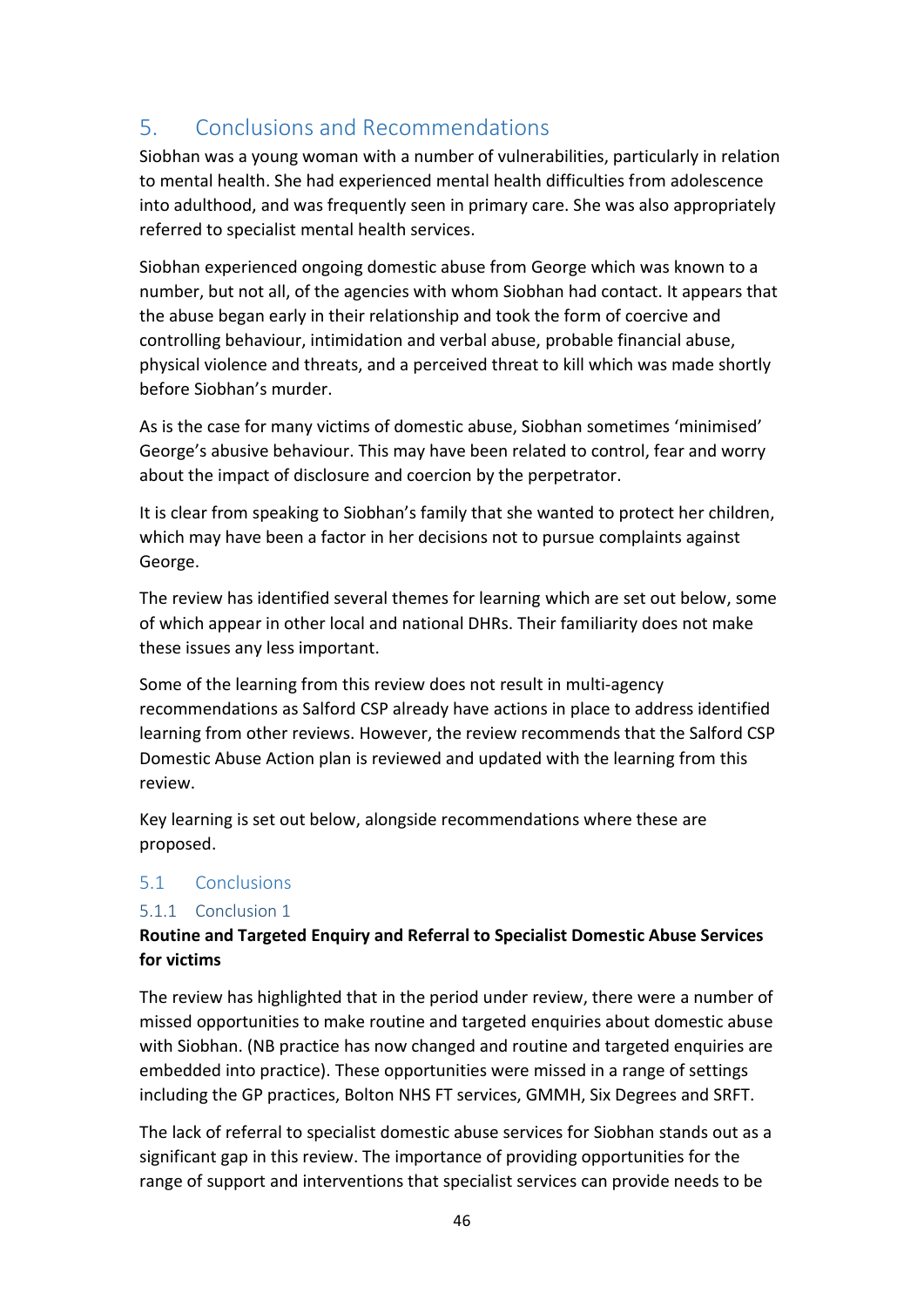## 5. Conclusions and Recommendations

Siobhan was a young woman with a number of vulnerabilities, particularly in relation to mental health. She had experienced mental health difficulties from adolescence into adulthood, and was frequently seen in primary care. She was also appropriately referred to specialist mental health services.

Siobhan experienced ongoing domestic abuse from George which was known to a number, but not all, of the agencies with whom Siobhan had contact. It appears that the abuse began early in their relationship and took the form of coercive and controlling behaviour, intimidation and verbal abuse, probable financial abuse, physical violence and threats, and a perceived threat to kill which was made shortly before Siobhan's murder.

As is the case for many victims of domestic abuse, Siobhan sometimes 'minimised' George's abusive behaviour. This may have been related to control, fear and worry about the impact of disclosure and coercion by the perpetrator.

It is clear from speaking to Siobhan's family that she wanted to protect her children, which may have been a factor in her decisions not to pursue complaints against George.

The review has identified several themes for learning which are set out below, some of which appear in other local and national DHRs. Their familiarity does not make these issues any less important.

Some of the learning from this review does not result in multi-agency recommendations as Salford CSP already have actions in place to address identified learning from other reviews. However, the review recommends that the Salford CSP Domestic Abuse Action plan is reviewed and updated with the learning from this review.

Key learning is set out below, alongside recommendations where these are proposed.

### 5.1 Conclusions

#### 5.1.1 Conclusion 1

**Routine and Targeted Enquiry and Referral to Specialist Domestic Abuse Services for victims**

The review has highlighted that in the period under review, there were a number of missed opportunities to make routine and targeted enquiries about domestic abuse with Siobhan. (NB practice has now changed and routine and targeted enquiries are embedded into practice). These opportunities were missed in a range of settings including the GP practices, Bolton NHS FT services, GMMH, Six Degrees and SRFT.

The lack of referral to specialist domestic abuse services for Siobhan stands out as a significant gap in this review. The importance of providing opportunities for the range of support and interventions that specialist services can provide needs to be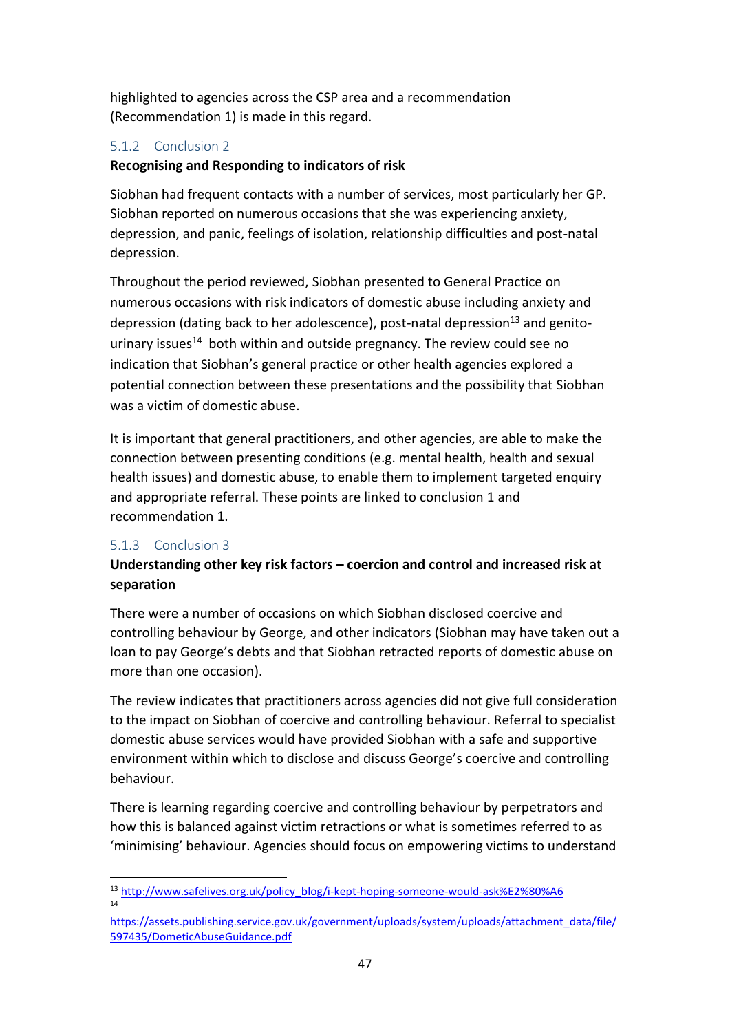highlighted to agencies across the CSP area and a recommendation (Recommendation 1) is made in this regard.

### 5.1.2 Conclusion 2

**Recognising and Responding to indicators of risk**

Siobhan had frequent contacts with a number of services, most particularly her GP. Siobhan reported on numerous occasions that she was experiencing anxiety, depression, and panic, feelings of isolation, relationship difficulties and post-natal depression.

Throughout the period reviewed, Siobhan presented to General Practice on numerous occasions with risk indicators of domestic abuse including anxiety and depression (dating back to her adolescence), post-natal depression[13] and genito-urinary issues[14] both within and outside pregnancy. The review could see no indication that Siobhan's general practice or other health agencies explored a potential connection between these presentations and the possibility that Siobhan was a victim of domestic abuse.

It is important that general practitioners, and other agencies, are able to make the connection between presenting conditions (e.g. mental health, health and sexual health issues) and domestic abuse, to enable them to implement targeted enquiry and appropriate referral. These points are linked to conclusion 1 and recommendation 1.

### 5.1.3 Conclusion 3

**Understanding other key risk factors – coercion and control and increased risk at separation**

There were a number of occasions on which Siobhan disclosed coercive and controlling behaviour by George, and other indicators (Siobhan may have taken out a loan to pay George's debts and that Siobhan retracted reports of domestic abuse on more than one occasion).

The review indicates that practitioners across agencies did not give full consideration to the impact on Siobhan of coercive and controlling behaviour. Referral to specialist domestic abuse services would have provided Siobhan with a safe and supportive environment within which to disclose and discuss George's coercive and controlling behaviour.

There is learning regarding coercive and controlling behaviour by perpetrators and how this is balanced against victim retractions or what is sometimes referred to as 'minimising' behaviour. Agencies should focus on empowering victims to understand

---

[13] http://www.safelives.org.uk/policy_blog/i-kept-hoping-someone-would-ask%E2%80%A6

[14] https://assets.publishing.service.gov.uk/government/uploads/system/uploads/attachment_data/file/597435/DometicAbuseGuidance.pdf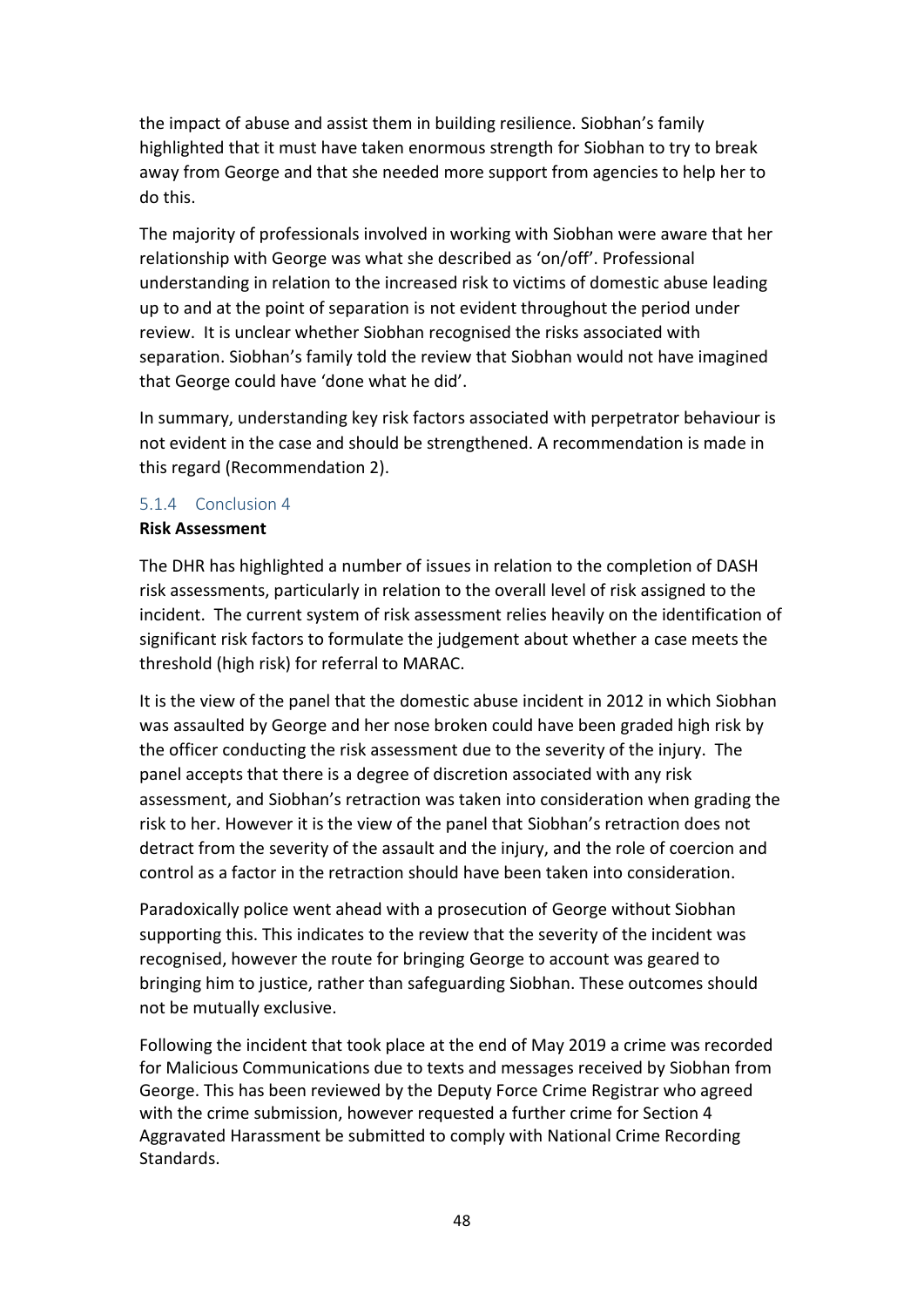the impact of abuse and assist them in building resilience. Siobhan's family highlighted that it must have taken enormous strength for Siobhan to try to break away from George and that she needed more support from agencies to help her to do this.

The majority of professionals involved in working with Siobhan were aware that her relationship with George was what she described as 'on/off'. Professional understanding in relation to the increased risk to victims of domestic abuse leading up to and at the point of separation is not evident throughout the period under review. It is unclear whether Siobhan recognised the risks associated with separation. Siobhan's family told the review that Siobhan would not have imagined that George could have 'done what he did'.

In summary, understanding key risk factors associated with perpetrator behaviour is not evident in the case and should be strengthened. A recommendation is made in this regard (Recommendation 2).

### 5.1.4 Conclusion 4

**Risk Assessment**

The DHR has highlighted a number of issues in relation to the completion of DASH risk assessments, particularly in relation to the overall level of risk assigned to the incident. The current system of risk assessment relies heavily on the identification of significant risk factors to formulate the judgement about whether a case meets the threshold (high risk) for referral to MARAC.

It is the view of the panel that the domestic abuse incident in 2012 in which Siobhan was assaulted by George and her nose broken could have been graded high risk by the officer conducting the risk assessment due to the severity of the injury. The panel accepts that there is a degree of discretion associated with any risk assessment, and Siobhan's retraction was taken into consideration when grading the risk to her. However it is the view of the panel that Siobhan's retraction does not detract from the severity of the assault and the injury, and the role of coercion and control as a factor in the retraction should have been taken into consideration.

Paradoxically police went ahead with a prosecution of George without Siobhan supporting this. This indicates to the review that the severity of the incident was recognised, however the route for bringing George to account was geared to bringing him to justice, rather than safeguarding Siobhan. These outcomes should not be mutually exclusive.

Following the incident that took place at the end of May 2019 a crime was recorded for Malicious Communications due to texts and messages received by Siobhan from George. This has been reviewed by the Deputy Force Crime Registrar who agreed with the crime submission, however requested a further crime for Section 4 Aggravated Harassment be submitted to comply with National Crime Recording Standards.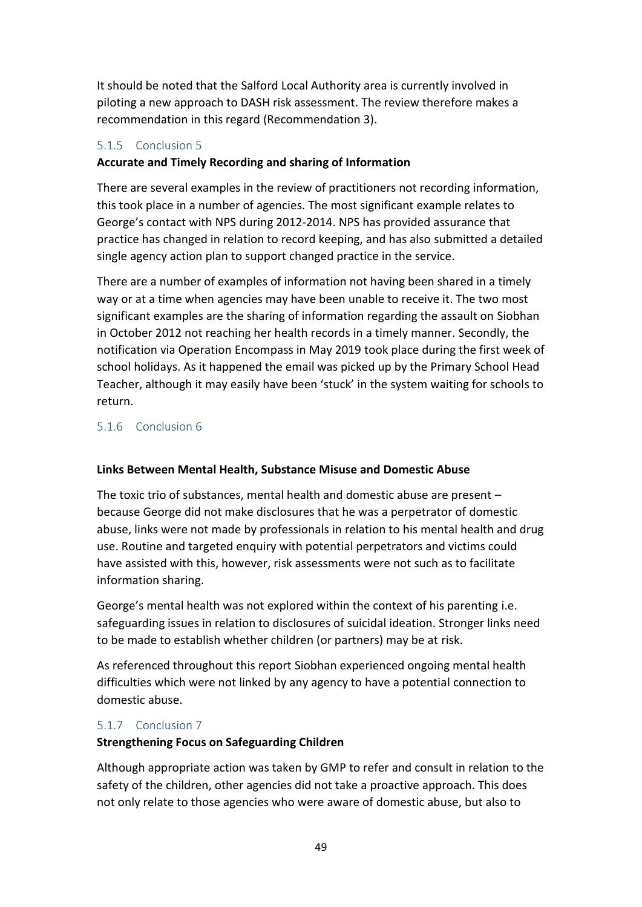It should be noted that the Salford Local Authority area is currently involved in piloting a new approach to DASH risk assessment. The review therefore makes a recommendation in this regard (Recommendation 3).

### 5.1.5 Conclusion 5

**Accurate and Timely Recording and sharing of Information**

There are several examples in the review of practitioners not recording information, this took place in a number of agencies. The most significant example relates to George's contact with NPS during 2012-2014. NPS has provided assurance that practice has changed in relation to record keeping, and has also submitted a detailed single agency action plan to support changed practice in the service.

There are a number of examples of information not having been shared in a timely way or at a time when agencies may have been unable to receive it. The two most significant examples are the sharing of information regarding the assault on Siobhan in October 2012 not reaching her health records in a timely manner. Secondly, the notification via Operation Encompass in May 2019 took place during the first week of school holidays. As it happened the email was picked up by the Primary School Head Teacher, although it may easily have been 'stuck' in the system waiting for schools to return.

### 5.1.6 Conclusion 6

**Links Between Mental Health, Substance Misuse and Domestic Abuse**

The toxic trio of substances, mental health and domestic abuse are present – because George did not make disclosures that he was a perpetrator of domestic abuse, links were not made by professionals in relation to his mental health and drug use. Routine and targeted enquiry with potential perpetrators and victims could have assisted with this, however, risk assessments were not such as to facilitate information sharing.

George's mental health was not explored within the context of his parenting i.e. safeguarding issues in relation to disclosures of suicidal ideation. Stronger links need to be made to establish whether children (or partners) may be at risk.

As referenced throughout this report Siobhan experienced ongoing mental health difficulties which were not linked by any agency to have a potential connection to domestic abuse.

### 5.1.7 Conclusion 7

**Strengthening Focus on Safeguarding Children**

Although appropriate action was taken by GMP to refer and consult in relation to the safety of the children, other agencies did not take a proactive approach. This does not only relate to those agencies who were aware of domestic abuse, but also to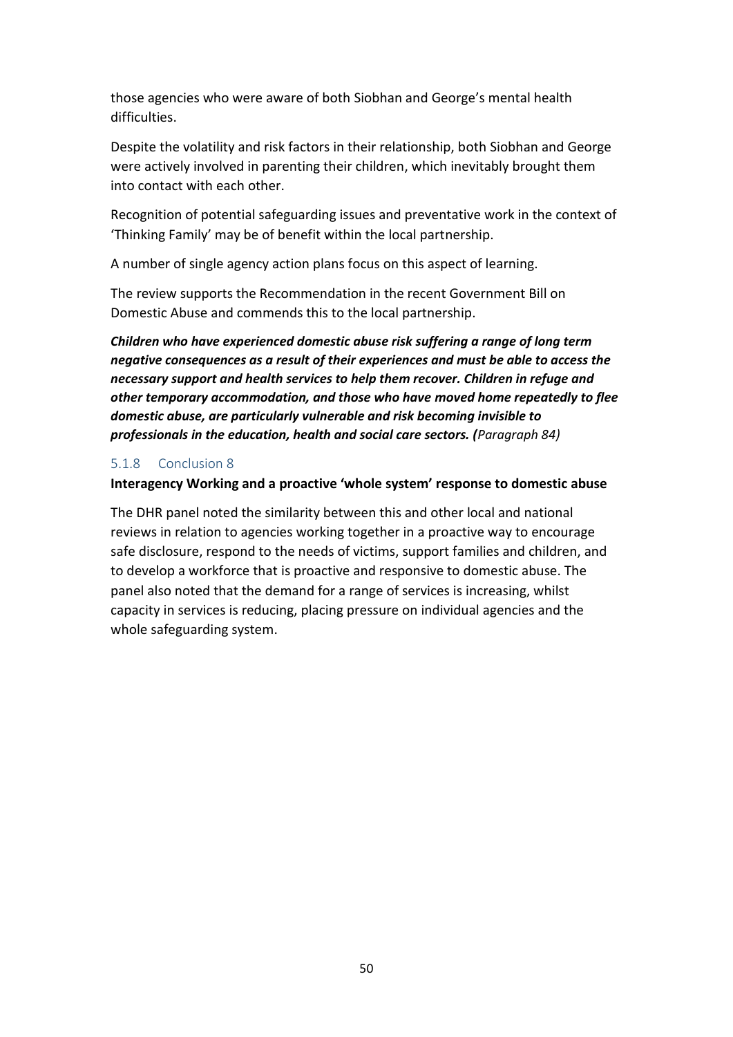those agencies who were aware of both Siobhan and George's mental health difficulties.

Despite the volatility and risk factors in their relationship, both Siobhan and George were actively involved in parenting their children, which inevitably brought them into contact with each other.

Recognition of potential safeguarding issues and preventative work in the context of 'Thinking Family' may be of benefit within the local partnership.

A number of single agency action plans focus on this aspect of learning.

The review supports the Recommendation in the recent Government Bill on Domestic Abuse and commends this to the local partnership.

***Children who have experienced domestic abuse risk suffering a range of long term negative consequences as a result of their experiences and must be able to access the necessary support and health services to help them recover. Children in refuge and other temporary accommodation, and those who have moved home repeatedly to flee domestic abuse, are particularly vulnerable and risk becoming invisible to professionals in the education, health and social care sectors. (****Paragraph 84)*

### 5.1.8 Conclusion 8

**Interagency Working and a proactive 'whole system' response to domestic abuse**

The DHR panel noted the similarity between this and other local and national reviews in relation to agencies working together in a proactive way to encourage safe disclosure, respond to the needs of victims, support families and children, and to develop a workforce that is proactive and responsive to domestic abuse. The panel also noted that the demand for a range of services is increasing, whilst capacity in services is reducing, placing pressure on individual agencies and the whole safeguarding system.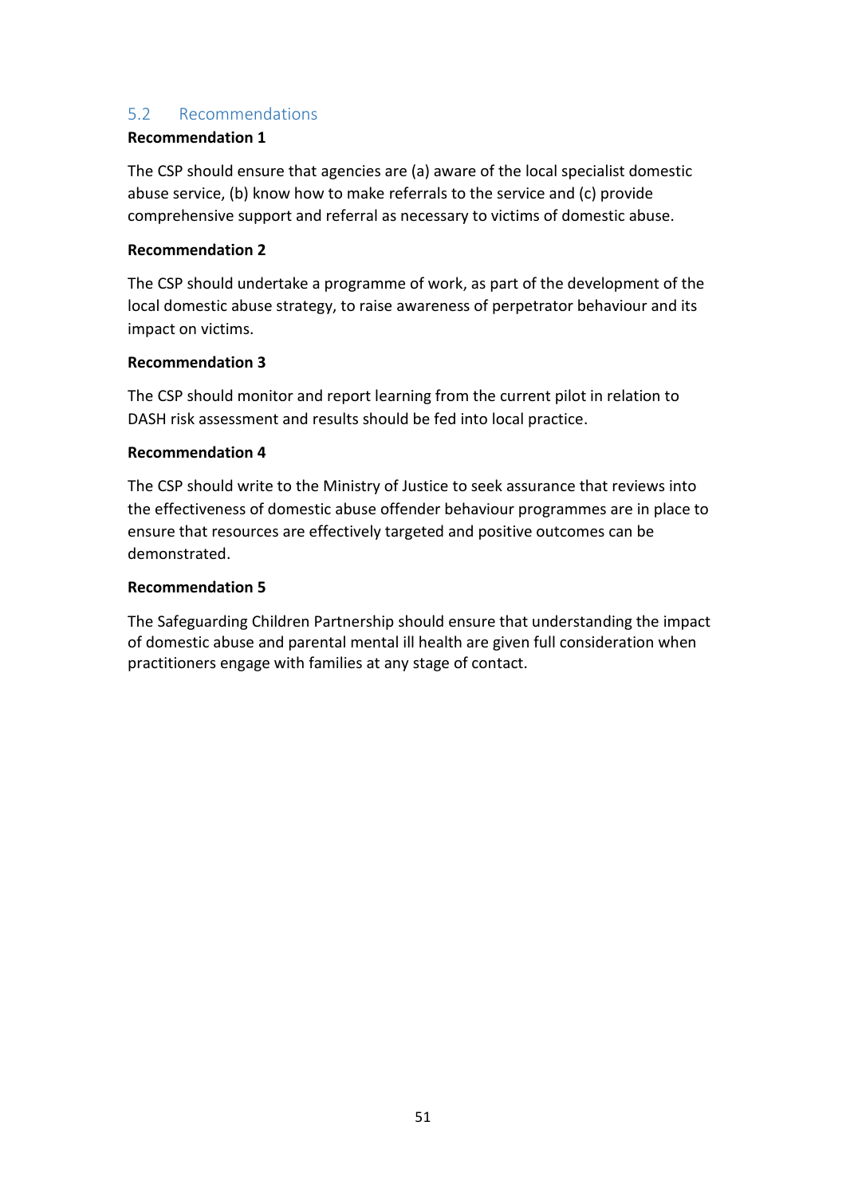## 5.2 Recommendations

**Recommendation 1**

The CSP should ensure that agencies are (a) aware of the local specialist domestic abuse service, (b) know how to make referrals to the service and (c) provide comprehensive support and referral as necessary to victims of domestic abuse.

**Recommendation 2**

The CSP should undertake a programme of work, as part of the development of the local domestic abuse strategy, to raise awareness of perpetrator behaviour and its impact on victims.

**Recommendation 3**

The CSP should monitor and report learning from the current pilot in relation to DASH risk assessment and results should be fed into local practice.

**Recommendation 4**

The CSP should write to the Ministry of Justice to seek assurance that reviews into the effectiveness of domestic abuse offender behaviour programmes are in place to ensure that resources are effectively targeted and positive outcomes can be demonstrated.

**Recommendation 5**

The Safeguarding Children Partnership should ensure that understanding the impact of domestic abuse and parental mental ill health are given full consideration when practitioners engage with families at any stage of contact.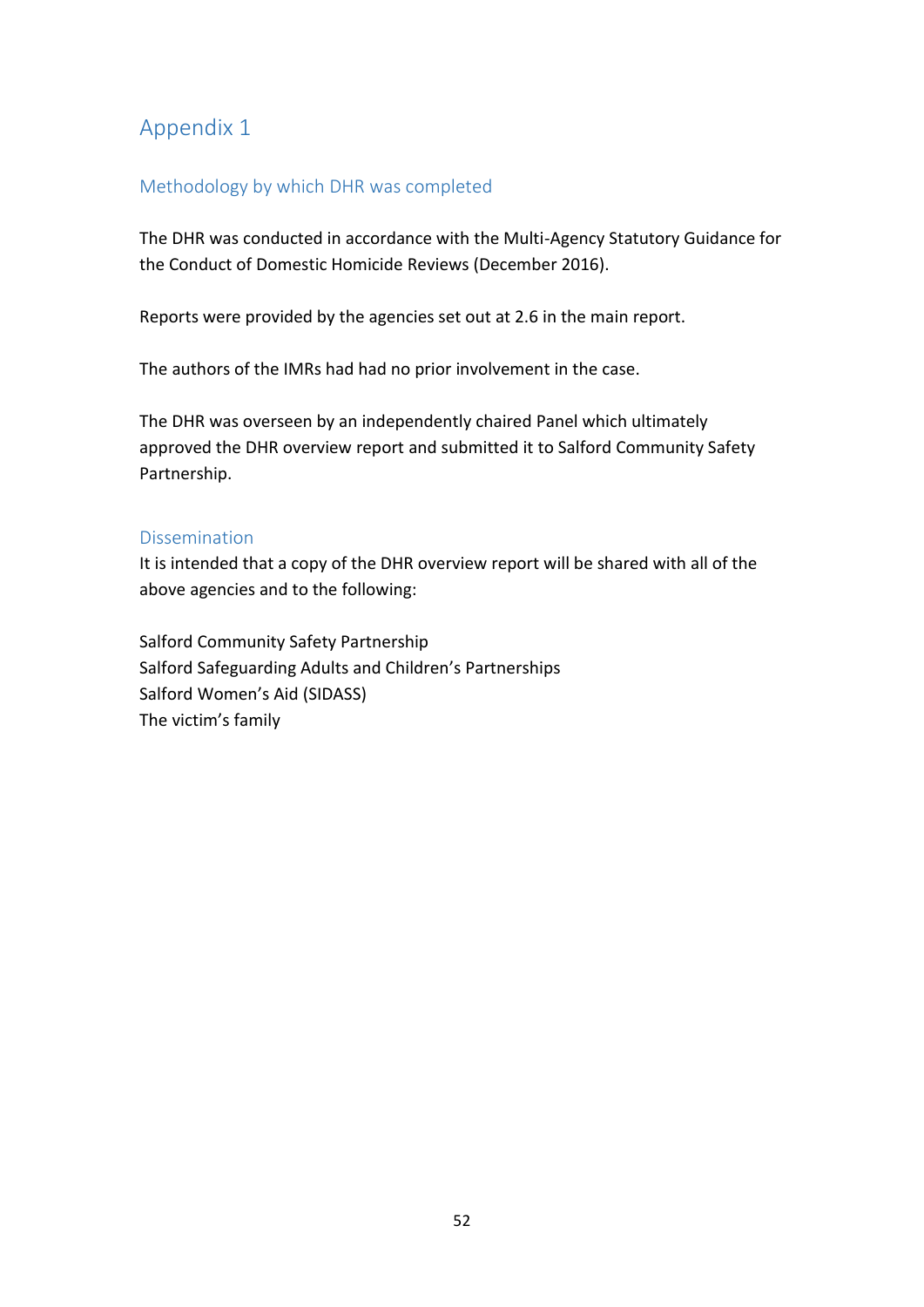# Appendix 1

## Methodology by which DHR was completed

The DHR was conducted in accordance with the Multi-Agency Statutory Guidance for the Conduct of Domestic Homicide Reviews (December 2016).

Reports were provided by the agencies set out at 2.6 in the main report.

The authors of the IMRs had had no prior involvement in the case.

The DHR was overseen by an independently chaired Panel which ultimately approved the DHR overview report and submitted it to Salford Community Safety Partnership.

## Dissemination

It is intended that a copy of the DHR overview report will be shared with all of the above agencies and to the following:

Salford Community Safety Partnership
Salford Safeguarding Adults and Children's Partnerships
Salford Women's Aid (SIDASS)
The victim's family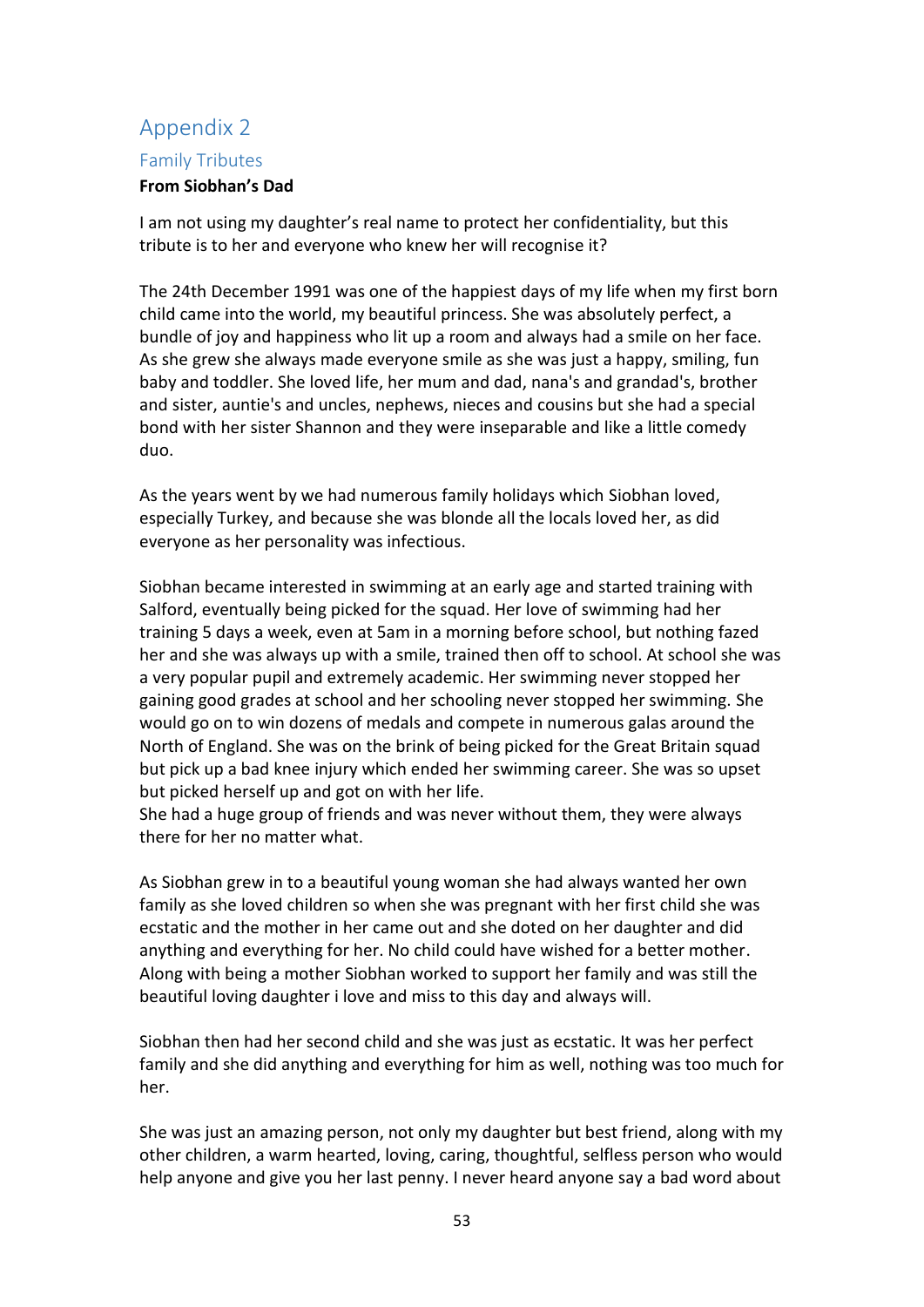# Appendix 2

## Family Tributes

**From Siobhan's Dad**

I am not using my daughter's real name to protect her confidentiality, but this tribute is to her and everyone who knew her will recognise it?

The 24th December 1991 was one of the happiest days of my life when my first born child came into the world, my beautiful princess. She was absolutely perfect, a bundle of joy and happiness who lit up a room and always had a smile on her face. As she grew she always made everyone smile as she was just a happy, smiling, fun baby and toddler. She loved life, her mum and dad, nana's and grandad's, brother and sister, auntie's and uncles, nephews, nieces and cousins but she had a special bond with her sister Shannon and they were inseparable and like a little comedy duo.

As the years went by we had numerous family holidays which Siobhan loved, especially Turkey, and because she was blonde all the locals loved her, as did everyone as her personality was infectious.

Siobhan became interested in swimming at an early age and started training with Salford, eventually being picked for the squad. Her love of swimming had her training 5 days a week, even at 5am in a morning before school, but nothing fazed her and she was always up with a smile, trained then off to school. At school she was a very popular pupil and extremely academic. Her swimming never stopped her gaining good grades at school and her schooling never stopped her swimming. She would go on to win dozens of medals and compete in numerous galas around the North of England. She was on the brink of being picked for the Great Britain squad but pick up a bad knee injury which ended her swimming career. She was so upset but picked herself up and got on with her life.
She had a huge group of friends and was never without them, they were always there for her no matter what.

As Siobhan grew in to a beautiful young woman she had always wanted her own family as she loved children so when she was pregnant with her first child she was ecstatic and the mother in her came out and she doted on her daughter and did anything and everything for her. No child could have wished for a better mother. Along with being a mother Siobhan worked to support her family and was still the beautiful loving daughter i love and miss to this day and always will.

Siobhan then had her second child and she was just as ecstatic. It was her perfect family and she did anything and everything for him as well, nothing was too much for her.

She was just an amazing person, not only my daughter but best friend, along with my other children, a warm hearted, loving, caring, thoughtful, selfless person who would help anyone and give you her last penny. I never heard anyone say a bad word about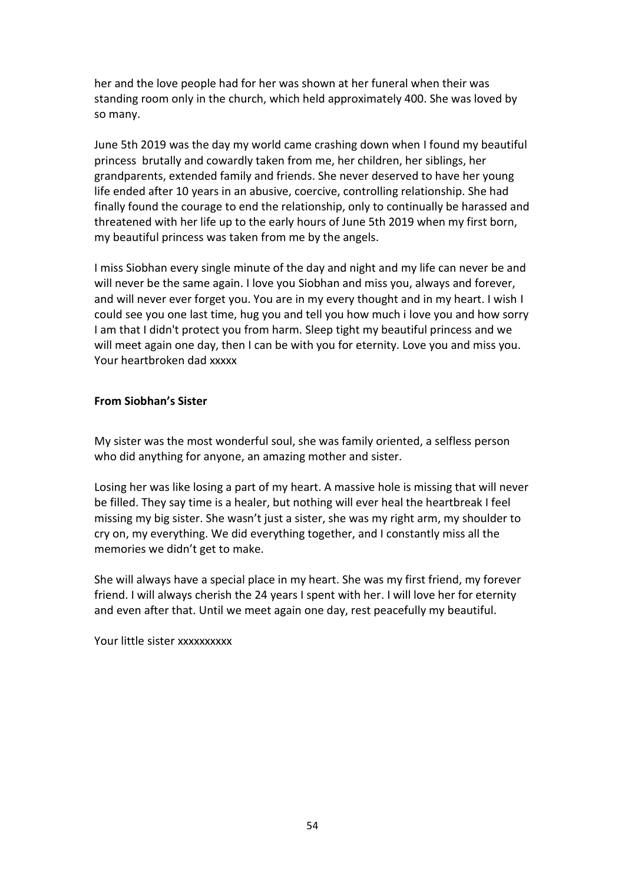her and the love people had for her was shown at her funeral when their was standing room only in the church, which held approximately 400. She was loved by so many.

June 5th 2019 was the day my world came crashing down when I found my beautiful princess brutally and cowardly taken from me, her children, her siblings, her grandparents, extended family and friends. She never deserved to have her young life ended after 10 years in an abusive, coercive, controlling relationship. She had finally found the courage to end the relationship, only to continually be harassed and threatened with her life up to the early hours of June 5th 2019 when my first born, my beautiful princess was taken from me by the angels.

I miss Siobhan every single minute of the day and night and my life can never be and will never be the same again. I love you Siobhan and miss you, always and forever, and will never ever forget you. You are in my every thought and in my heart. I wish I could see you one last time, hug you and tell you how much i love you and how sorry I am that I didn't protect you from harm. Sleep tight my beautiful princess and we will meet again one day, then I can be with you for eternity. Love you and miss you. Your heartbroken dad xxxxx

**From Siobhan's Sister**

My sister was the most wonderful soul, she was family oriented, a selfless person who did anything for anyone, an amazing mother and sister.

Losing her was like losing a part of my heart. A massive hole is missing that will never be filled. They say time is a healer, but nothing will ever heal the heartbreak I feel missing my big sister. She wasn't just a sister, she was my right arm, my shoulder to cry on, my everything. We did everything together, and I constantly miss all the memories we didn't get to make.

She will always have a special place in my heart. She was my first friend, my forever friend. I will always cherish the 24 years I spent with her. I will love her for eternity and even after that. Until we meet again one day, rest peacefully my beautiful.

Your little sister xxxxxxxxxx